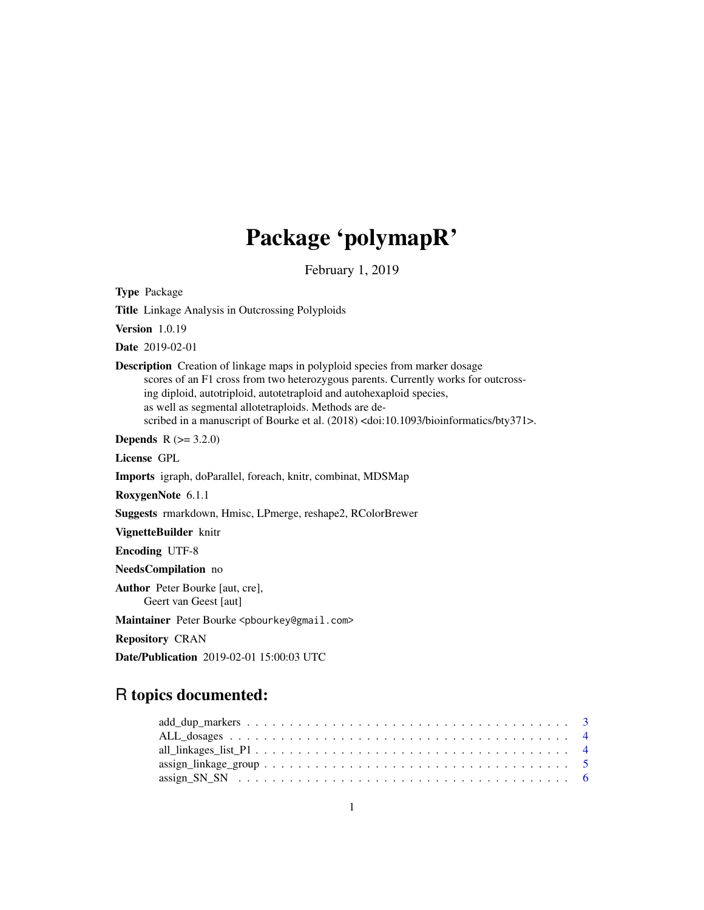# Package 'polymapR'

February 1, 2019

**Type** Package

**Title** Linkage Analysis in Outcrossing Polyploids

**Version** 1.0.19

**Date** 2019-02-01

**Description** Creation of linkage maps in polyploid species from marker dosage scores of an F1 cross from two heterozygous parents. Currently works for outcrossing diploid, autotriploid, autotetraploid and autohexaploid species, as well as segmental allotetraploids. Methods are described in a manuscript of Bourke et al. (2018) <doi:10.1093/bioinformatics/bty371>.

**Depends** R (>= 3.2.0)

**License** GPL

**Imports** igraph, doParallel, foreach, knitr, combinat, MDSMap

**RoxygenNote** 6.1.1

**Suggests** rmarkdown, Hmisc, LPmerge, reshape2, RColorBrewer

**VignetteBuilder** knitr

**Encoding** UTF-8

**NeedsCompilation** no

**Author** Peter Bourke [aut, cre], Geert van Geest [aut]

**Maintainer** Peter Bourke <pbourkey@gmail.com>

**Repository** CRAN

**Date/Publication** 2019-02-01 15:00:03 UTC

## R topics documented:

- add_dup_markers . . . . . . . . . . . . . . . . . . . . . . . . . . . . . . . . . . . 3
- ALL_dosages . . . . . . . . . . . . . . . . . . . . . . . . . . . . . . . . . . . . . 4
- all_linkages_list_P1 . . . . . . . . . . . . . . . . . . . . . . . . . . . . . . . . . 4
- assign_linkage_group . . . . . . . . . . . . . . . . . . . . . . . . . . . . . . . . 5
- assign_SN_SN . . . . . . . . . . . . . . . . . . . . . . . . . . . . . . . . . . . . 6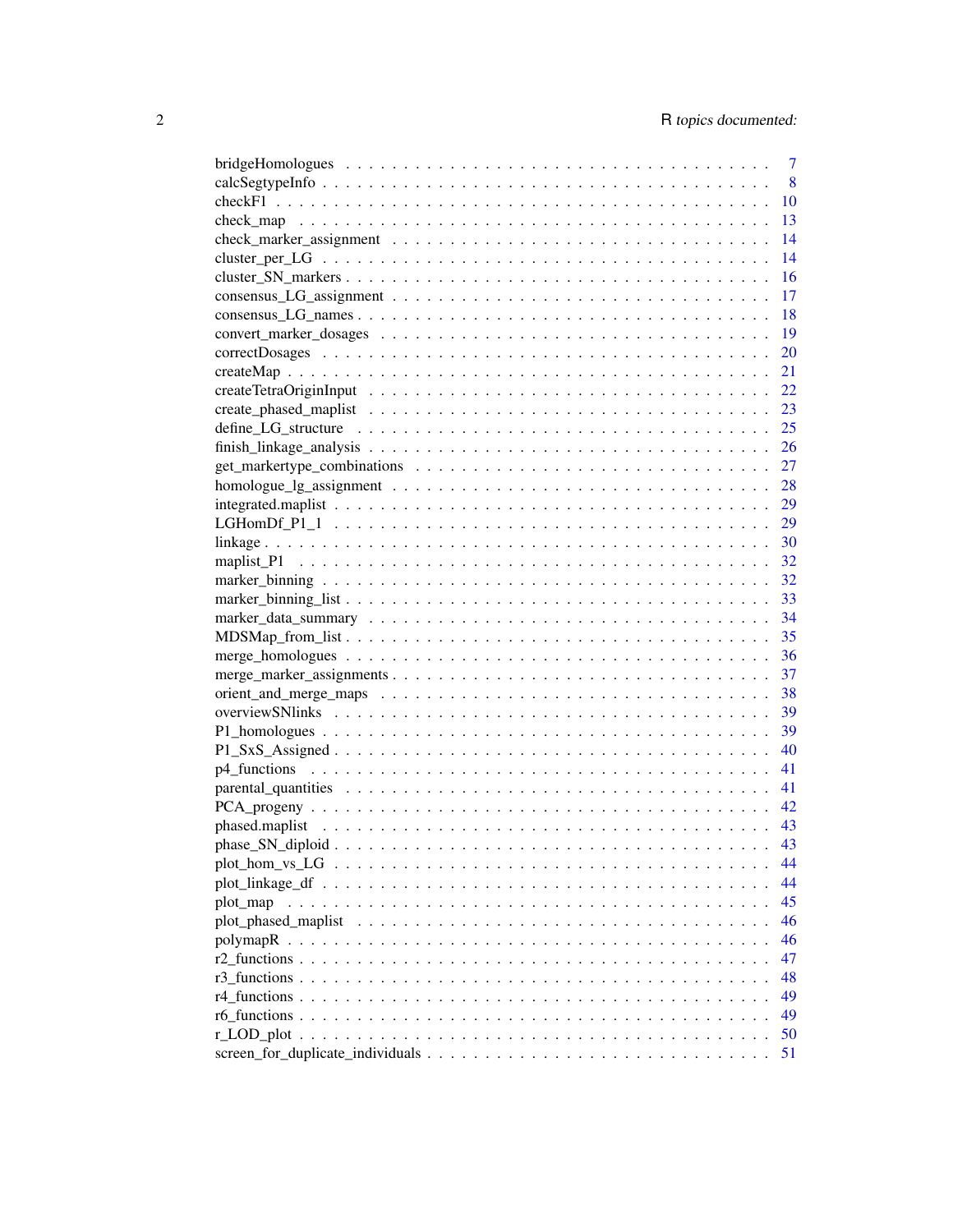| | |
|---|---|
| bridgeHomologues | 7 |
| calcSegtypeInfo | 8 |
| checkF1 | 10 |
| check_map | 13 |
| check_marker_assignment | 14 |
| cluster_per_LG | 14 |
| cluster_SN_markers | 16 |
| consensus_LG_assignment | 17 |
| consensus_LG_names | 18 |
| convert_marker_dosages | 19 |
| correctDosages | 20 |
| createMap | 21 |
| createTetraOriginInput | 22 |
| create_phased_maplist | 23 |
| define_LG_structure | 25 |
| finish_linkage_analysis | 26 |
| get_markertype_combinations | 27 |
| homologue_lg_assignment | 28 |
| integrated.maplist | 29 |
| LGHomDf_P1_1 | 29 |
| linkage | 30 |
| maplist_P1 | 32 |
| marker_binning | 32 |
| marker_binning_list | 33 |
| marker_data_summary | 34 |
| MDSMap_from_list | 35 |
| merge_homologues | 36 |
| merge_marker_assignments | 37 |
| orient_and_merge_maps | 38 |
| overviewSNlinks | 39 |
| P1_homologues | 39 |
| P1_SxS_Assigned | 40 |
| p4_functions | 41 |
| parental_quantities | 41 |
| PCA_progeny | 42 |
| phased.maplist | 43 |
| phase_SN_diploid | 43 |
| plot_hom_vs_LG | 44 |
| plot_linkage_df | 44 |
| plot_map | 45 |
| plot_phased_maplist | 46 |
| polymapR | 46 |
| r2_functions | 47 |
| r3_functions | 48 |
| r4_functions | 49 |
| r6_functions | 49 |
| r_LOD_plot | 50 |
| screen_for_duplicate_individuals | 51 |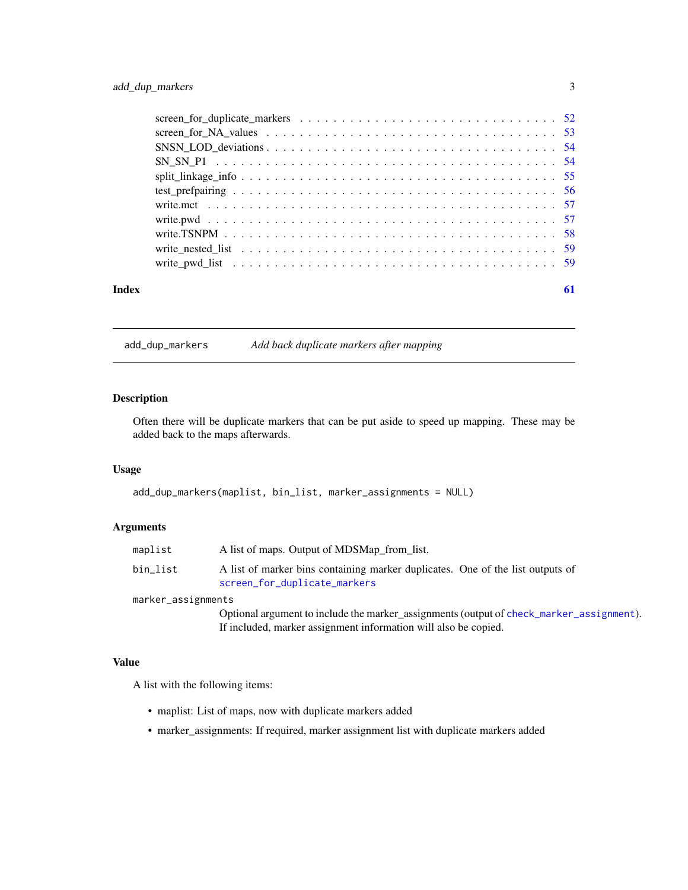| | |
|---|---|
| screen_for_duplicate_markers | 52 |
| screen_for_NA_values | 53 |
| SNSN_LOD_deviations | 54 |
| SN_SN_P1 | 54 |
| split_linkage_info | 55 |
| test_prefpairing | 56 |
| write.mct | 57 |
| write.pwd | 57 |
| write.TSNPM | 58 |
| write_nested_list | 59 |
| write_pwd_list | 59 |

**Index** 61

---

## add_dup_markers — *Add back duplicate markers after mapping*

### Description

Often there will be duplicate markers that can be put aside to speed up mapping. These may be added back to the maps afterwards.

### Usage

```
add_dup_markers(maplist, bin_list, marker_assignments = NULL)
```

### Arguments

| | |
|---|---|
| maplist | A list of maps. Output of MDSMap_from_list. |
| bin_list | A list of marker bins containing marker duplicates. One of the list outputs of screen_for_duplicate_markers |
| marker_assignments | Optional argument to include the marker_assignments (output of check_marker_assignment). If included, marker assignment information will also be copied. |

### Value

A list with the following items:

- maplist: List of maps, now with duplicate markers added
- marker_assignments: If required, marker assignment list with duplicate markers added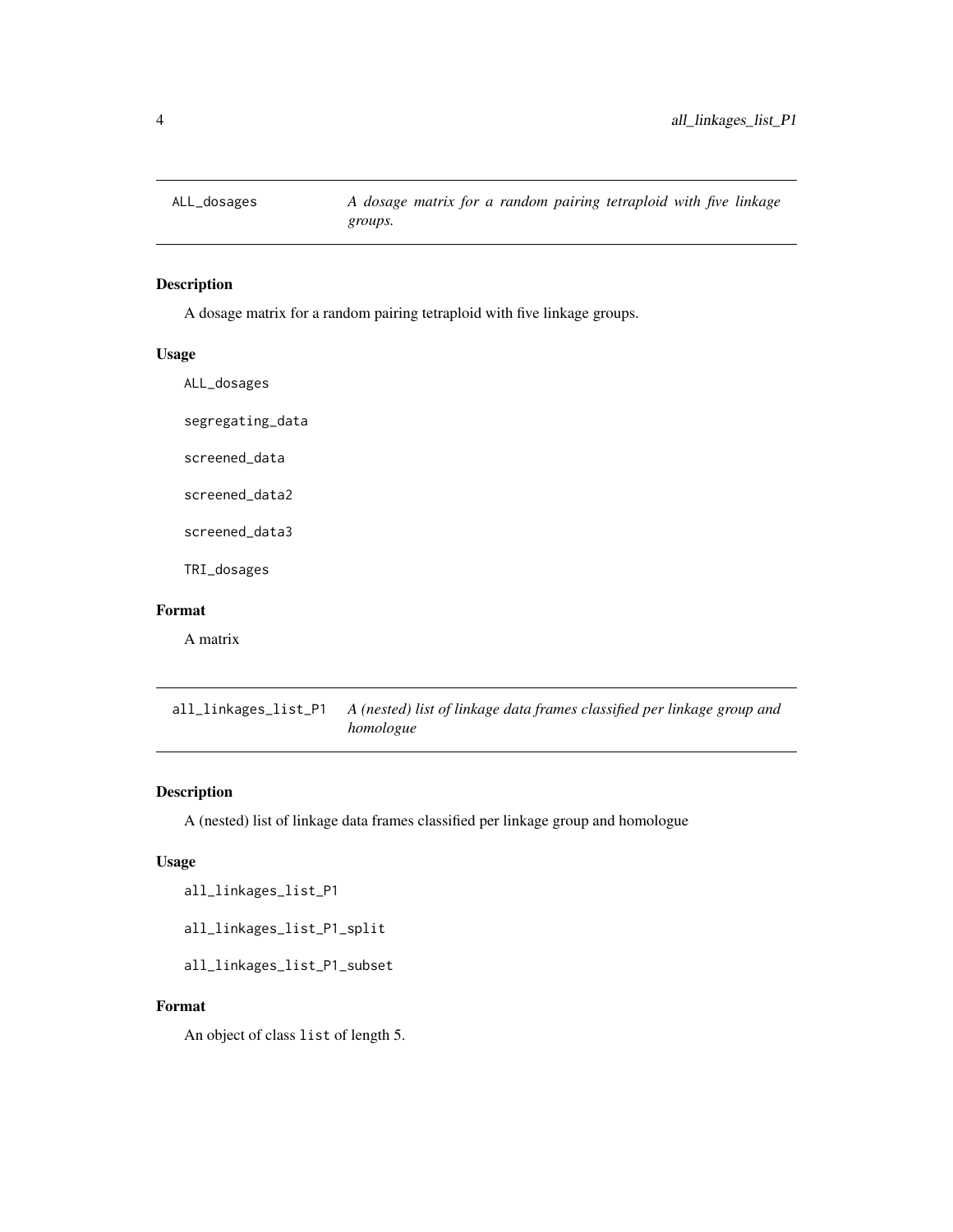## ALL_dosages — *A dosage matrix for a random pairing tetraploid with five linkage groups.*

### Description

A dosage matrix for a random pairing tetraploid with five linkage groups.

### Usage

```
ALL_dosages

segregating_data

screened_data

screened_data2

screened_data3

TRI_dosages
```

### Format

A matrix

## all_linkages_list_P1 — *A (nested) list of linkage data frames classified per linkage group and homologue*

### Description

A (nested) list of linkage data frames classified per linkage group and homologue

### Usage

```
all_linkages_list_P1

all_linkages_list_P1_split

all_linkages_list_P1_subset
```

### Format

An object of class `list` of length 5.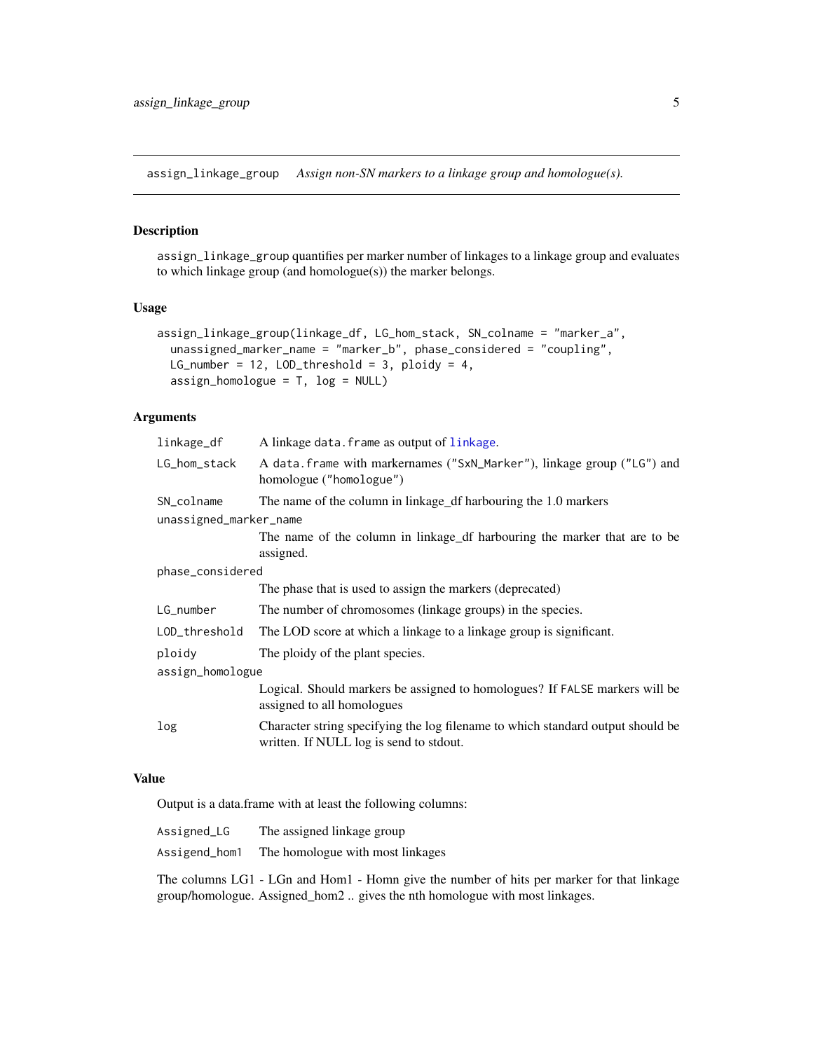## assign_linkage_group — *Assign non-SN markers to a linkage group and homologue(s).*

### Description

assign_linkage_group quantifies per marker number of linkages to a linkage group and evaluates to which linkage group (and homologue(s)) the marker belongs.

### Usage

```
assign_linkage_group(linkage_df, LG_hom_stack, SN_colname = "marker_a",
  unassigned_marker_name = "marker_b", phase_considered = "coupling",
  LG_number = 12, LOD_threshold = 3, ploidy = 4,
  assign_homologue = T, log = NULL)
```

### Arguments

| Argument | Description |
|---|---|
| linkage_df | A linkage data.frame as output of linkage. |
| LG_hom_stack | A data.frame with markernames ("SxN_Marker"), linkage group ("LG") and homologue ("homologue") |
| SN_colname | The name of the column in linkage_df harbouring the 1.0 markers |
| unassigned_marker_name | The name of the column in linkage_df harbouring the marker that are to be assigned. |
| phase_considered | The phase that is used to assign the markers (deprecated) |
| LG_number | The number of chromosomes (linkage groups) in the species. |
| LOD_threshold | The LOD score at which a linkage to a linkage group is significant. |
| ploidy | The ploidy of the plant species. |
| assign_homologue | Logical. Should markers be assigned to homologues? If FALSE markers will be assigned to all homologues |
| log | Character string specifying the log filename to which standard output should be written. If NULL log is send to stdout. |

### Value

Output is a data.frame with at least the following columns:

| Column | Description |
|---|---|
| Assigned_LG | The assigned linkage group |
| Assigend_hom1 | The homologue with most linkages |

The columns LG1 - LGn and Hom1 - Homn give the number of hits per marker for that linkage group/homologue. Assigned_hom2 .. gives the nth homologue with most linkages.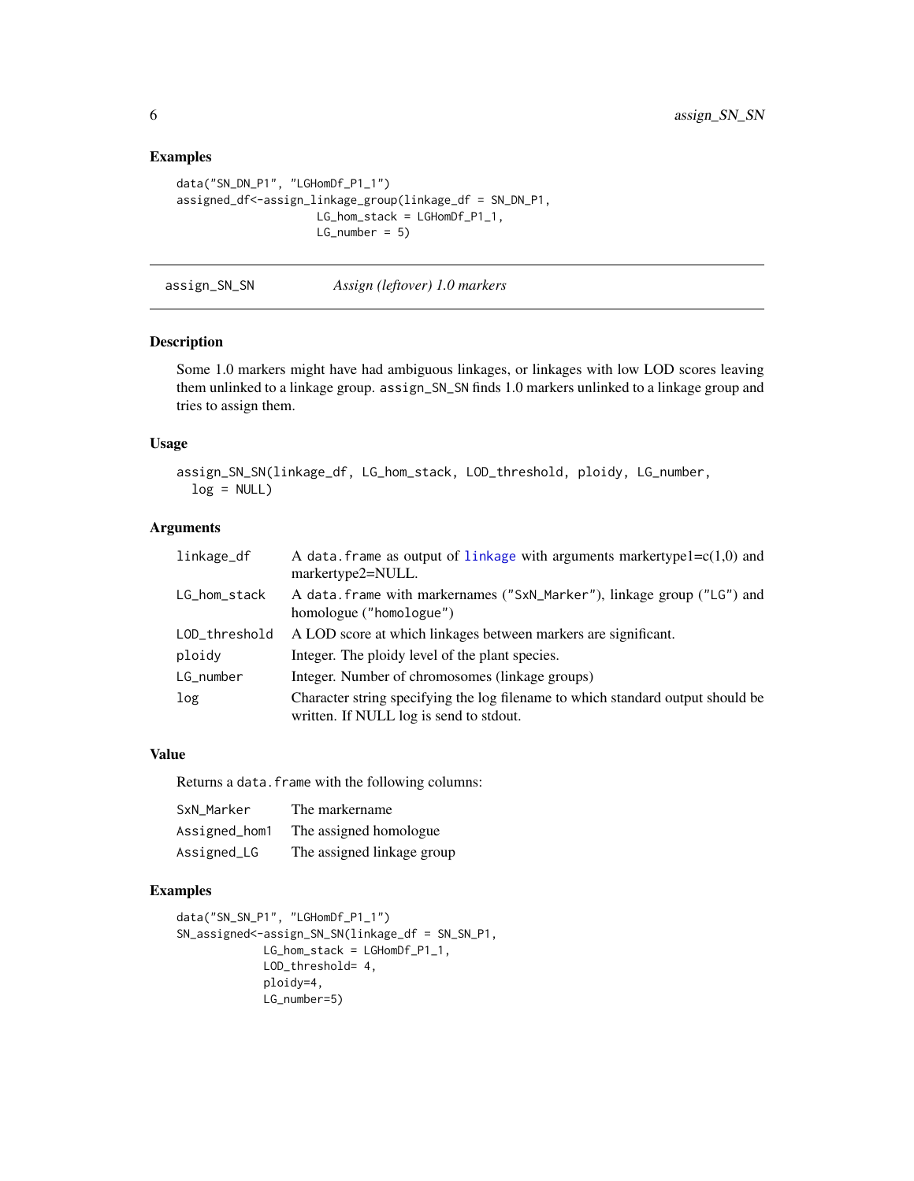### Examples

```
data("SN_DN_P1", "LGHomDf_P1_1")
assigned_df<-assign_linkage_group(linkage_df = SN_DN_P1,
                     LG_hom_stack = LGHomDf_P1_1,
                     LG_number = 5)
```

---

## assign_SN_SN    *Assign (leftover) 1.0 markers*

### Description

Some 1.0 markers might have had ambiguous linkages, or linkages with low LOD scores leaving them unlinked to a linkage group. `assign_SN_SN` finds 1.0 markers unlinked to a linkage group and tries to assign them.

### Usage

```
assign_SN_SN(linkage_df, LG_hom_stack, LOD_threshold, ploidy, LG_number,
  log = NULL)
```

### Arguments

| | |
|---|---|
| `linkage_df` | A `data.frame` as output of `linkage` with arguments markertype1=c(1,0) and markertype2=NULL. |
| `LG_hom_stack` | A `data.frame` with markernames ("`SxN_Marker`"), linkage group ("`LG`") and homologue ("`homologue`") |
| `LOD_threshold` | A LOD score at which linkages between markers are significant. |
| `ploidy` | Integer. The ploidy level of the plant species. |
| `LG_number` | Integer. Number of chromosomes (linkage groups) |
| `log` | Character string specifying the log filename to which standard output should be written. If NULL log is send to stdout. |

### Value

Returns a `data.frame` with the following columns:

| | |
|---|---|
| `SxN_Marker` | The markername |
| `Assigned_hom1` | The assigned homologue |
| `Assigned_LG` | The assigned linkage group |

### Examples

```
data("SN_SN_P1", "LGHomDf_P1_1")
SN_assigned<-assign_SN_SN(linkage_df = SN_SN_P1,
             LG_hom_stack = LGHomDf_P1_1,
             LOD_threshold= 4,
             ploidy=4,
             LG_number=5)
```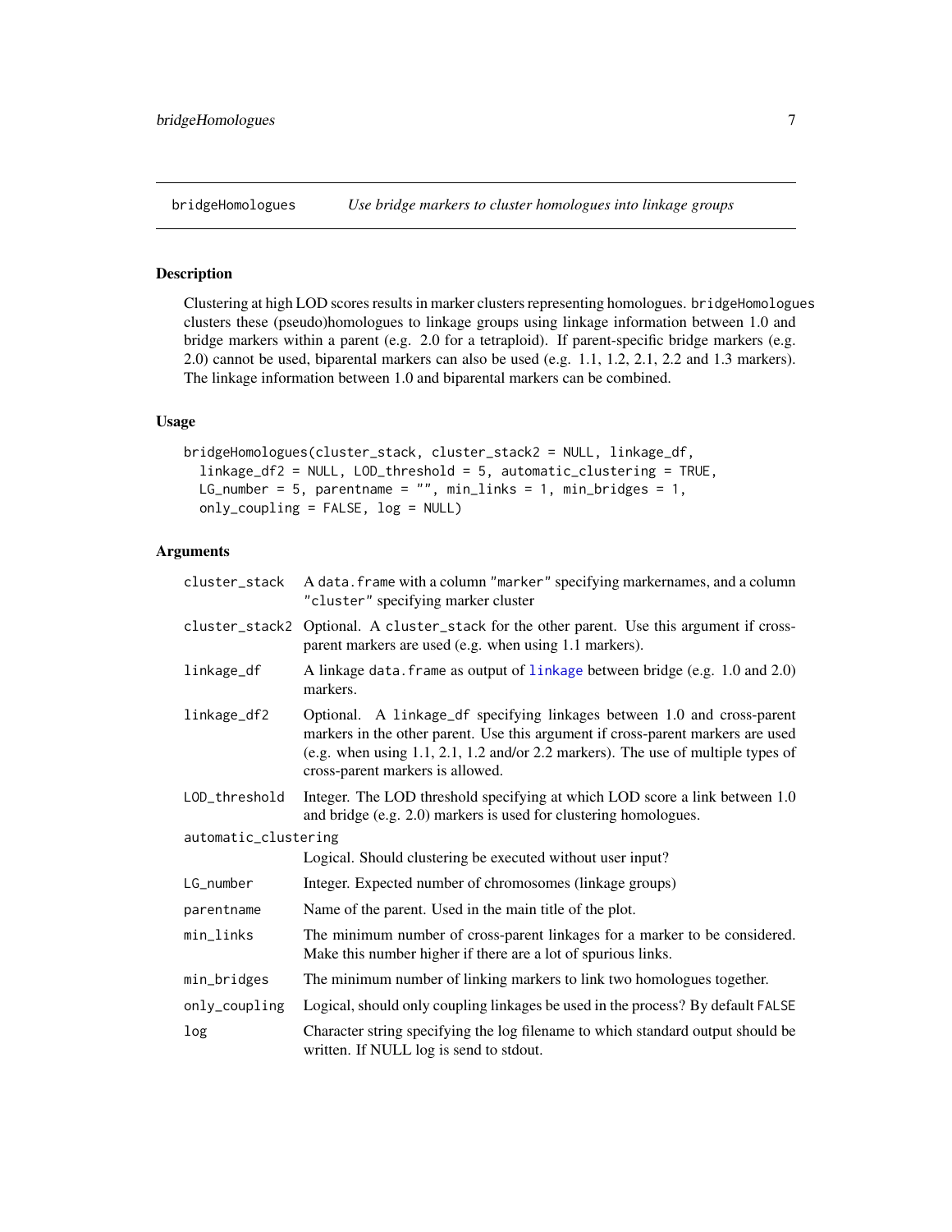## bridgeHomologues — *Use bridge markers to cluster homologues into linkage groups*

### Description

Clustering at high LOD scores results in marker clusters representing homologues. bridgeHomologues clusters these (pseudo)homologues to linkage groups using linkage information between 1.0 and bridge markers within a parent (e.g. 2.0 for a tetraploid). If parent-specific bridge markers (e.g. 2.0) cannot be used, biparental markers can also be used (e.g. 1.1, 1.2, 2.1, 2.2 and 1.3 markers). The linkage information between 1.0 and biparental markers can be combined.

### Usage

```
bridgeHomologues(cluster_stack, cluster_stack2 = NULL, linkage_df,
  linkage_df2 = NULL, LOD_threshold = 5, automatic_clustering = TRUE,
  LG_number = 5, parentname = "", min_links = 1, min_bridges = 1,
  only_coupling = FALSE, log = NULL)
```

### Arguments

| Argument | Description |
|---|---|
| cluster_stack | A data.frame with a column "marker" specifying markernames, and a column "cluster" specifying marker cluster |
| cluster_stack2 | Optional. A cluster_stack for the other parent. Use this argument if cross-parent markers are used (e.g. when using 1.1 markers). |
| linkage_df | A linkage data.frame as output of linkage between bridge (e.g. 1.0 and 2.0) markers. |
| linkage_df2 | Optional. A linkage_df specifying linkages between 1.0 and cross-parent markers in the other parent. Use this argument if cross-parent markers are used (e.g. when using 1.1, 2.1, 1.2 and/or 2.2 markers). The use of multiple types of cross-parent markers is allowed. |
| LOD_threshold | Integer. The LOD threshold specifying at which LOD score a link between 1.0 and bridge (e.g. 2.0) markers is used for clustering homologues. |
| automatic_clustering | Logical. Should clustering be executed without user input? |
| LG_number | Integer. Expected number of chromosomes (linkage groups) |
| parentname | Name of the parent. Used in the main title of the plot. |
| min_links | The minimum number of cross-parent linkages for a marker to be considered. Make this number higher if there are a lot of spurious links. |
| min_bridges | The minimum number of linking markers to link two homologues together. |
| only_coupling | Logical, should only coupling linkages be used in the process? By default FALSE |
| log | Character string specifying the log filename to which standard output should be written. If NULL log is send to stdout. |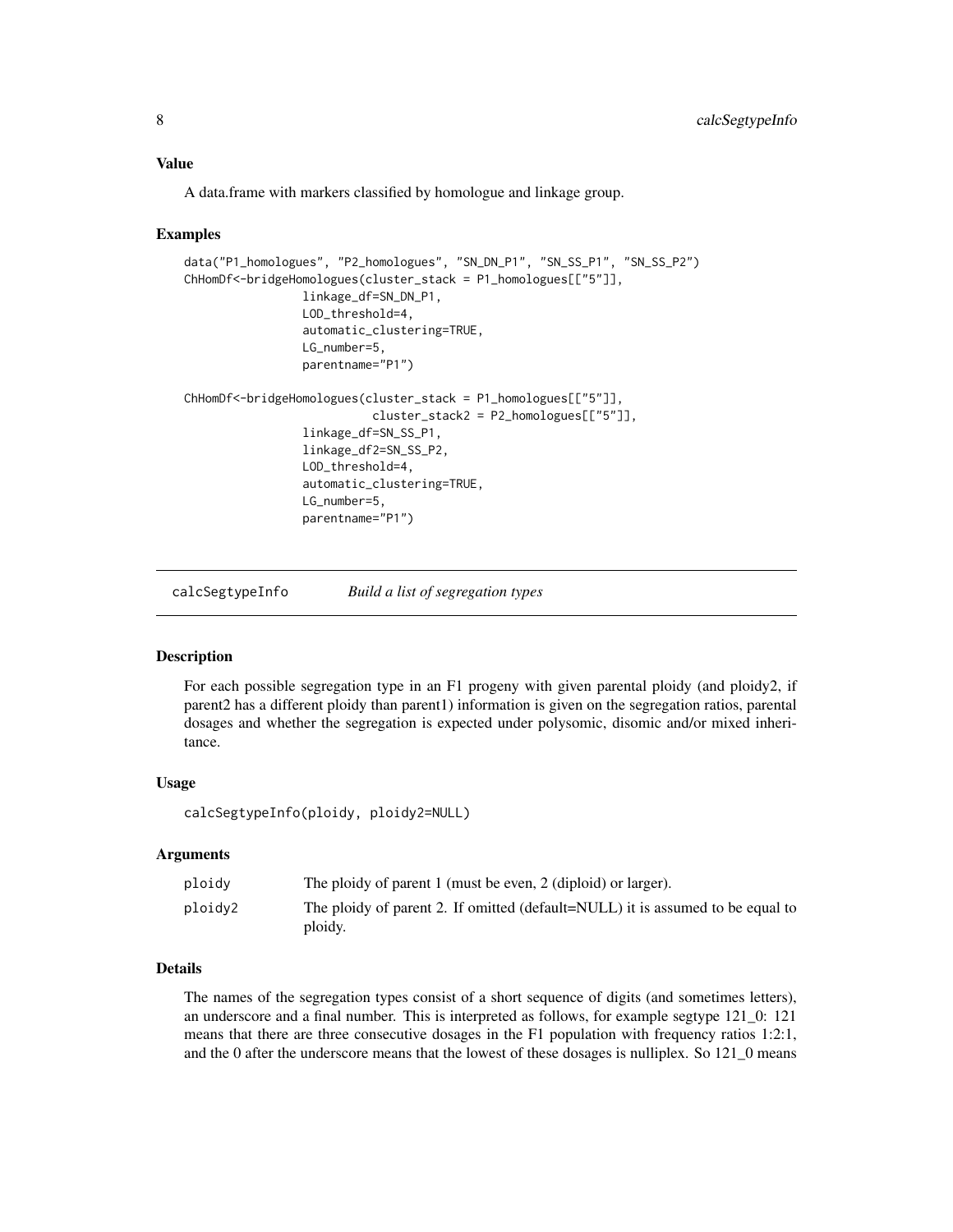### Value

A data.frame with markers classified by homologue and linkage group.

### Examples

```
data("P1_homologues", "P2_homologues", "SN_DN_P1", "SN_SS_P1", "SN_SS_P2")
ChHomDf<-bridgeHomologues(cluster_stack = P1_homologues[["5"]],
                 linkage_df=SN_DN_P1,
                 LOD_threshold=4,
                 automatic_clustering=TRUE,
                 LG_number=5,
                 parentname="P1")

ChHomDf<-bridgeHomologues(cluster_stack = P1_homologues[["5"]],
                          cluster_stack2 = P2_homologues[["5"]],
                 linkage_df=SN_SS_P1,
                 linkage_df2=SN_SS_P2,
                 LOD_threshold=4,
                 automatic_clustering=TRUE,
                 LG_number=5,
                 parentname="P1")
```

---

## calcSegtypeInfo    *Build a list of segregation types*

### Description

For each possible segregation type in an F1 progeny with given parental ploidy (and ploidy2, if parent2 has a different ploidy than parent1) information is given on the segregation ratios, parental dosages and whether the segregation is expected under polysomic, disomic and/or mixed inheritance.

### Usage

```
calcSegtypeInfo(ploidy, ploidy2=NULL)
```

### Arguments

| | |
|---|---|
| ploidy | The ploidy of parent 1 (must be even, 2 (diploid) or larger). |
| ploidy2 | The ploidy of parent 2. If omitted (default=NULL) it is assumed to be equal to ploidy. |

### Details

The names of the segregation types consist of a short sequence of digits (and sometimes letters), an underscore and a final number. This is interpreted as follows, for example segtype 121_0: 121 means that there are three consecutive dosages in the F1 population with frequency ratios 1:2:1, and the 0 after the underscore means that the lowest of these dosages is nulliplex. So 121_0 means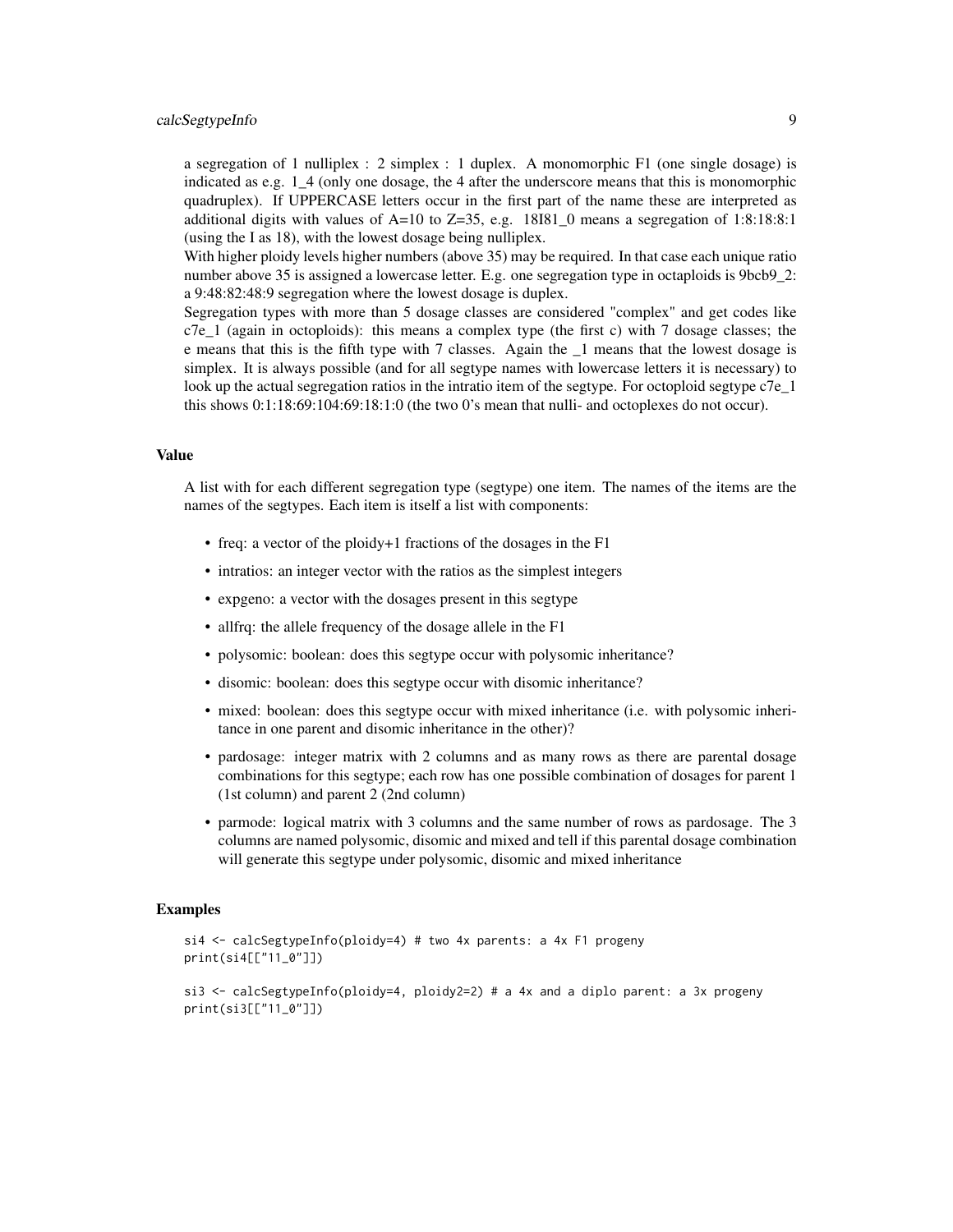a segregation of 1 nulliplex : 2 simplex : 1 duplex. A monomorphic F1 (one single dosage) is indicated as e.g. 1_4 (only one dosage, the 4 after the underscore means that this is monomorphic quadruplex). If UPPERCASE letters occur in the first part of the name these are interpreted as additional digits with values of A=10 to Z=35, e.g. 18I81_0 means a segregation of 1:8:18:8:1 (using the I as 18), with the lowest dosage being nulliplex.

With higher ploidy levels higher numbers (above 35) may be required. In that case each unique ratio number above 35 is assigned a lowercase letter. E.g. one segregation type in octaploids is 9bcb9_2: a 9:48:82:48:9 segregation where the lowest dosage is duplex.

Segregation types with more than 5 dosage classes are considered "complex" and get codes like c7e_1 (again in octoploids): this means a complex type (the first c) with 7 dosage classes; the e means that this is the fifth type with 7 classes. Again the _1 means that the lowest dosage is simplex. It is always possible (and for all segtype names with lowercase letters it is necessary) to look up the actual segregation ratios in the intratio item of the segtype. For octoploid segtype c7e_1 this shows 0:1:18:69:104:69:18:1:0 (the two 0's mean that nulli- and octoplexes do not occur).

### Value

A list with for each different segregation type (segtype) one item. The names of the items are the names of the segtypes. Each item is itself a list with components:

- freq: a vector of the ploidy+1 fractions of the dosages in the F1
- intratios: an integer vector with the ratios as the simplest integers
- expgeno: a vector with the dosages present in this segtype
- allfrq: the allele frequency of the dosage allele in the F1
- polysomic: boolean: does this segtype occur with polysomic inheritance?
- disomic: boolean: does this segtype occur with disomic inheritance?
- mixed: boolean: does this segtype occur with mixed inheritance (i.e. with polysomic inheritance in one parent and disomic inheritance in the other)?
- pardosage: integer matrix with 2 columns and as many rows as there are parental dosage combinations for this segtype; each row has one possible combination of dosages for parent 1 (1st column) and parent 2 (2nd column)
- parmode: logical matrix with 3 columns and the same number of rows as pardosage. The 3 columns are named polysomic, disomic and mixed and tell if this parental dosage combination will generate this segtype under polysomic, disomic and mixed inheritance

### Examples

```
si4 <- calcSegtypeInfo(ploidy=4) # two 4x parents: a 4x F1 progeny
print(si4[["11_0"]])

si3 <- calcSegtypeInfo(ploidy=4, ploidy2=2) # a 4x and a diplo parent: a 3x progeny
print(si3[["11_0"]])
```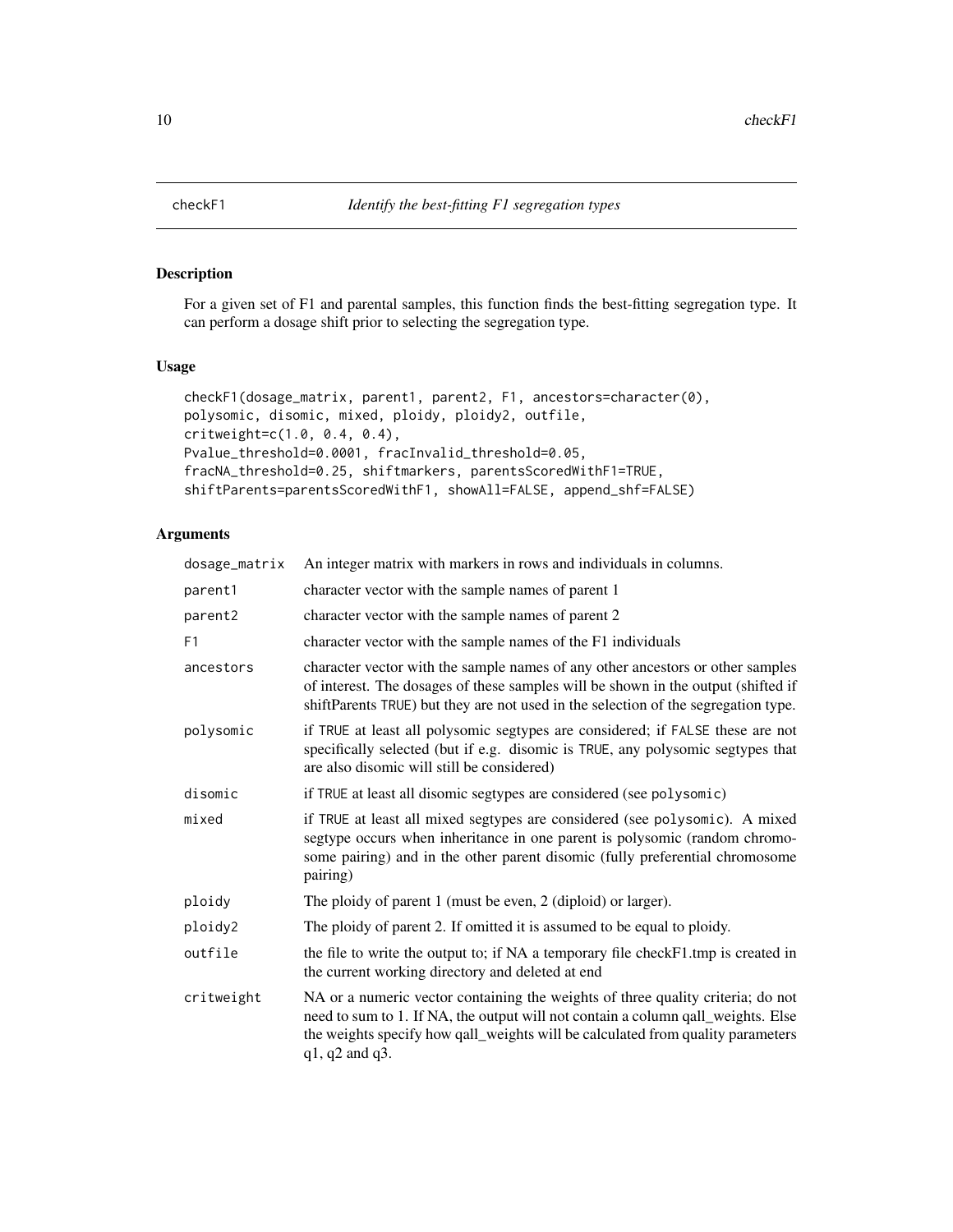# checkF1 *Identify the best-fitting F1 segregation types*

## Description

For a given set of F1 and parental samples, this function finds the best-fitting segregation type. It can perform a dosage shift prior to selecting the segregation type.

## Usage

```
checkF1(dosage_matrix, parent1, parent2, F1, ancestors=character(0),
polysomic, disomic, mixed, ploidy, ploidy2, outfile,
critweight=c(1.0, 0.4, 0.4),
Pvalue_threshold=0.0001, fracInvalid_threshold=0.05,
fracNA_threshold=0.25, shiftmarkers, parentsScoredWithF1=TRUE,
shiftParents=parentsScoredWithF1, showAll=FALSE, append_shf=FALSE)
```

## Arguments

| | |
|---|---|
| dosage_matrix | An integer matrix with markers in rows and individuals in columns. |
| parent1 | character vector with the sample names of parent 1 |
| parent2 | character vector with the sample names of parent 2 |
| F1 | character vector with the sample names of the F1 individuals |
| ancestors | character vector with the sample names of any other ancestors or other samples of interest. The dosages of these samples will be shown in the output (shifted if shiftParents TRUE) but they are not used in the selection of the segregation type. |
| polysomic | if TRUE at least all polysomic segtypes are considered; if FALSE these are not specifically selected (but if e.g. disomic is TRUE, any polysomic segtypes that are also disomic will still be considered) |
| disomic | if TRUE at least all disomic segtypes are considered (see polysomic) |
| mixed | if TRUE at least all mixed segtypes are considered (see polysomic). A mixed segtype occurs when inheritance in one parent is polysomic (random chromosome pairing) and in the other parent disomic (fully preferential chromosome pairing) |
| ploidy | The ploidy of parent 1 (must be even, 2 (diploid) or larger). |
| ploidy2 | The ploidy of parent 2. If omitted it is assumed to be equal to ploidy. |
| outfile | the file to write the output to; if NA a temporary file checkF1.tmp is created in the current working directory and deleted at end |
| critweight | NA or a numeric vector containing the weights of three quality criteria; do not need to sum to 1. If NA, the output will not contain a column qall_weights. Else the weights specify how qall_weights will be calculated from quality parameters q1, q2 and q3. |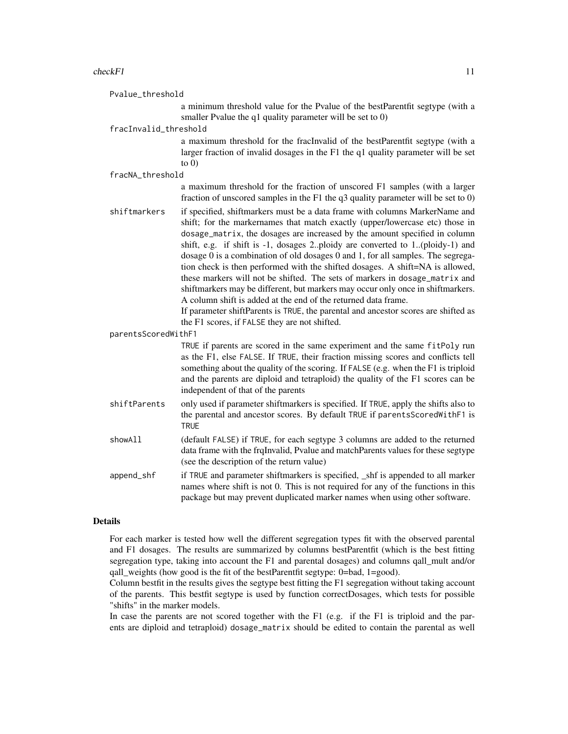Pvalue_threshold
: a minimum threshold value for the Pvalue of the bestParentfit segtype (with a smaller Pvalue the q1 quality parameter will be set to 0)

fracInvalid_threshold
: a maximum threshold for the fracInvalid of the bestParentfit segtype (with a larger fraction of invalid dosages in the F1 the q1 quality parameter will be set to 0)

fracNA_threshold
: a maximum threshold for the fraction of unscored F1 samples (with a larger fraction of unscored samples in the F1 the q3 quality parameter will be set to 0)

shiftmarkers
: if specified, shiftmarkers must be a data frame with columns MarkerName and shift; for the markernames that match exactly (upper/lowercase etc) those in `dosage_matrix`, the dosages are increased by the amount specified in column shift, e.g. if shift is -1, dosages 2..ploidy are converted to 1..(ploidy-1) and dosage 0 is a combination of old dosages 0 and 1, for all samples. The segregation check is then performed with the shifted dosages. A shift=NA is allowed, these markers will not be shifted. The sets of markers in `dosage_matrix` and shiftmarkers may be different, but markers may occur only once in shiftmarkers. A column shift is added at the end of the returned data frame.
If parameter shiftParents is `TRUE`, the parental and ancestor scores are shifted as the F1 scores, if `FALSE` they are not shifted.

parentsScoredWithF1
: `TRUE` if parents are scored in the same experiment and the same `fitPoly` run as the F1, else `FALSE`. If `TRUE`, their fraction missing scores and conflicts tell something about the quality of the scoring. If `FALSE` (e.g. when the F1 is triploid and the parents are diploid and tetraploid) the quality of the F1 scores can be independent of that of the parents

shiftParents
: only used if parameter shiftmarkers is specified. If `TRUE`, apply the shifts also to the parental and ancestor scores. By default `TRUE` if `parentsScoredWithF1` is `TRUE`

showAll
: (default `FALSE`) if `TRUE`, for each segtype 3 columns are added to the returned data frame with the frqInvalid, Pvalue and matchParents values for these segtype (see the description of the return value)

append_shf
: if `TRUE` and parameter shiftmarkers is specified, _shf is appended to all marker names where shift is not 0. This is not required for any of the functions in this package but may prevent duplicated marker names when using other software.

## Details

For each marker is tested how well the different segregation types fit with the observed parental and F1 dosages. The results are summarized by columns bestParentfit (which is the best fitting segregation type, taking into account the F1 and parental dosages) and columns qall_mult and/or qall_weights (how good is the fit of the bestParentfit segtype: 0=bad, 1=good).
Column bestfit in the results gives the segtype best fitting the F1 segregation without taking account of the parents. This bestfit segtype is used by function correctDosages, which tests for possible "shifts" in the marker models.
In case the parents are not scored together with the F1 (e.g. if the F1 is triploid and the parents are diploid and tetraploid) `dosage_matrix` should be edited to contain the parental as well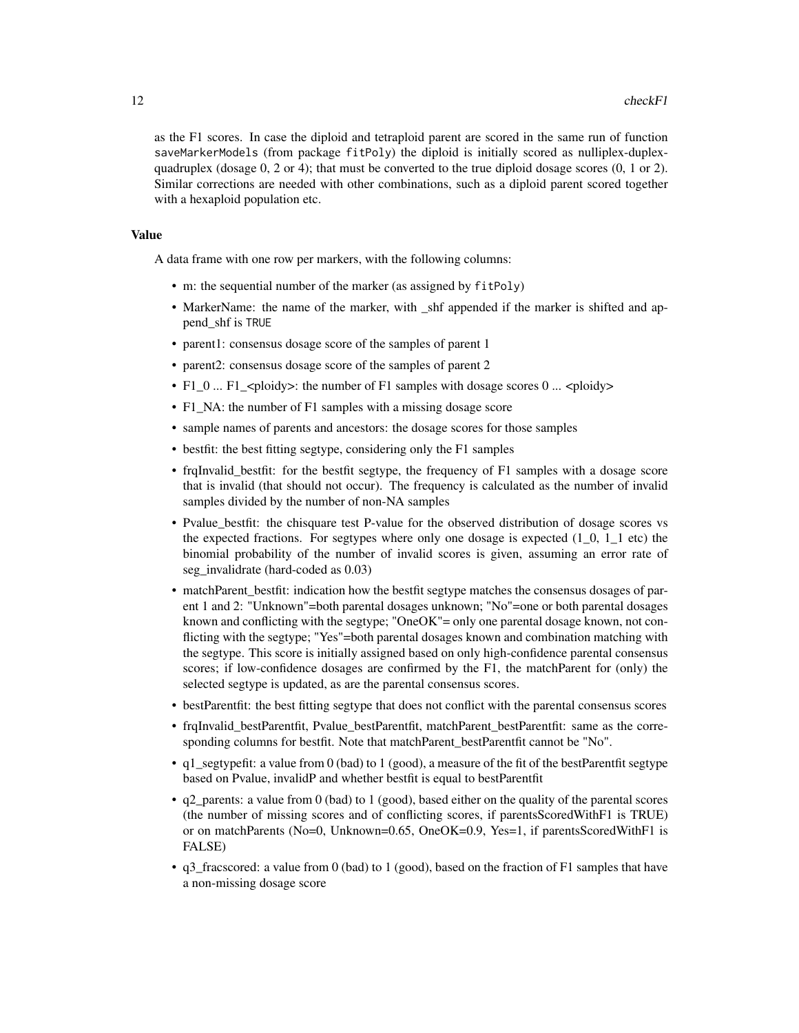as the F1 scores. In case the diploid and tetraploid parent are scored in the same run of function `saveMarkerModels` (from package `fitPoly`) the diploid is initially scored as nulliplex-duplex-quadruplex (dosage 0, 2 or 4); that must be converted to the true diploid dosage scores (0, 1 or 2). Similar corrections are needed with other combinations, such as a diploid parent scored together with a hexaploid population etc.

### Value

A data frame with one row per markers, with the following columns:

- m: the sequential number of the marker (as assigned by `fitPoly`)
- MarkerName: the name of the marker, with _shf appended if the marker is shifted and append_shf is `TRUE`
- parent1: consensus dosage score of the samples of parent 1
- parent2: consensus dosage score of the samples of parent 2
- F1_0 ... F1_<ploidy>: the number of F1 samples with dosage scores 0 ... <ploidy>
- F1_NA: the number of F1 samples with a missing dosage score
- sample names of parents and ancestors: the dosage scores for those samples
- bestfit: the best fitting segtype, considering only the F1 samples
- frqInvalid_bestfit: for the bestfit segtype, the frequency of F1 samples with a dosage score that is invalid (that should not occur). The frequency is calculated as the number of invalid samples divided by the number of non-NA samples
- Pvalue_bestfit: the chisquare test P-value for the observed distribution of dosage scores vs the expected fractions. For segtypes where only one dosage is expected (1_0, 1_1 etc) the binomial probability of the number of invalid scores is given, assuming an error rate of seg_invalidrate (hard-coded as 0.03)
- matchParent_bestfit: indication how the bestfit segtype matches the consensus dosages of parent 1 and 2: "Unknown"=both parental dosages unknown; "No"=one or both parental dosages known and conflicting with the segtype; "OneOK"= only one parental dosage known, not conflicting with the segtype; "Yes"=both parental dosages known and combination matching with the segtype. This score is initially assigned based on only high-confidence parental consensus scores; if low-confidence dosages are confirmed by the F1, the matchParent for (only) the selected segtype is updated, as are the parental consensus scores.
- bestParentfit: the best fitting segtype that does not conflict with the parental consensus scores
- frqInvalid_bestParentfit, Pvalue_bestParentfit, matchParent_bestParentfit: same as the corresponding columns for bestfit. Note that matchParent_bestParentfit cannot be "No".
- q1_segtypefit: a value from 0 (bad) to 1 (good), a measure of the fit of the bestParentfit segtype based on Pvalue, invalidP and whether bestfit is equal to bestParentfit
- q2_parents: a value from 0 (bad) to 1 (good), based either on the quality of the parental scores (the number of missing scores and of conflicting scores, if parentsScoredWithF1 is TRUE) or on matchParents (No=0, Unknown=0.65, OneOK=0.9, Yes=1, if parentsScoredWithF1 is FALSE)
- q3_fracscored: a value from 0 (bad) to 1 (good), based on the fraction of F1 samples that have a non-missing dosage score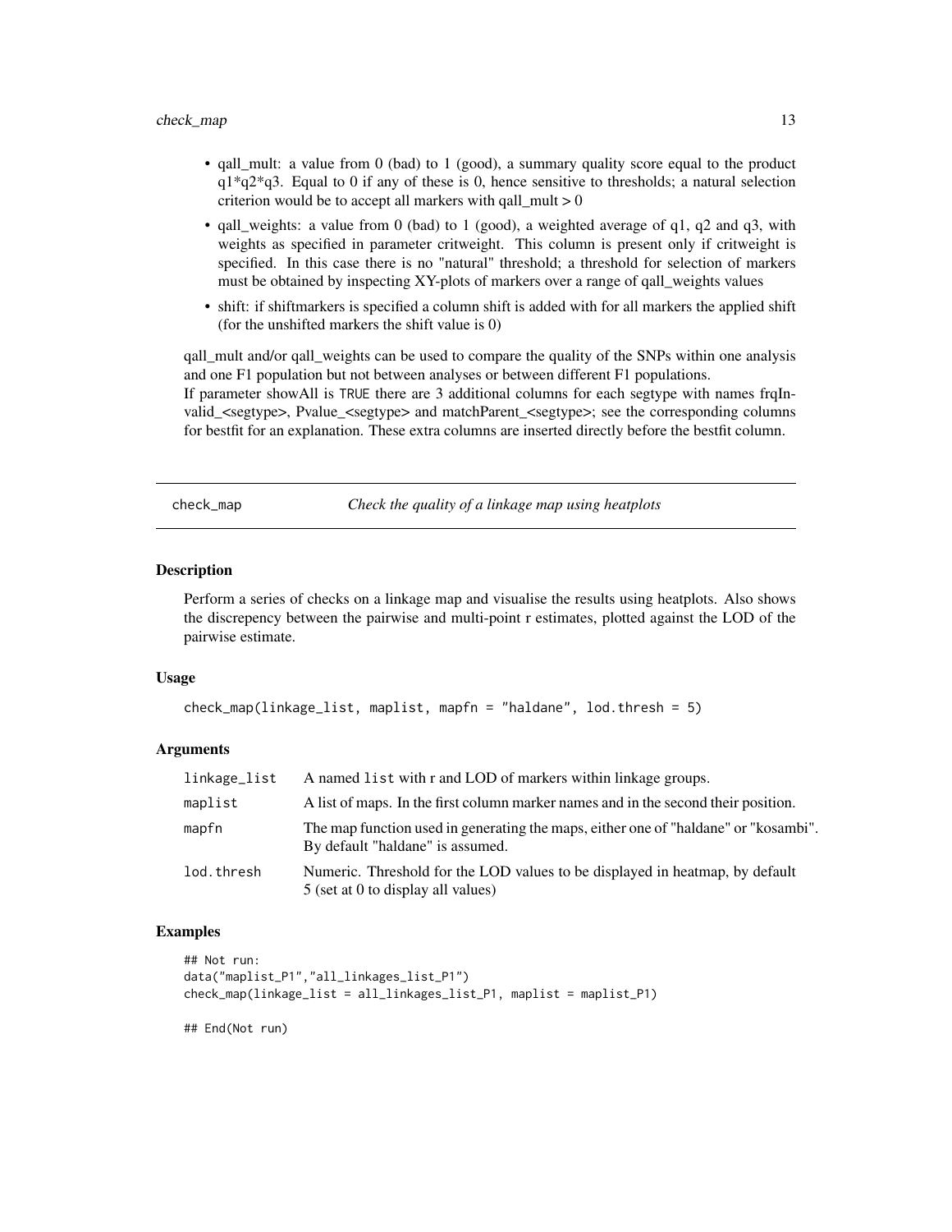- qall_mult: a value from 0 (bad) to 1 (good), a summary quality score equal to the product q1*q2*q3. Equal to 0 if any of these is 0, hence sensitive to thresholds; a natural selection criterion would be to accept all markers with qall_mult > 0
- qall_weights: a value from 0 (bad) to 1 (good), a weighted average of q1, q2 and q3, with weights as specified in parameter critweight. This column is present only if critweight is specified. In this case there is no "natural" threshold; a threshold for selection of markers must be obtained by inspecting XY-plots of markers over a range of qall_weights values
- shift: if shiftmarkers is specified a column shift is added with for all markers the applied shift (for the unshifted markers the shift value is 0)

qall_mult and/or qall_weights can be used to compare the quality of the SNPs within one analysis and one F1 population but not between analyses or between different F1 populations.
If parameter showAll is `TRUE` there are 3 additional columns for each segtype with names frqInvalid_<segtype>, Pvalue_<segtype> and matchParent_<segtype>; see the corresponding columns for bestfit for an explanation. These extra columns are inserted directly before the bestfit column.

---

## check_map — *Check the quality of a linkage map using heatplots*

### Description

Perform a series of checks on a linkage map and visualise the results using heatplots. Also shows the discrepency between the pairwise and multi-point r estimates, plotted against the LOD of the pairwise estimate.

### Usage

```
check_map(linkage_list, maplist, mapfn = "haldane", lod.thresh = 5)
```

### Arguments

| | |
|---|---|
| `linkage_list` | A named `list` with r and LOD of markers within linkage groups. |
| `maplist` | A list of maps. In the first column marker names and in the second their position. |
| `mapfn` | The map function used in generating the maps, either one of "haldane" or "kosambi". By default "haldane" is assumed. |
| `lod.thresh` | Numeric. Threshold for the LOD values to be displayed in heatmap, by default 5 (set at 0 to display all values) |

### Examples

```
## Not run:
data("maplist_P1","all_linkages_list_P1")
check_map(linkage_list = all_linkages_list_P1, maplist = maplist_P1)

## End(Not run)
```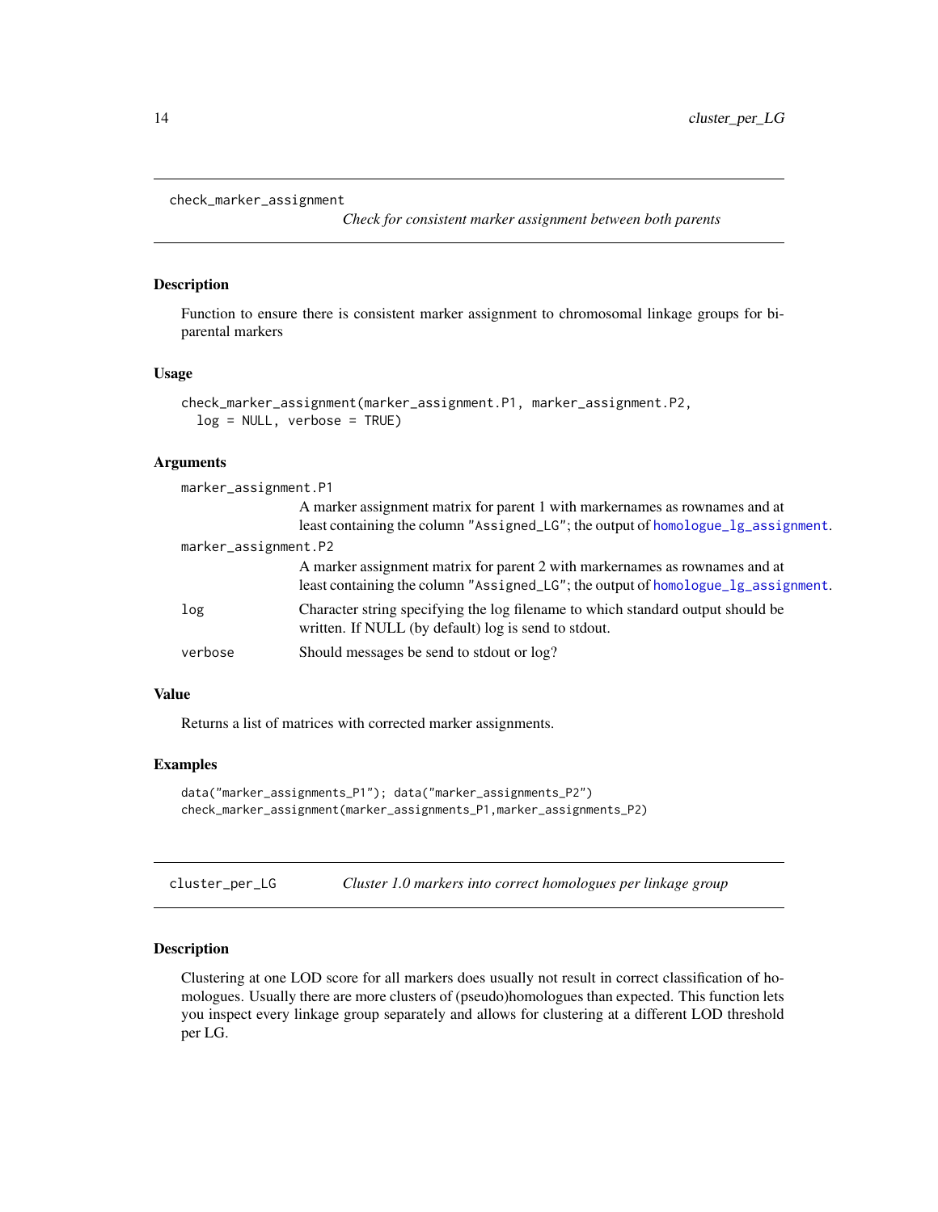## check_marker_assignment

*Check for consistent marker assignment between both parents*

### Description

Function to ensure there is consistent marker assignment to chromosomal linkage groups for bi-parental markers

### Usage

```
check_marker_assignment(marker_assignment.P1, marker_assignment.P2,
  log = NULL, verbose = TRUE)
```

### Arguments

| Argument | Description |
|---|---|
| `marker_assignment.P1` | A marker assignment matrix for parent 1 with markernames as rownames and at least containing the column "Assigned_LG"; the output of `homologue_lg_assignment`. |
| `marker_assignment.P2` | A marker assignment matrix for parent 2 with markernames as rownames and at least containing the column "Assigned_LG"; the output of `homologue_lg_assignment`. |
| `log` | Character string specifying the log filename to which standard output should be written. If NULL (by default) log is send to stdout. |
| `verbose` | Should messages be send to stdout or log? |

### Value

Returns a list of matrices with corrected marker assignments.

### Examples

```
data("marker_assignments_P1"); data("marker_assignments_P2")
check_marker_assignment(marker_assignments_P1,marker_assignments_P2)
```

## cluster_per_LG

*Cluster 1.0 markers into correct homologues per linkage group*

### Description

Clustering at one LOD score for all markers does usually not result in correct classification of homologues. Usually there are more clusters of (pseudo)homologues than expected. This function lets you inspect every linkage group separately and allows for clustering at a different LOD threshold per LG.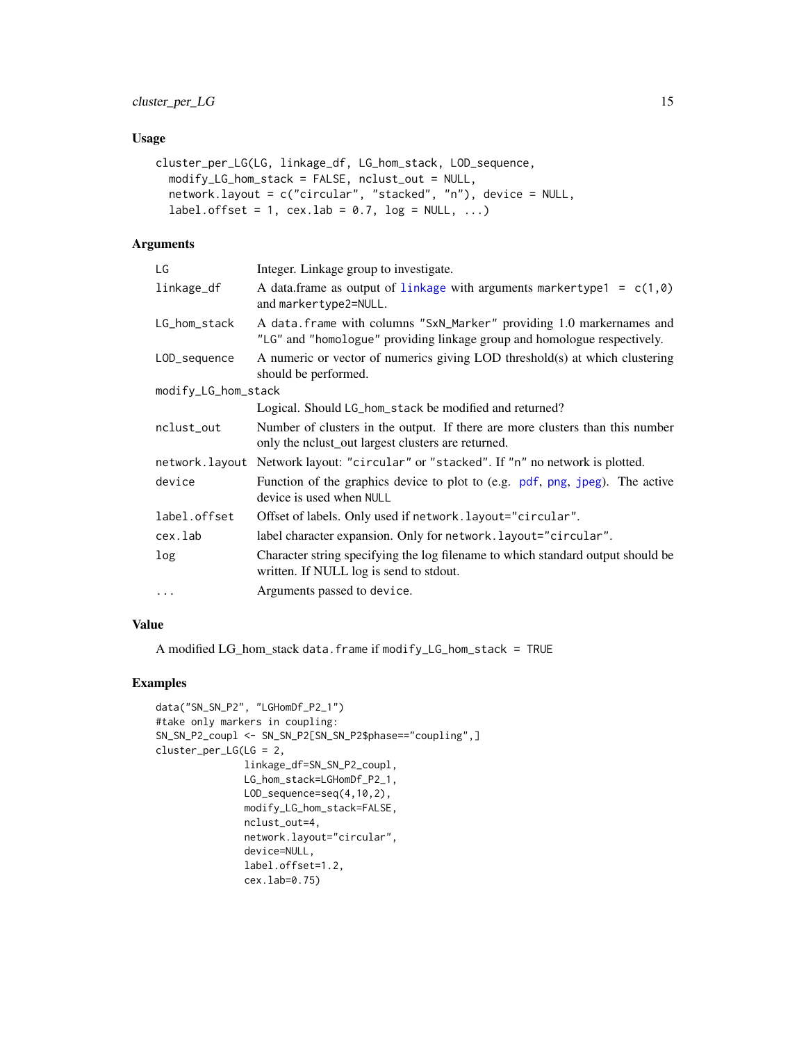## Usage

```
cluster_per_LG(LG, linkage_df, LG_hom_stack, LOD_sequence,
  modify_LG_hom_stack = FALSE, nclust_out = NULL,
  network.layout = c("circular", "stacked", "n"), device = NULL,
  label.offset = 1, cex.lab = 0.7, log = NULL, ...)
```

## Arguments

| | |
|---|---|
| `LG` | Integer. Linkage group to investigate. |
| `linkage_df` | A data.frame as output of linkage with arguments `markertype1 = c(1,0)` and `markertype2=NULL`. |
| `LG_hom_stack` | A `data.frame` with columns `"SxN_Marker"` providing 1.0 markernames and `"LG"` and `"homologue"` providing linkage group and homologue respectively. |
| `LOD_sequence` | A numeric or vector of numerics giving LOD threshold(s) at which clustering should be performed. |
| `modify_LG_hom_stack` | Logical. Should `LG_hom_stack` be modified and returned? |
| `nclust_out` | Number of clusters in the output. If there are more clusters than this number only the nclust_out largest clusters are returned. |
| `network.layout` | Network layout: `"circular"` or `"stacked"`. If `"n"` no network is plotted. |
| `device` | Function of the graphics device to plot to (e.g. pdf, png, jpeg). The active device is used when `NULL` |
| `label.offset` | Offset of labels. Only used if `network.layout="circular"`. |
| `cex.lab` | label character expansion. Only for `network.layout="circular"`. |
| `log` | Character string specifying the log filename to which standard output should be written. If NULL log is send to stdout. |
| `...` | Arguments passed to `device`. |

## Value

A modified LG_hom_stack `data.frame` if `modify_LG_hom_stack = TRUE`

## Examples

```
data("SN_SN_P2", "LGHomDf_P2_1")
#take only markers in coupling:
SN_SN_P2_coupl <- SN_SN_P2[SN_SN_P2$phase=="coupling",]
cluster_per_LG(LG = 2,
               linkage_df=SN_SN_P2_coupl,
               LG_hom_stack=LGHomDf_P2_1,
               LOD_sequence=seq(4,10,2),
               modify_LG_hom_stack=FALSE,
               nclust_out=4,
               network.layout="circular",
               device=NULL,
               label.offset=1.2,
               cex.lab=0.75)
```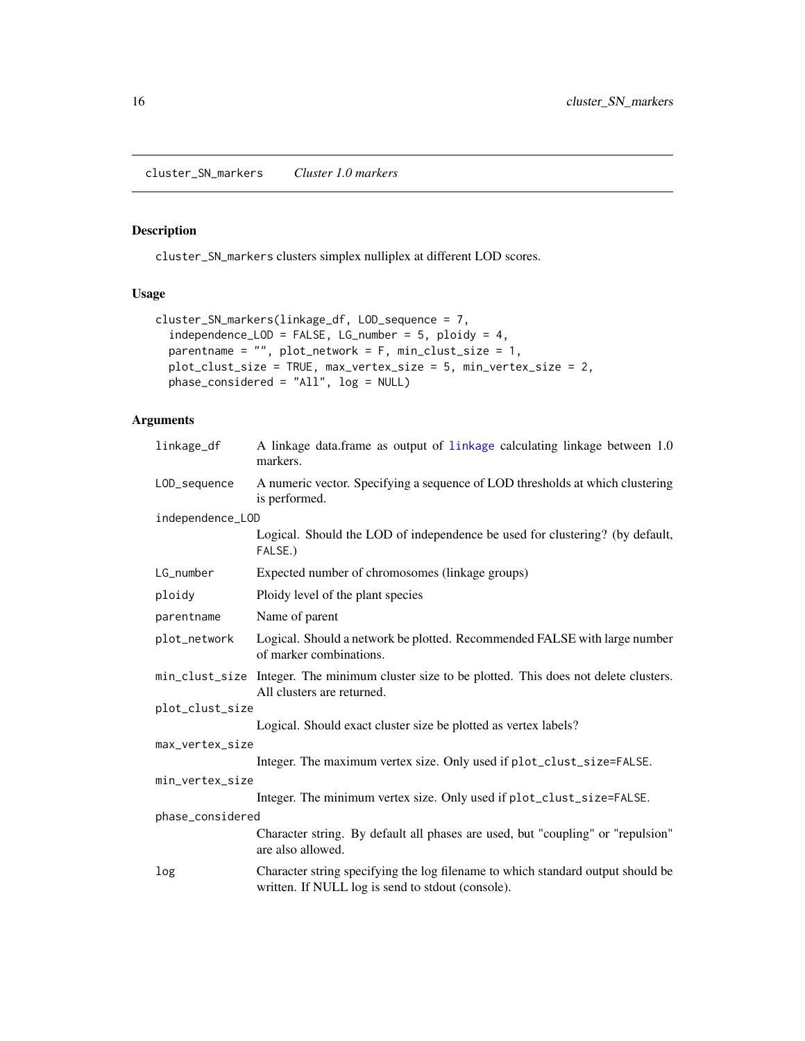cluster_SN_markers *Cluster 1.0 markers*

## Description

cluster_SN_markers clusters simplex nulliplex at different LOD scores.

## Usage

```
cluster_SN_markers(linkage_df, LOD_sequence = 7,
  independence_LOD = FALSE, LG_number = 5, ploidy = 4,
  parentname = "", plot_network = F, min_clust_size = 1,
  plot_clust_size = TRUE, max_vertex_size = 5, min_vertex_size = 2,
  phase_considered = "All", log = NULL)
```

## Arguments

| | |
|---|---|
| linkage_df | A linkage data.frame as output of linkage calculating linkage between 1.0 markers. |
| LOD_sequence | A numeric vector. Specifying a sequence of LOD thresholds at which clustering is performed. |
| independence_LOD | Logical. Should the LOD of independence be used for clustering? (by default, FALSE.) |
| LG_number | Expected number of chromosomes (linkage groups) |
| ploidy | Ploidy level of the plant species |
| parentname | Name of parent |
| plot_network | Logical. Should a network be plotted. Recommended FALSE with large number of marker combinations. |
| min_clust_size | Integer. The minimum cluster size to be plotted. This does not delete clusters. All clusters are returned. |
| plot_clust_size | Logical. Should exact cluster size be plotted as vertex labels? |
| max_vertex_size | Integer. The maximum vertex size. Only used if plot_clust_size=FALSE. |
| min_vertex_size | Integer. The minimum vertex size. Only used if plot_clust_size=FALSE. |
| phase_considered | Character string. By default all phases are used, but "coupling" or "repulsion" are also allowed. |
| log | Character string specifying the log filename to which standard output should be written. If NULL log is send to stdout (console). |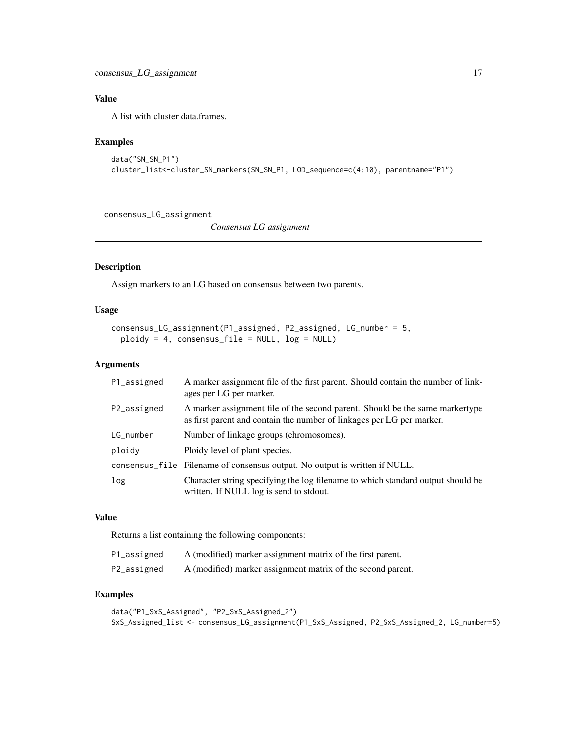## Value

A list with cluster data.frames.

## Examples

```
data("SN_SN_P1")
cluster_list<-cluster_SN_markers(SN_SN_P1, LOD_sequence=c(4:10), parentname="P1")
```

---

# consensus_LG_assignment

*Consensus LG assignment*

---

## Description

Assign markers to an LG based on consensus between two parents.

## Usage

```
consensus_LG_assignment(P1_assigned, P2_assigned, LG_number = 5,
  ploidy = 4, consensus_file = NULL, log = NULL)
```

## Arguments

| | |
|---|---|
| P1_assigned | A marker assignment file of the first parent. Should contain the number of linkages per LG per marker. |
| P2_assigned | A marker assignment file of the second parent. Should be the same markertype as first parent and contain the number of linkages per LG per marker. |
| LG_number | Number of linkage groups (chromosomes). |
| ploidy | Ploidy level of plant species. |
| consensus_file | Filename of consensus output. No output is written if NULL. |
| log | Character string specifying the log filename to which standard output should be written. If NULL log is send to stdout. |

## Value

Returns a list containing the following components:

| | |
|---|---|
| P1_assigned | A (modified) marker assignment matrix of the first parent. |
| P2_assigned | A (modified) marker assignment matrix of the second parent. |

## Examples

```
data("P1_SxS_Assigned", "P2_SxS_Assigned_2")
SxS_Assigned_list <- consensus_LG_assignment(P1_SxS_Assigned, P2_SxS_Assigned_2, LG_number=5)
```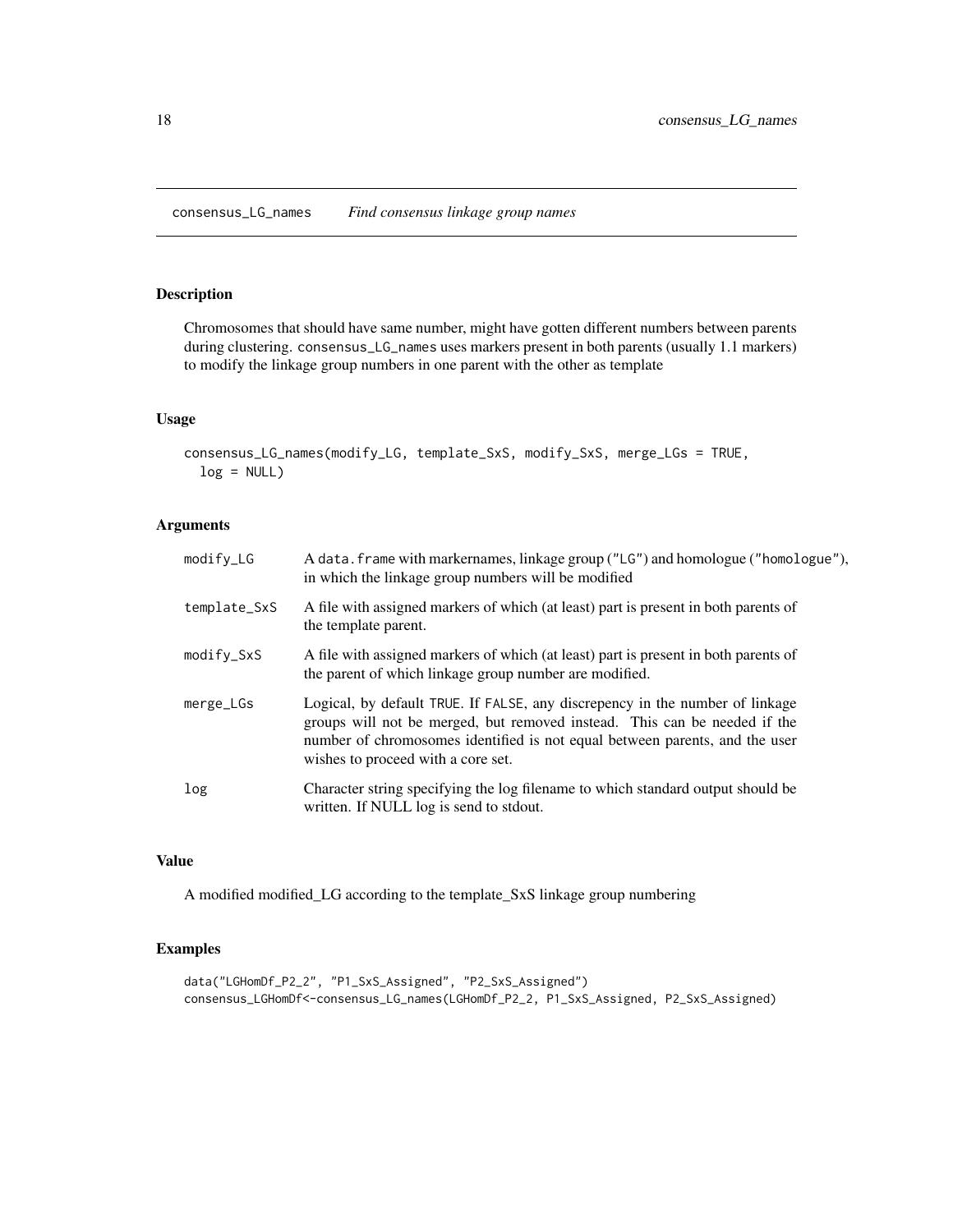# consensus_LG_names — *Find consensus linkage group names*

## Description

Chromosomes that should have same number, might have gotten different numbers between parents during clustering. `consensus_LG_names` uses markers present in both parents (usually 1.1 markers) to modify the linkage group numbers in one parent with the other as template

## Usage

```
consensus_LG_names(modify_LG, template_SxS, modify_SxS, merge_LGs = TRUE,
  log = NULL)
```

## Arguments

| | |
|---|---|
| `modify_LG` | A `data.frame` with markernames, linkage group (`"LG"`) and homologue (`"homologue"`), in which the linkage group numbers will be modified |
| `template_SxS` | A file with assigned markers of which (at least) part is present in both parents of the template parent. |
| `modify_SxS` | A file with assigned markers of which (at least) part is present in both parents of the parent of which linkage group number are modified. |
| `merge_LGs` | Logical, by default `TRUE`. If `FALSE`, any discrepency in the number of linkage groups will not be merged, but removed instead. This can be needed if the number of chromosomes identified is not equal between parents, and the user wishes to proceed with a core set. |
| `log` | Character string specifying the log filename to which standard output should be written. If NULL log is send to stdout. |

## Value

A modified modified_LG according to the template_SxS linkage group numbering

## Examples

```
data("LGHomDf_P2_2", "P1_SxS_Assigned", "P2_SxS_Assigned")
consensus_LGHomDf<-consensus_LG_names(LGHomDf_P2_2, P1_SxS_Assigned, P2_SxS_Assigned)
```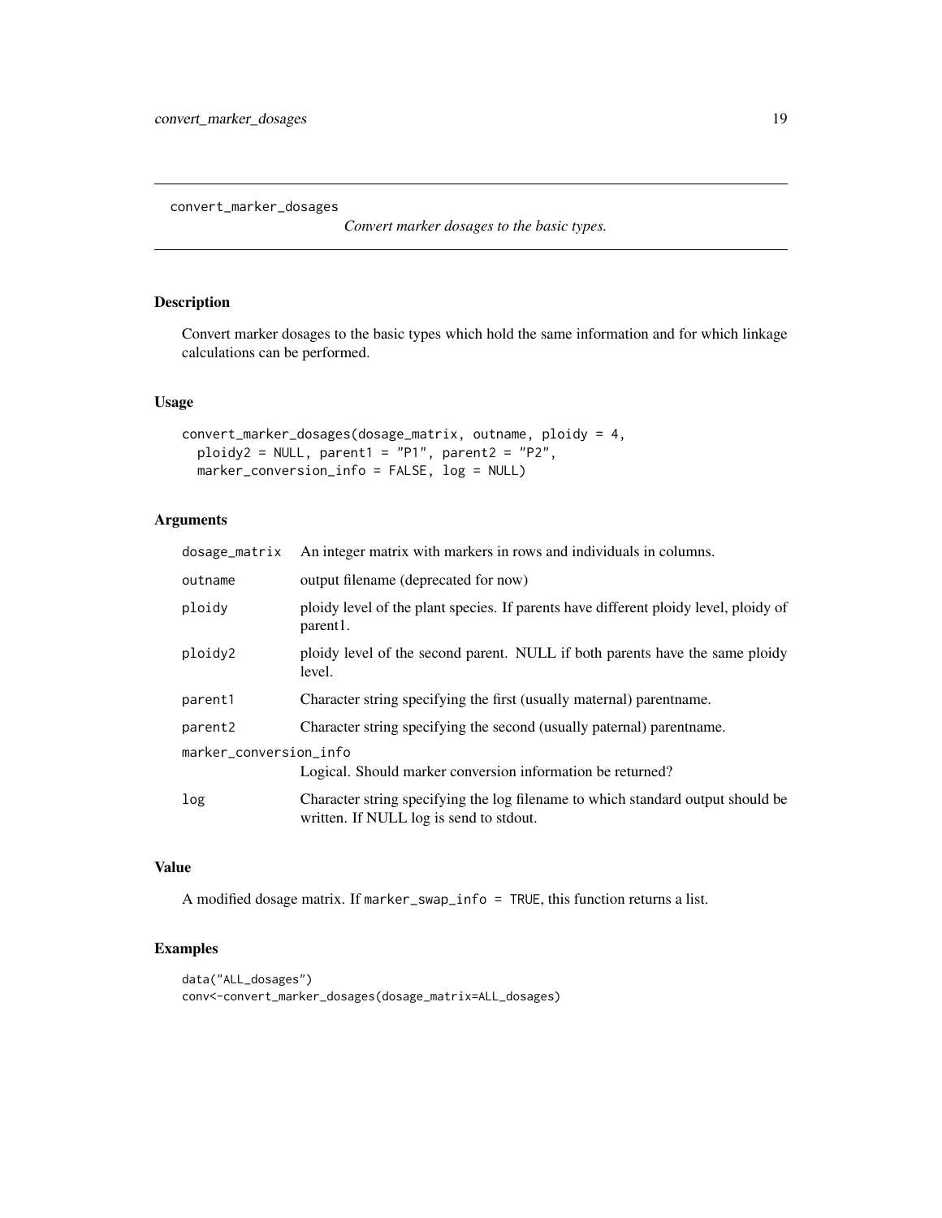convert_marker_dosages

*Convert marker dosages to the basic types.*

## Description

Convert marker dosages to the basic types which hold the same information and for which linkage calculations can be performed.

## Usage

```
convert_marker_dosages(dosage_matrix, outname, ploidy = 4,
  ploidy2 = NULL, parent1 = "P1", parent2 = "P2",
  marker_conversion_info = FALSE, log = NULL)
```

## Arguments

| | |
|---|---|
| `dosage_matrix` | An integer matrix with markers in rows and individuals in columns. |
| `outname` | output filename (deprecated for now) |
| `ploidy` | ploidy level of the plant species. If parents have different ploidy level, ploidy of parent1. |
| `ploidy2` | ploidy level of the second parent. NULL if both parents have the same ploidy level. |
| `parent1` | Character string specifying the first (usually maternal) parentname. |
| `parent2` | Character string specifying the second (usually paternal) parentname. |
| `marker_conversion_info` | Logical. Should marker conversion information be returned? |
| `log` | Character string specifying the log filename to which standard output should be written. If NULL log is send to stdout. |

## Value

A modified dosage matrix. If `marker_swap_info = TRUE`, this function returns a list.

## Examples

```
data("ALL_dosages")
conv<-convert_marker_dosages(dosage_matrix=ALL_dosages)
```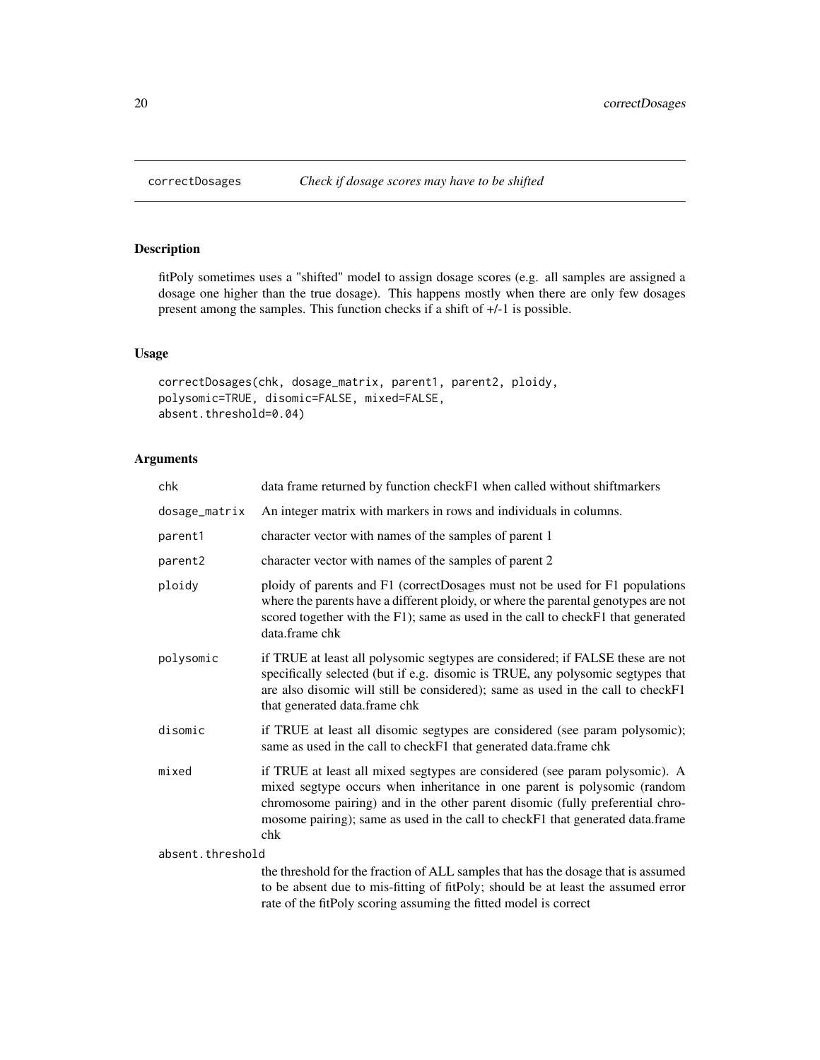# correctDosages — *Check if dosage scores may have to be shifted*

## Description

fitPoly sometimes uses a "shifted" model to assign dosage scores (e.g. all samples are assigned a dosage one higher than the true dosage). This happens mostly when there are only few dosages present among the samples. This function checks if a shift of +/-1 is possible.

## Usage

```
correctDosages(chk, dosage_matrix, parent1, parent2, ploidy,
polysomic=TRUE, disomic=FALSE, mixed=FALSE,
absent.threshold=0.04)
```

## Arguments

| | |
|---|---|
| `chk` | data frame returned by function checkF1 when called without shiftmarkers |
| `dosage_matrix` | An integer matrix with markers in rows and individuals in columns. |
| `parent1` | character vector with names of the samples of parent 1 |
| `parent2` | character vector with names of the samples of parent 2 |
| `ploidy` | ploidy of parents and F1 (correctDosages must not be used for F1 populations where the parents have a different ploidy, or where the parental genotypes are not scored together with the F1); same as used in the call to checkF1 that generated data.frame chk |
| `polysomic` | if TRUE at least all polysomic segtypes are considered; if FALSE these are not specifically selected (but if e.g. disomic is TRUE, any polysomic segtypes that are also disomic will still be considered); same as used in the call to checkF1 that generated data.frame chk |
| `disomic` | if TRUE at least all disomic segtypes are considered (see param polysomic); same as used in the call to checkF1 that generated data.frame chk |
| `mixed` | if TRUE at least all mixed segtypes are considered (see param polysomic). A mixed segtype occurs when inheritance in one parent is polysomic (random chromosome pairing) and in the other parent disomic (fully preferential chromosome pairing); same as used in the call to checkF1 that generated data.frame chk |
| `absent.threshold` | the threshold for the fraction of ALL samples that has the dosage that is assumed to be absent due to mis-fitting of fitPoly; should be at least the assumed error rate of the fitPoly scoring assuming the fitted model is correct |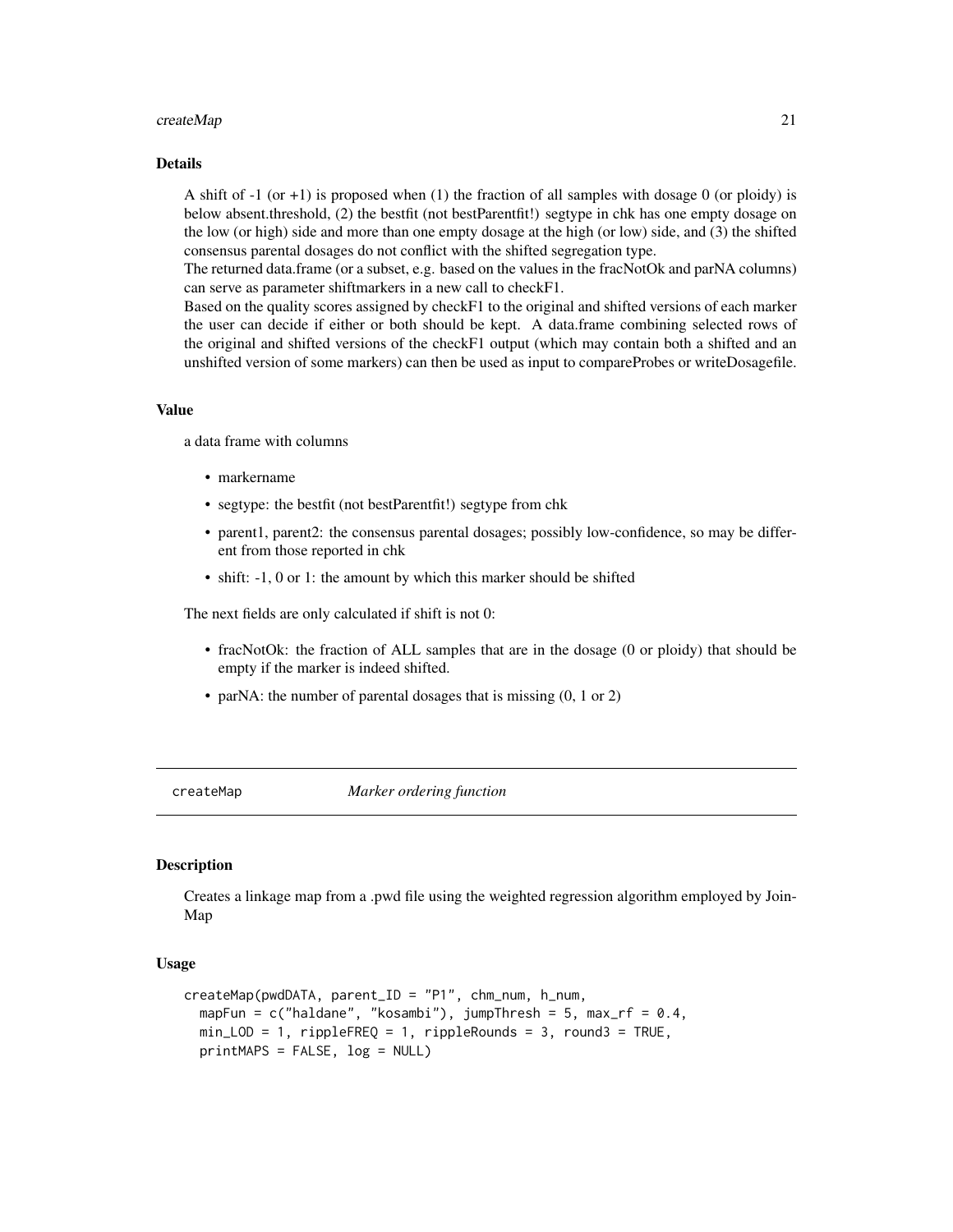### Details

A shift of -1 (or +1) is proposed when (1) the fraction of all samples with dosage 0 (or ploidy) is below absent.threshold, (2) the bestfit (not bestParentfit!) segtype in chk has one empty dosage on the low (or high) side and more than one empty dosage at the high (or low) side, and (3) the shifted consensus parental dosages do not conflict with the shifted segregation type.
The returned data.frame (or a subset, e.g. based on the values in the fracNotOk and parNA columns) can serve as parameter shiftmarkers in a new call to checkF1.
Based on the quality scores assigned by checkF1 to the original and shifted versions of each marker the user can decide if either or both should be kept. A data.frame combining selected rows of the original and shifted versions of the checkF1 output (which may contain both a shifted and an unshifted version of some markers) can then be used as input to compareProbes or writeDosagefile.

### Value

a data frame with columns

- markername
- segtype: the bestfit (not bestParentfit!) segtype from chk
- parent1, parent2: the consensus parental dosages; possibly low-confidence, so may be different from those reported in chk
- shift: -1, 0 or 1: the amount by which this marker should be shifted

The next fields are only calculated if shift is not 0:

- fracNotOk: the fraction of ALL samples that are in the dosage (0 or ploidy) that should be empty if the marker is indeed shifted.
- parNA: the number of parental dosages that is missing (0, 1 or 2)

---

## createMap — *Marker ordering function*

### Description

Creates a linkage map from a .pwd file using the weighted regression algorithm employed by JoinMap

### Usage

```
createMap(pwdDATA, parent_ID = "P1", chm_num, h_num,
  mapFun = c("haldane", "kosambi"), jumpThresh = 5, max_rf = 0.4,
  min_LOD = 1, rippleFREQ = 1, rippleRounds = 3, round3 = TRUE,
  printMAPS = FALSE, log = NULL)
```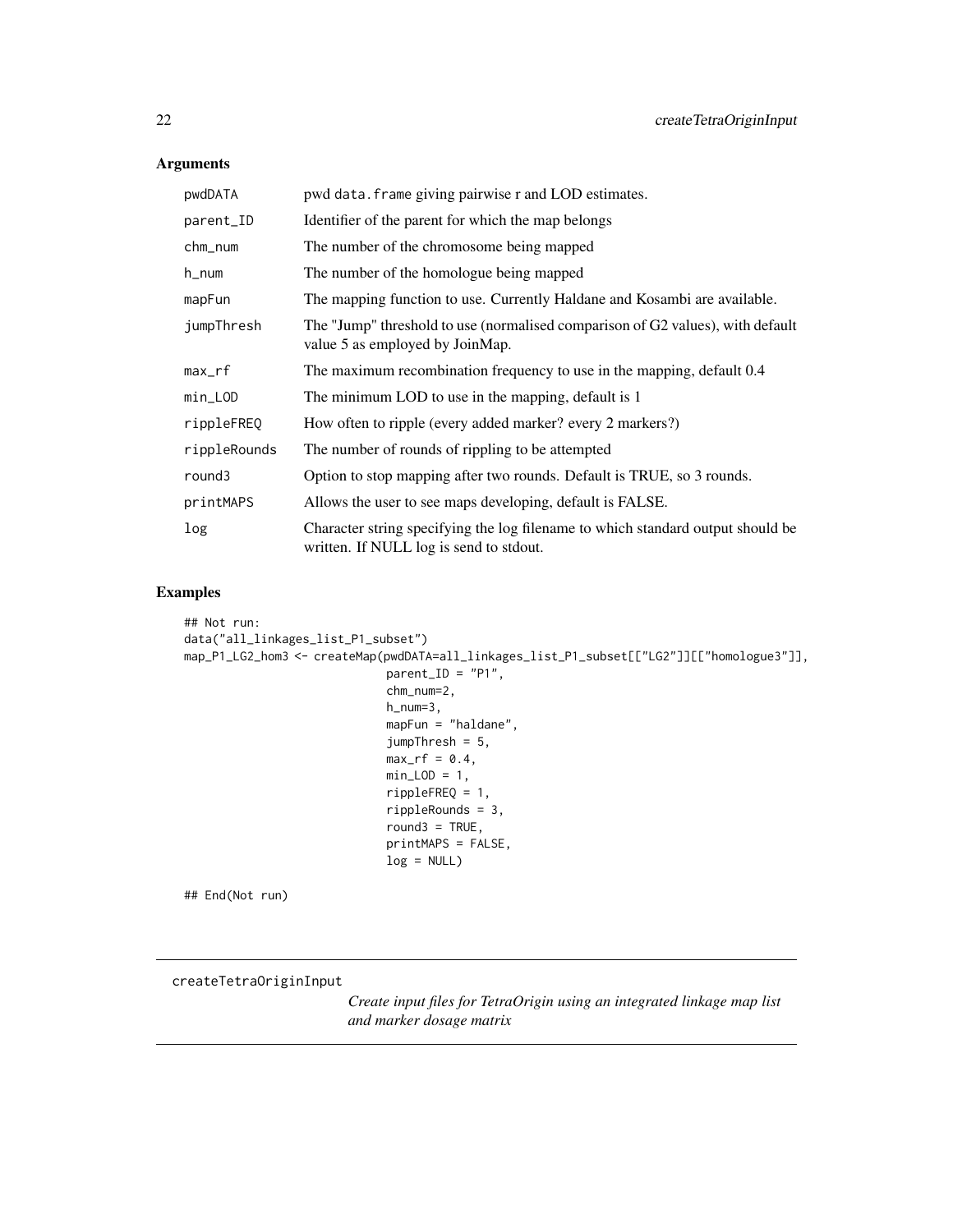## Arguments

| | |
|---|---|
| pwdDATA | pwd data.frame giving pairwise r and LOD estimates. |
| parent_ID | Identifier of the parent for which the map belongs |
| chm_num | The number of the chromosome being mapped |
| h_num | The number of the homologue being mapped |
| mapFun | The mapping function to use. Currently Haldane and Kosambi are available. |
| jumpThresh | The "Jump" threshold to use (normalised comparison of G2 values), with default value 5 as employed by JoinMap. |
| max_rf | The maximum recombination frequency to use in the mapping, default 0.4 |
| min_LOD | The minimum LOD to use in the mapping, default is 1 |
| rippleFREQ | How often to ripple (every added marker? every 2 markers?) |
| rippleRounds | The number of rounds of rippling to be attempted |
| round3 | Option to stop mapping after two rounds. Default is TRUE, so 3 rounds. |
| printMAPS | Allows the user to see maps developing, default is FALSE. |
| log | Character string specifying the log filename to which standard output should be written. If NULL log is send to stdout. |

## Examples

```
## Not run:
data("all_linkages_list_P1_subset")
map_P1_LG2_hom3 <- createMap(pwdDATA=all_linkages_list_P1_subset[["LG2"]][["homologue3"]],
                             parent_ID = "P1",
                             chm_num=2,
                             h_num=3,
                             mapFun = "haldane",
                             jumpThresh = 5,
                             max_rf = 0.4,
                             min_LOD = 1,
                             rippleFREQ = 1,
                             rippleRounds = 3,
                             round3 = TRUE,
                             printMAPS = FALSE,
                             log = NULL)

## End(Not run)
```

---

createTetraOriginInput        *Create input files for TetraOrigin using an integrated linkage map list and marker dosage matrix*

---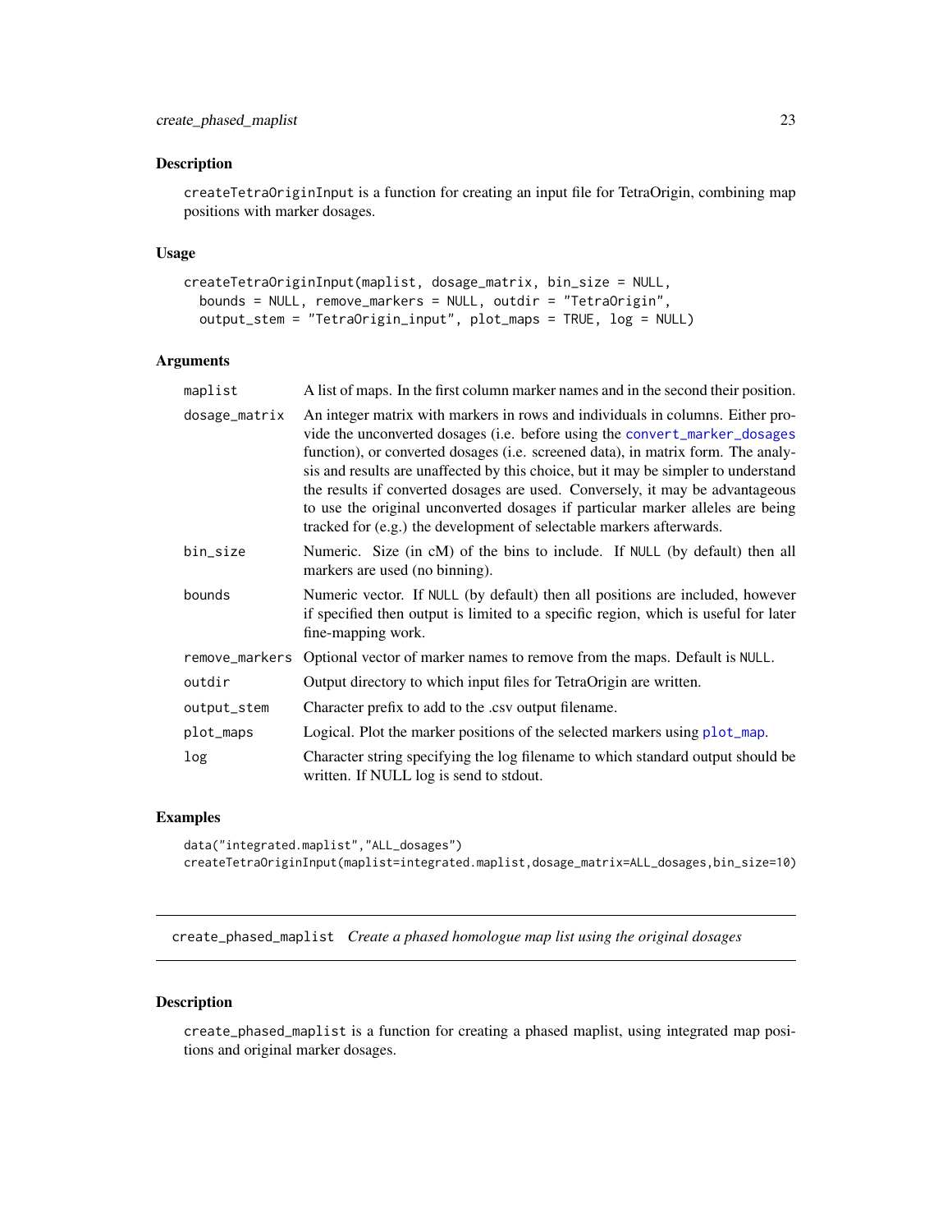### Description

createTetraOriginInput is a function for creating an input file for TetraOrigin, combining map positions with marker dosages.

### Usage

```
createTetraOriginInput(maplist, dosage_matrix, bin_size = NULL,
  bounds = NULL, remove_markers = NULL, outdir = "TetraOrigin",
  output_stem = "TetraOrigin_input", plot_maps = TRUE, log = NULL)
```

### Arguments

| | |
|---|---|
| maplist | A list of maps. In the first column marker names and in the second their position. |
| dosage_matrix | An integer matrix with markers in rows and individuals in columns. Either provide the unconverted dosages (i.e. before using the convert_marker_dosages function), or converted dosages (i.e. screened data), in matrix form. The analysis and results are unaffected by this choice, but it may be simpler to understand the results if converted dosages are used. Conversely, it may be advantageous to use the original unconverted dosages if particular marker alleles are being tracked for (e.g.) the development of selectable markers afterwards. |
| bin_size | Numeric. Size (in cM) of the bins to include. If NULL (by default) then all markers are used (no binning). |
| bounds | Numeric vector. If NULL (by default) then all positions are included, however if specified then output is limited to a specific region, which is useful for later fine-mapping work. |
| remove_markers | Optional vector of marker names to remove from the maps. Default is NULL. |
| outdir | Output directory to which input files for TetraOrigin are written. |
| output_stem | Character prefix to add to the .csv output filename. |
| plot_maps | Logical. Plot the marker positions of the selected markers using plot_map. |
| log | Character string specifying the log filename to which standard output should be written. If NULL log is send to stdout. |

### Examples

```
data("integrated.maplist","ALL_dosages")
createTetraOriginInput(maplist=integrated.maplist,dosage_matrix=ALL_dosages,bin_size=10)
```

---

## create_phased_maplist *Create a phased homologue map list using the original dosages*

---

### Description

create_phased_maplist is a function for creating a phased maplist, using integrated map positions and original marker dosages.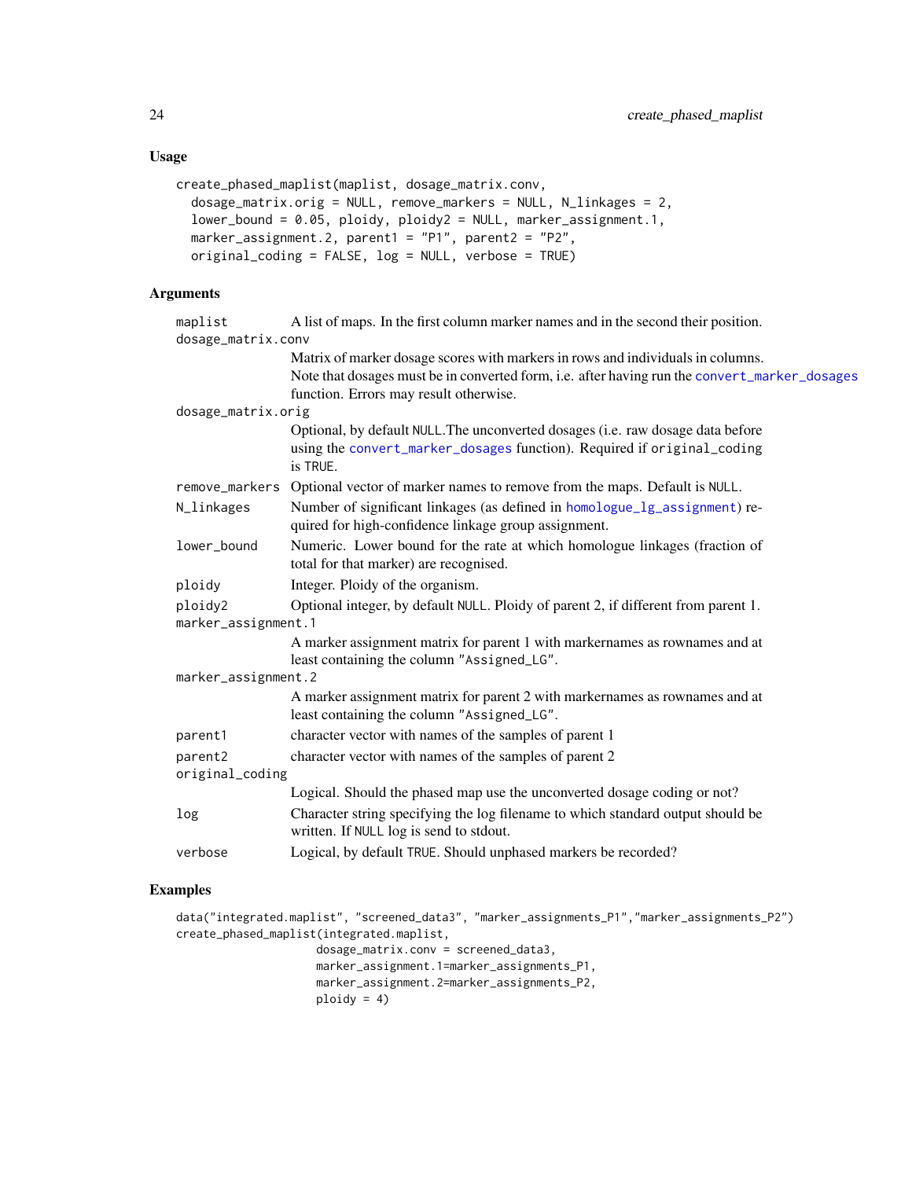## Usage

```
create_phased_maplist(maplist, dosage_matrix.conv,
  dosage_matrix.orig = NULL, remove_markers = NULL, N_linkages = 2,
  lower_bound = 0.05, ploidy, ploidy2 = NULL, marker_assignment.1,
  marker_assignment.2, parent1 = "P1", parent2 = "P2",
  original_coding = FALSE, log = NULL, verbose = TRUE)
```

## Arguments

| | |
|---|---|
| maplist | A list of maps. In the first column marker names and in the second their position. |
| dosage_matrix.conv | Matrix of marker dosage scores with markers in rows and individuals in columns. Note that dosages must be in converted form, i.e. after having run the convert_marker_dosages function. Errors may result otherwise. |
| dosage_matrix.orig | Optional, by default NULL.The unconverted dosages (i.e. raw dosage data before using the convert_marker_dosages function). Required if original_coding is TRUE. |
| remove_markers | Optional vector of marker names to remove from the maps. Default is NULL. |
| N_linkages | Number of significant linkages (as defined in homologue_lg_assignment) required for high-confidence linkage group assignment. |
| lower_bound | Numeric. Lower bound for the rate at which homologue linkages (fraction of total for that marker) are recognised. |
| ploidy | Integer. Ploidy of the organism. |
| ploidy2 | Optional integer, by default NULL. Ploidy of parent 2, if different from parent 1. |
| marker_assignment.1 | A marker assignment matrix for parent 1 with markernames as rownames and at least containing the column "Assigned_LG". |
| marker_assignment.2 | A marker assignment matrix for parent 2 with markernames as rownames and at least containing the column "Assigned_LG". |
| parent1 | character vector with names of the samples of parent 1 |
| parent2 | character vector with names of the samples of parent 2 |
| original_coding | Logical. Should the phased map use the unconverted dosage coding or not? |
| log | Character string specifying the log filename to which standard output should be written. If NULL log is send to stdout. |
| verbose | Logical, by default TRUE. Should unphased markers be recorded? |

## Examples

```
data("integrated.maplist", "screened_data3", "marker_assignments_P1","marker_assignments_P2")
create_phased_maplist(integrated.maplist,
                     dosage_matrix.conv = screened_data3,
                     marker_assignment.1=marker_assignments_P1,
                     marker_assignment.2=marker_assignments_P2,
                     ploidy = 4)
```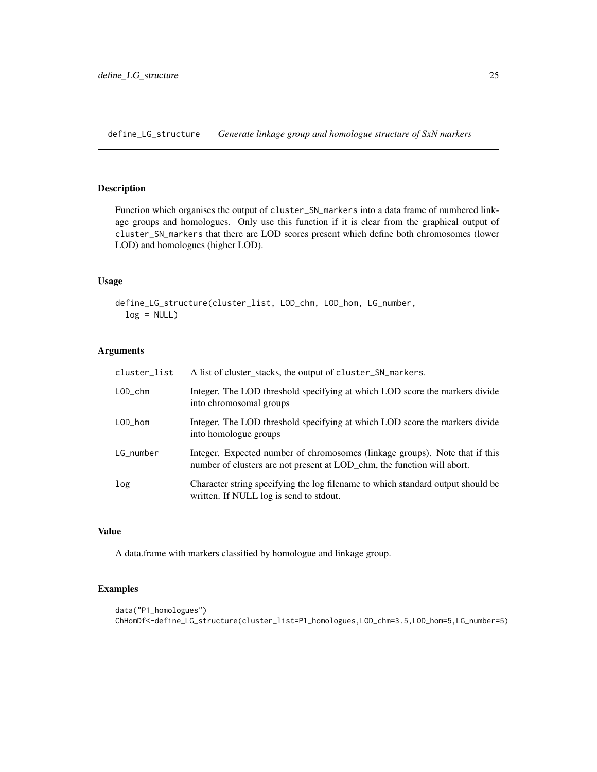# define_LG_structure *Generate linkage group and homologue structure of SxN markers*

## Description

Function which organises the output of `cluster_SN_markers` into a data frame of numbered linkage groups and homologues. Only use this function if it is clear from the graphical output of `cluster_SN_markers` that there are LOD scores present which define both chromosomes (lower LOD) and homologues (higher LOD).

## Usage

```
define_LG_structure(cluster_list, LOD_chm, LOD_hom, LG_number,
  log = NULL)
```

## Arguments

| | |
|---|---|
| cluster_list | A list of cluster_stacks, the output of `cluster_SN_markers`. |
| LOD_chm | Integer. The LOD threshold specifying at which LOD score the markers divide into chromosomal groups |
| LOD_hom | Integer. The LOD threshold specifying at which LOD score the markers divide into homologue groups |
| LG_number | Integer. Expected number of chromosomes (linkage groups). Note that if this number of clusters are not present at LOD_chm, the function will abort. |
| log | Character string specifying the log filename to which standard output should be written. If NULL log is send to stdout. |

## Value

A data.frame with markers classified by homologue and linkage group.

## Examples

```
data("P1_homologues")
ChHomDf<-define_LG_structure(cluster_list=P1_homologues,LOD_chm=3.5,LOD_hom=5,LG_number=5)
```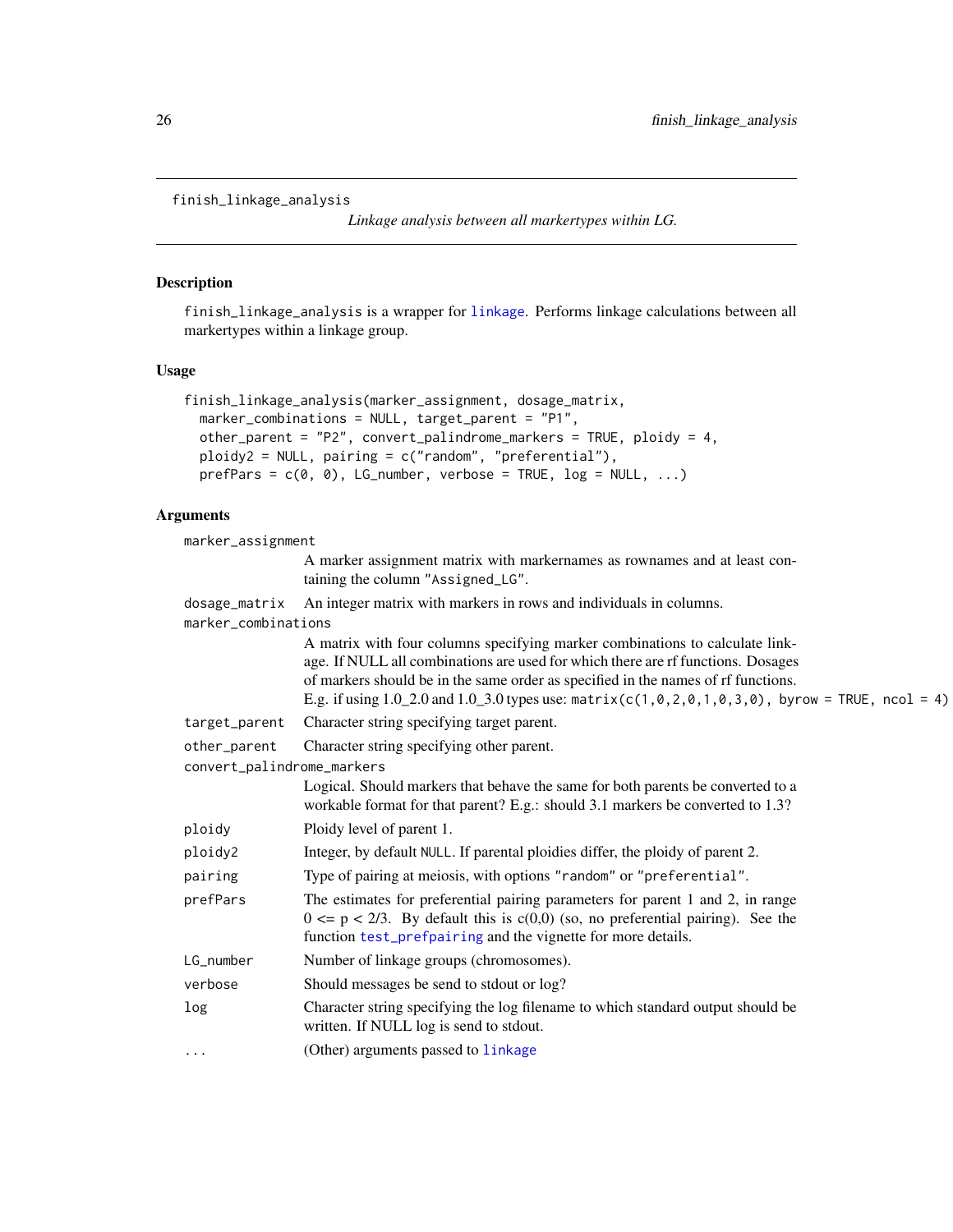## finish_linkage_analysis

*Linkage analysis between all markertypes within LG.*

### Description

finish_linkage_analysis is a wrapper for linkage. Performs linkage calculations between all markertypes within a linkage group.

### Usage

```
finish_linkage_analysis(marker_assignment, dosage_matrix,
  marker_combinations = NULL, target_parent = "P1",
  other_parent = "P2", convert_palindrome_markers = TRUE, ploidy = 4,
  ploidy2 = NULL, pairing = c("random", "preferential"),
  prefPars = c(0, 0), LG_number, verbose = TRUE, log = NULL, ...)
```

### Arguments

| Argument | Description |
| --- | --- |
| marker_assignment | A marker assignment matrix with markernames as rownames and at least containing the column "Assigned_LG". |
| dosage_matrix | An integer matrix with markers in rows and individuals in columns. |
| marker_combinations | A matrix with four columns specifying marker combinations to calculate linkage. If NULL all combinations are used for which there are rf functions. Dosages of markers should be in the same order as specified in the names of rf functions. E.g. if using 1.0_2.0 and 1.0_3.0 types use: `matrix(c(1,0,2,0,1,0,3,0), byrow = TRUE, ncol = 4)` |
| target_parent | Character string specifying target parent. |
| other_parent | Character string specifying other parent. |
| convert_palindrome_markers | Logical. Should markers that behave the same for both parents be converted to a workable format for that parent? E.g.: should 3.1 markers be converted to 1.3? |
| ploidy | Ploidy level of parent 1. |
| ploidy2 | Integer, by default NULL. If parental ploidies differ, the ploidy of parent 2. |
| pairing | Type of pairing at meiosis, with options "random" or "preferential". |
| prefPars | The estimates for preferential pairing parameters for parent 1 and 2, in range $0 <= p < 2/3$. By default this is c(0,0) (so, no preferential pairing). See the function test_prefpairing and the vignette for more details. |
| LG_number | Number of linkage groups (chromosomes). |
| verbose | Should messages be send to stdout or log? |
| log | Character string specifying the log filename to which standard output should be written. If NULL log is send to stdout. |
| ... | (Other) arguments passed to linkage |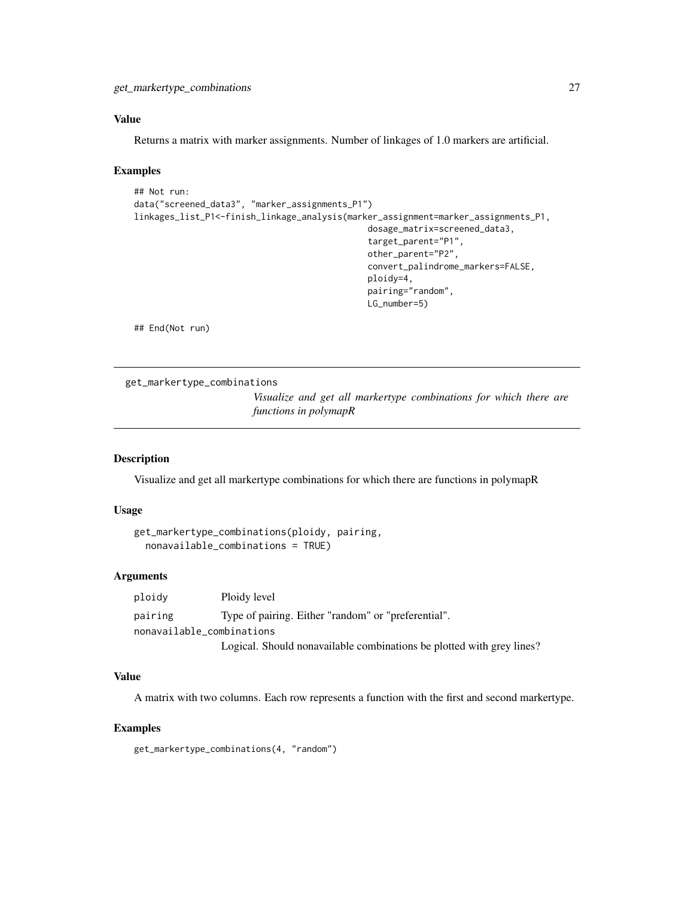### Value

Returns a matrix with marker assignments. Number of linkages of 1.0 markers are artificial.

### Examples

```
## Not run:
data("screened_data3", "marker_assignments_P1")
linkages_list_P1<-finish_linkage_analysis(marker_assignment=marker_assignments_P1,
                                          dosage_matrix=screened_data3,
                                          target_parent="P1",
                                          other_parent="P2",
                                          convert_palindrome_markers=FALSE,
                                          ploidy=4,
                                          pairing="random",
                                          LG_number=5)

## End(Not run)
```

---

## get_markertype_combinations

*Visualize and get all markertype combinations for which there are functions in polymapR*

---

### Description

Visualize and get all markertype combinations for which there are functions in polymapR

### Usage

```
get_markertype_combinations(ploidy, pairing,
  nonavailable_combinations = TRUE)
```

### Arguments

| | |
|---|---|
| `ploidy` | Ploidy level |
| `pairing` | Type of pairing. Either "random" or "preferential". |
| `nonavailable_combinations` | Logical. Should nonavailable combinations be plotted with grey lines? |

### Value

A matrix with two columns. Each row represents a function with the first and second markertype.

### Examples

```
get_markertype_combinations(4, "random")
```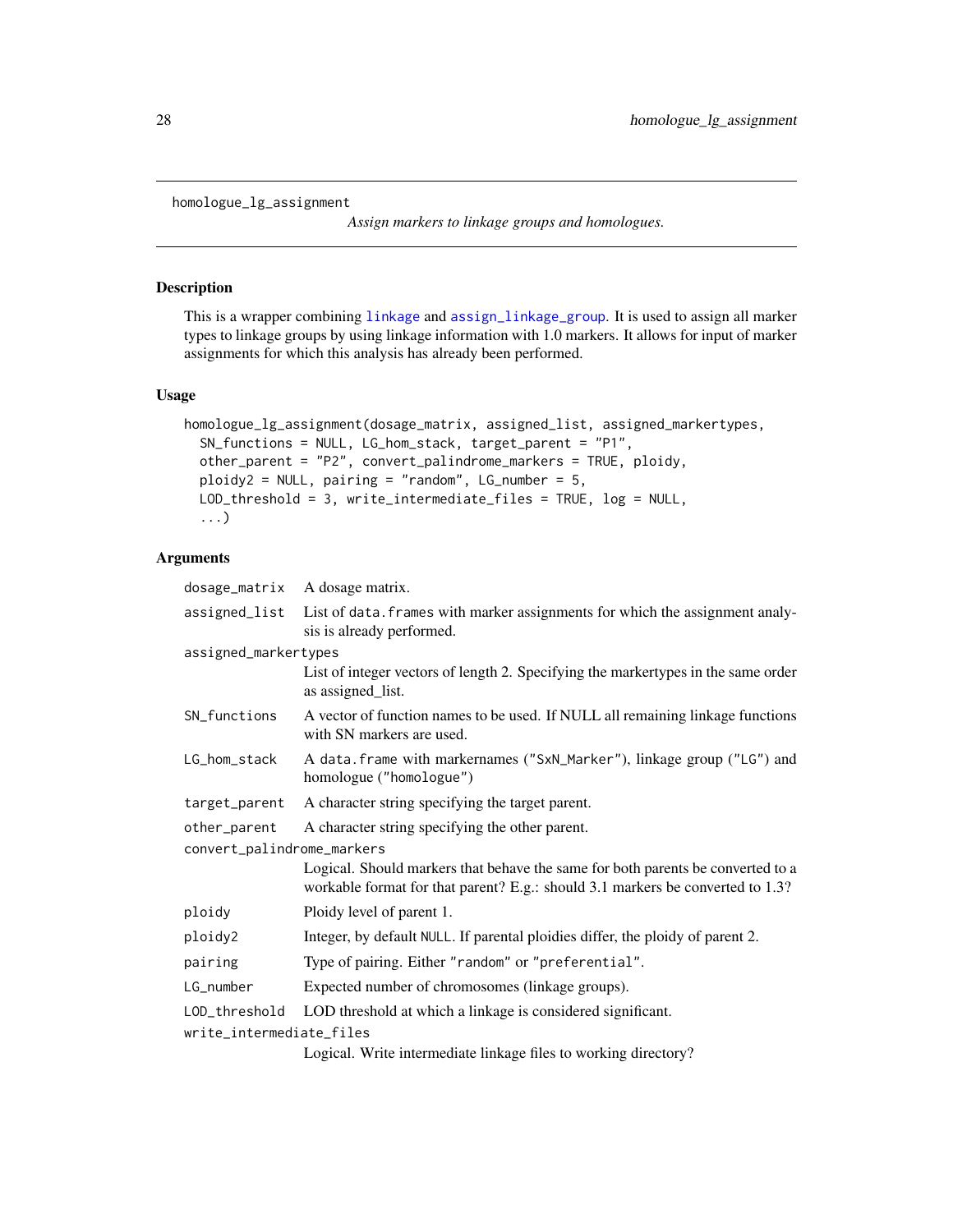```
homologue_lg_assignment
```

*Assign markers to linkage groups and homologues.*

## Description

This is a wrapper combining `linkage` and `assign_linkage_group`. It is used to assign all marker types to linkage groups by using linkage information with 1.0 markers. It allows for input of marker assignments for which this analysis has already been performed.

## Usage

```
homologue_lg_assignment(dosage_matrix, assigned_list, assigned_markertypes,
  SN_functions = NULL, LG_hom_stack, target_parent = "P1",
  other_parent = "P2", convert_palindrome_markers = TRUE, ploidy,
  ploidy2 = NULL, pairing = "random", LG_number = 5,
  LOD_threshold = 3, write_intermediate_files = TRUE, log = NULL,
  ...)
```

## Arguments

| Argument | Description |
|---|---|
| `dosage_matrix` | A dosage matrix. |
| `assigned_list` | List of `data.frames` with marker assignments for which the assignment analysis is already performed. |
| `assigned_markertypes` | List of integer vectors of length 2. Specifying the markertypes in the same order as assigned_list. |
| `SN_functions` | A vector of function names to be used. If NULL all remaining linkage functions with SN markers are used. |
| `LG_hom_stack` | A `data.frame` with markernames (`"SxN_Marker"`), linkage group (`"LG"`) and homologue (`"homologue"`) |
| `target_parent` | A character string specifying the target parent. |
| `other_parent` | A character string specifying the other parent. |
| `convert_palindrome_markers` | Logical. Should markers that behave the same for both parents be converted to a workable format for that parent? E.g.: should 3.1 markers be converted to 1.3? |
| `ploidy` | Ploidy level of parent 1. |
| `ploidy2` | Integer, by default `NULL`. If parental ploidies differ, the ploidy of parent 2. |
| `pairing` | Type of pairing. Either `"random"` or `"preferential"`. |
| `LG_number` | Expected number of chromosomes (linkage groups). |
| `LOD_threshold` | LOD threshold at which a linkage is considered significant. |
| `write_intermediate_files` | Logical. Write intermediate linkage files to working directory? |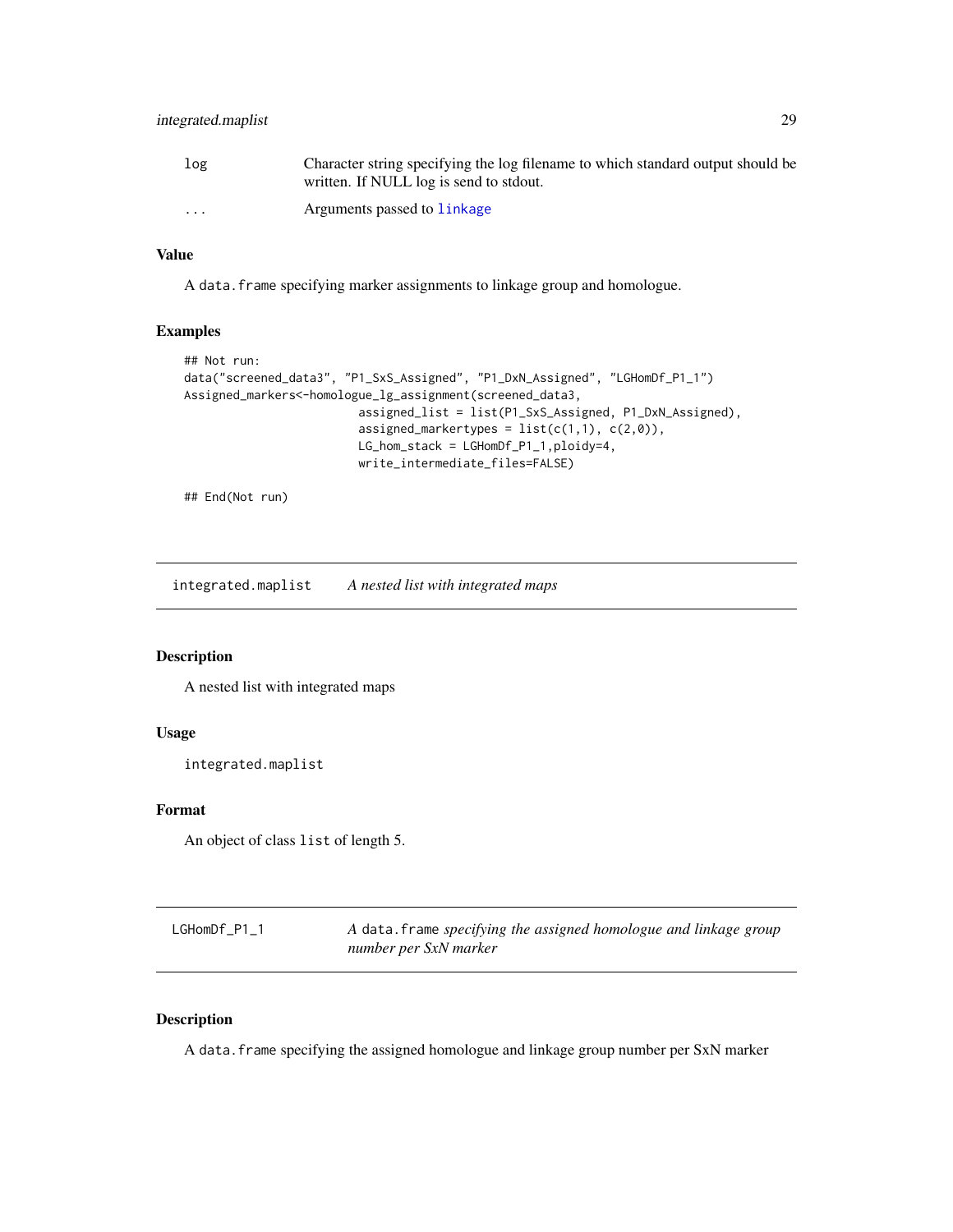| | |
|---|---|
| log | Character string specifying the log filename to which standard output should be written. If NULL log is send to stdout. |
| ... | Arguments passed to linkage |

## Value

A data.frame specifying marker assignments to linkage group and homologue.

## Examples

```
## Not run:
data("screened_data3", "P1_SxS_Assigned", "P1_DxN_Assigned", "LGHomDf_P1_1")
Assigned_markers<-homologue_lg_assignment(screened_data3,
                        assigned_list = list(P1_SxS_Assigned, P1_DxN_Assigned),
                        assigned_markertypes = list(c(1,1), c(2,0)),
                        LG_hom_stack = LGHomDf_P1_1,ploidy=4,
                        write_intermediate_files=FALSE)

## End(Not run)
```

# integrated.maplist *A nested list with integrated maps*

## Description

A nested list with integrated maps

## Usage

```
integrated.maplist
```

## Format

An object of class list of length 5.

# LGHomDf_P1_1 *A data.frame specifying the assigned homologue and linkage group number per SxN marker*

## Description

A data.frame specifying the assigned homologue and linkage group number per SxN marker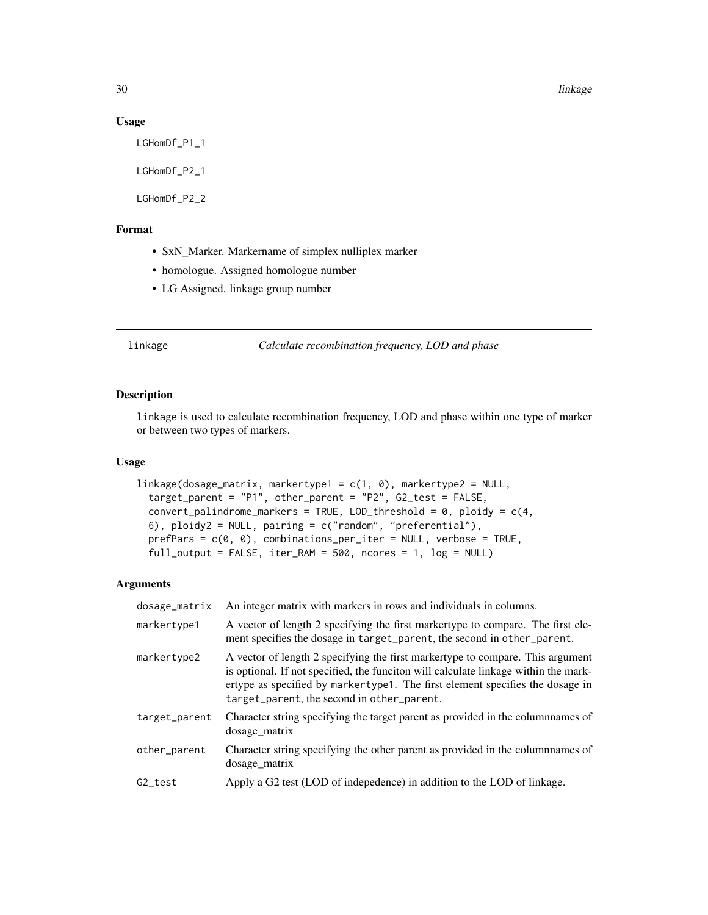### Usage

```
LGHomDf_P1_1

LGHomDf_P2_1

LGHomDf_P2_2
```

### Format

- SxN_Marker. Markername of simplex nulliplex marker
- homologue. Assigned homologue number
- LG Assigned. linkage group number

---

## linkage — *Calculate recombination frequency, LOD and phase*

---

### Description

linkage is used to calculate recombination frequency, LOD and phase within one type of marker or between two types of markers.

### Usage

```
linkage(dosage_matrix, markertype1 = c(1, 0), markertype2 = NULL,
  target_parent = "P1", other_parent = "P2", G2_test = FALSE,
  convert_palindrome_markers = TRUE, LOD_threshold = 0, ploidy = c(4,
  6), ploidy2 = NULL, pairing = c("random", "preferential"),
  prefPars = c(0, 0), combinations_per_iter = NULL, verbose = TRUE,
  full_output = FALSE, iter_RAM = 500, ncores = 1, log = NULL)
```

### Arguments

| | |
|---|---|
| dosage_matrix | An integer matrix with markers in rows and individuals in columns. |
| markertype1 | A vector of length 2 specifying the first markertype to compare. The first element specifies the dosage in target_parent, the second in other_parent. |
| markertype2 | A vector of length 2 specifying the first markertype to compare. This argument is optional. If not specified, the funciton will calculate linkage within the markertype as specified by markertype1. The first element specifies the dosage in target_parent, the second in other_parent. |
| target_parent | Character string specifying the target parent as provided in the columnnames of dosage_matrix |
| other_parent | Character string specifying the other parent as provided in the columnnames of dosage_matrix |
| G2_test | Apply a G2 test (LOD of indepedence) in addition to the LOD of linkage. |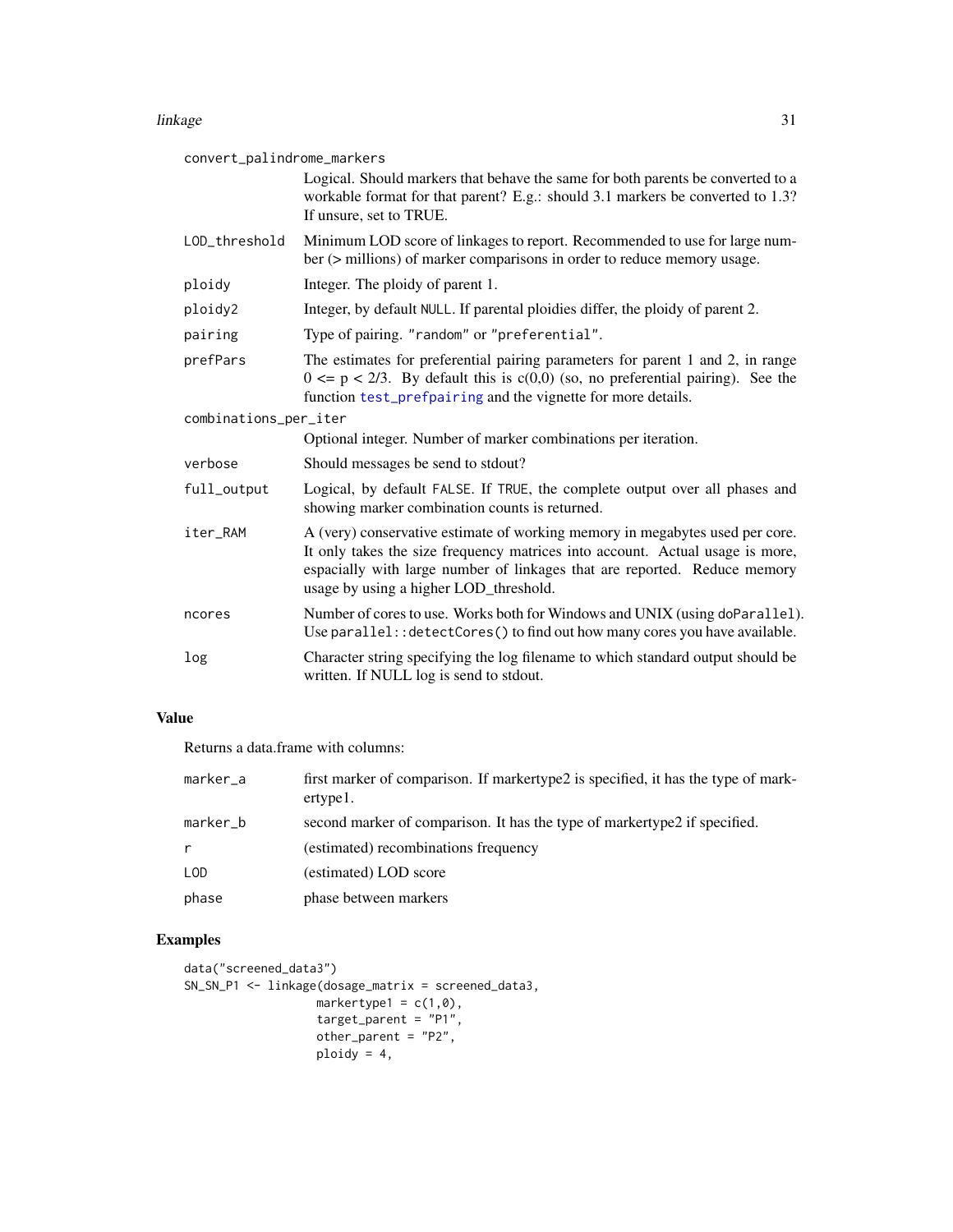| | |
|---|---|
| convert_palindrome_markers | Logical. Should markers that behave the same for both parents be converted to a workable format for that parent? E.g.: should 3.1 markers be converted to 1.3? If unsure, set to TRUE. |
| LOD_threshold | Minimum LOD score of linkages to report. Recommended to use for large number (> millions) of marker comparisons in order to reduce memory usage. |
| ploidy | Integer. The ploidy of parent 1. |
| ploidy2 | Integer, by default NULL. If parental ploidies differ, the ploidy of parent 2. |
| pairing | Type of pairing. "random" or "preferential". |
| prefPars | The estimates for preferential pairing parameters for parent 1 and 2, in range 0 <= p < 2/3. By default this is c(0,0) (so, no preferential pairing). See the function test_prefpairing and the vignette for more details. |
| combinations_per_iter | Optional integer. Number of marker combinations per iteration. |
| verbose | Should messages be send to stdout? |
| full_output | Logical, by default FALSE. If TRUE, the complete output over all phases and showing marker combination counts is returned. |
| iter_RAM | A (very) conservative estimate of working memory in megabytes used per core. It only takes the size frequency matrices into account. Actual usage is more, espacially with large number of linkages that are reported. Reduce memory usage by using a higher LOD_threshold. |
| ncores | Number of cores to use. Works both for Windows and UNIX (using doParallel). Use parallel::detectCores() to find out how many cores you have available. |
| log | Character string specifying the log filename to which standard output should be written. If NULL log is send to stdout. |

## Value

Returns a data.frame with columns:

| | |
|---|---|
| marker_a | first marker of comparison. If markertype2 is specified, it has the type of markertype1. |
| marker_b | second marker of comparison. It has the type of markertype2 if specified. |
| r | (estimated) recombinations frequency |
| LOD | (estimated) LOD score |
| phase | phase between markers |

## Examples

```
data("screened_data3")
SN_SN_P1 <- linkage(dosage_matrix = screened_data3,
                    markertype1 = c(1,0),
                    target_parent = "P1",
                    other_parent = "P2",
                    ploidy = 4,
```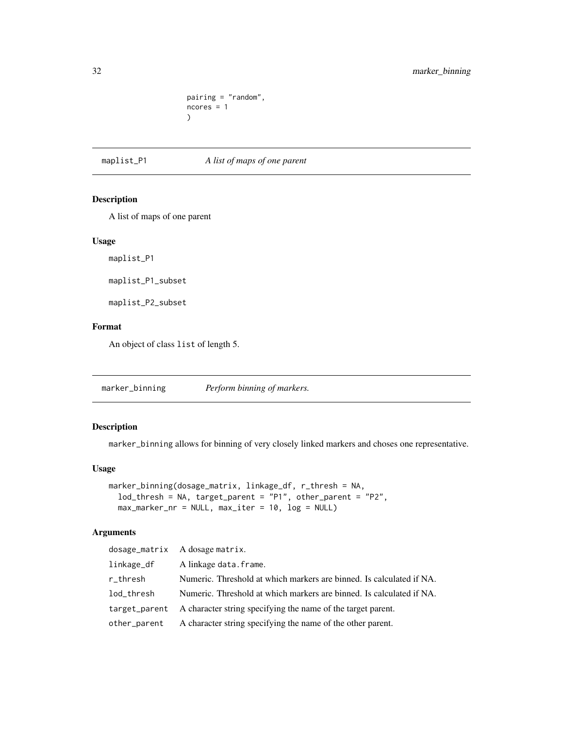```
pairing = "random",
ncores = 1
)
```

## maplist_P1 — *A list of maps of one parent*

### Description

A list of maps of one parent

### Usage

```
maplist_P1

maplist_P1_subset

maplist_P2_subset
```

### Format

An object of class `list` of length 5.

## marker_binning — *Perform binning of markers.*

### Description

`marker_binning` allows for binning of very closely linked markers and choses one representative.

### Usage

```
marker_binning(dosage_matrix, linkage_df, r_thresh = NA,
  lod_thresh = NA, target_parent = "P1", other_parent = "P2",
  max_marker_nr = NULL, max_iter = 10, log = NULL)
```

### Arguments

| | |
|---|---|
| `dosage_matrix` | A dosage `matrix`. |
| `linkage_df` | A linkage `data.frame`. |
| `r_thresh` | Numeric. Threshold at which markers are binned. Is calculated if NA. |
| `lod_thresh` | Numeric. Threshold at which markers are binned. Is calculated if NA. |
| `target_parent` | A character string specifying the name of the target parent. |
| `other_parent` | A character string specifying the name of the other parent. |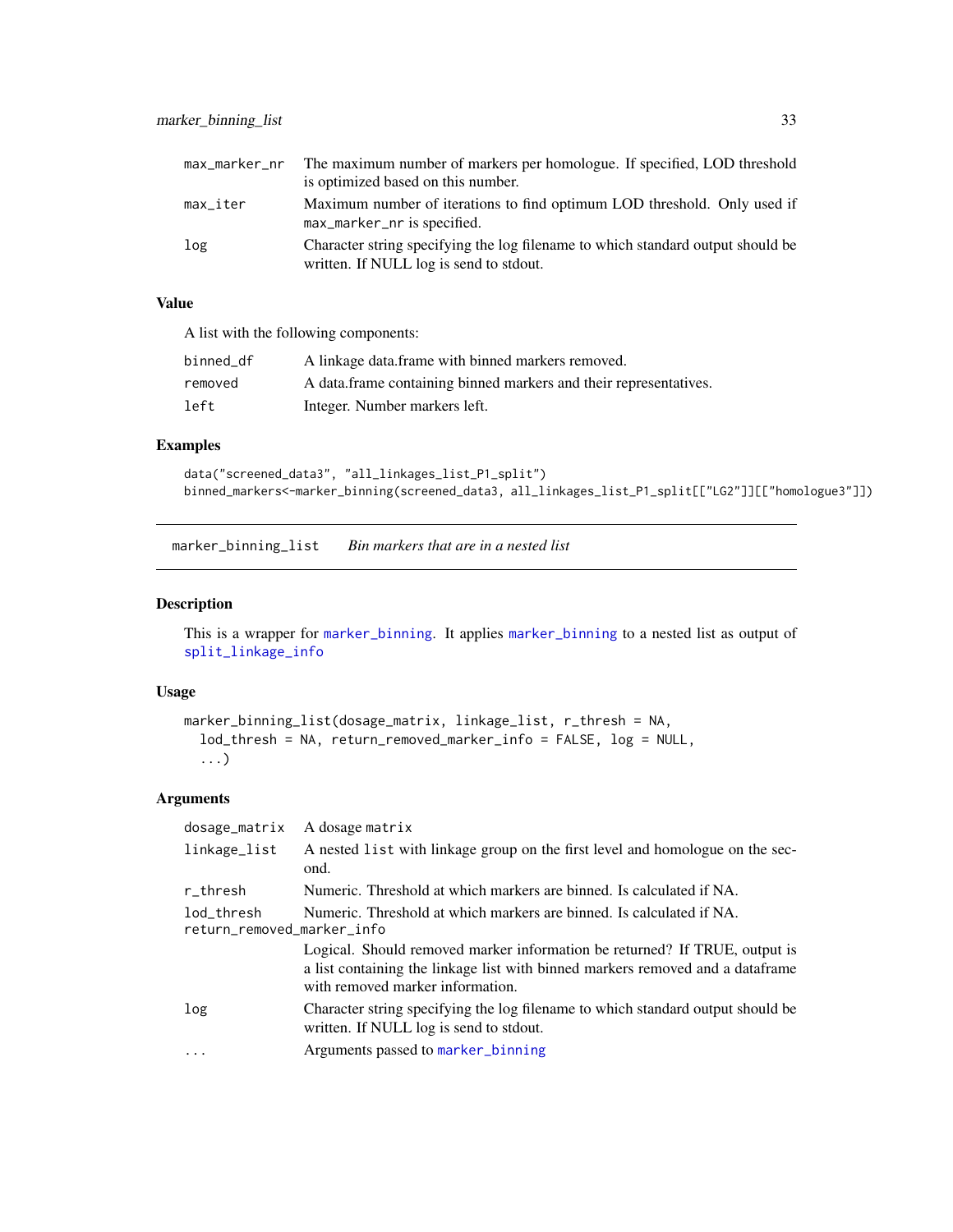| | |
|---|---|
| max_marker_nr | The maximum number of markers per homologue. If specified, LOD threshold is optimized based on this number. |
| max_iter | Maximum number of iterations to find optimum LOD threshold. Only used if max_marker_nr is specified. |
| log | Character string specifying the log filename to which standard output should be written. If NULL log is send to stdout. |

### Value

A list with the following components:

| | |
|---|---|
| binned_df | A linkage data.frame with binned markers removed. |
| removed | A data.frame containing binned markers and their representatives. |
| left | Integer. Number markers left. |

### Examples

```
data("screened_data3", "all_linkages_list_P1_split")
binned_markers<-marker_binning(screened_data3, all_linkages_list_P1_split[["LG2"]][["homologue3"]])
```

---

## marker_binning_list *Bin markers that are in a nested list*

### Description

This is a wrapper for marker_binning. It applies marker_binning to a nested list as output of split_linkage_info

### Usage

```
marker_binning_list(dosage_matrix, linkage_list, r_thresh = NA,
  lod_thresh = NA, return_removed_marker_info = FALSE, log = NULL,
  ...)
```

### Arguments

| | |
|---|---|
| dosage_matrix | A dosage matrix |
| linkage_list | A nested list with linkage group on the first level and homologue on the second. |
| r_thresh | Numeric. Threshold at which markers are binned. Is calculated if NA. |
| lod_thresh | Numeric. Threshold at which markers are binned. Is calculated if NA. |
| return_removed_marker_info | Logical. Should removed marker information be returned? If TRUE, output is a list containing the linkage list with binned markers removed and a dataframe with removed marker information. |
| log | Character string specifying the log filename to which standard output should be written. If NULL log is send to stdout. |
| ... | Arguments passed to marker_binning |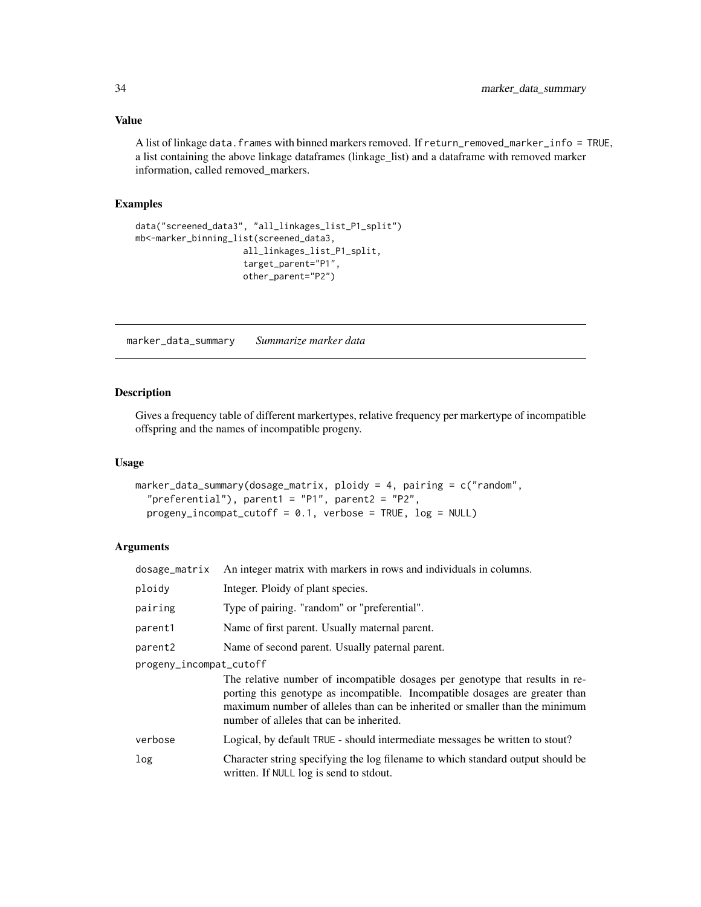## Value

A list of linkage `data.frames` with binned markers removed. If `return_removed_marker_info = TRUE`, a list containing the above linkage dataframes (linkage_list) and a dataframe with removed marker information, called removed_markers.

## Examples

```
data("screened_data3", "all_linkages_list_P1_split")
mb<-marker_binning_list(screened_data3,
                    all_linkages_list_P1_split,
                    target_parent="P1",
                    other_parent="P2")
```

---

# marker_data_summary    *Summarize marker data*

## Description

Gives a frequency table of different markertypes, relative frequency per markertype of incompatible offspring and the names of incompatible progeny.

## Usage

```
marker_data_summary(dosage_matrix, ploidy = 4, pairing = c("random",
  "preferential"), parent1 = "P1", parent2 = "P2",
  progeny_incompat_cutoff = 0.1, verbose = TRUE, log = NULL)
```

## Arguments

| Argument | Description |
|---|---|
| dosage_matrix | An integer matrix with markers in rows and individuals in columns. |
| ploidy | Integer. Ploidy of plant species. |
| pairing | Type of pairing. "random" or "preferential". |
| parent1 | Name of first parent. Usually maternal parent. |
| parent2 | Name of second parent. Usually paternal parent. |
| progeny_incompat_cutoff | The relative number of incompatible dosages per genotype that results in reporting this genotype as incompatible. Incompatible dosages are greater than maximum number of alleles than can be inherited or smaller than the minimum number of alleles that can be inherited. |
| verbose | Logical, by default `TRUE` - should intermediate messages be written to stout? |
| log | Character string specifying the log filename to which standard output should be written. If `NULL` log is send to stdout. |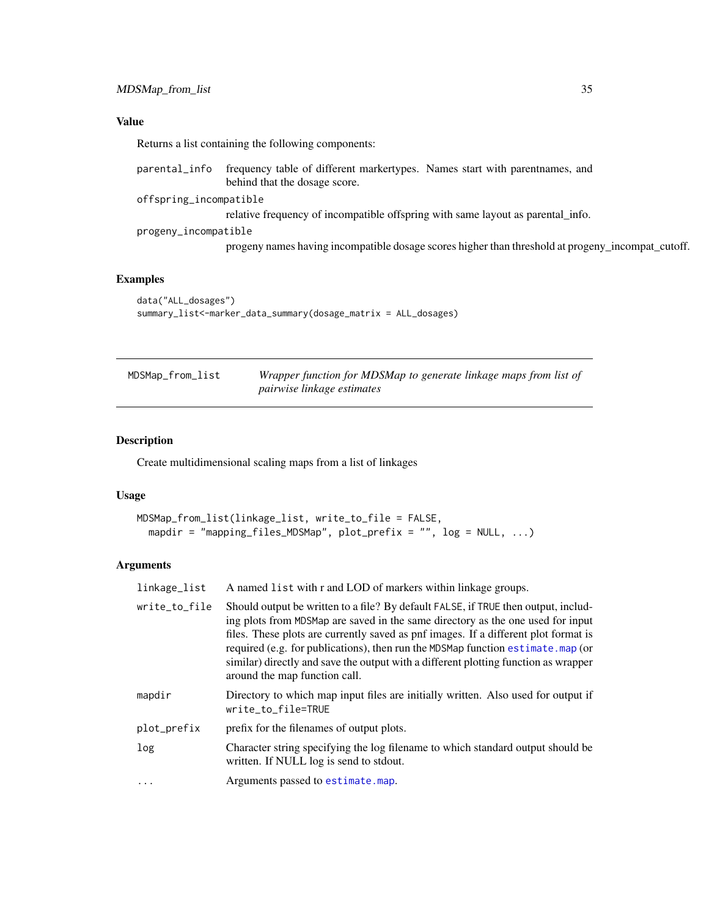### Value

Returns a list containing the following components:

- `parental_info` frequency table of different markertypes. Names start with parentnames, and behind that the dosage score.
- `offspring_incompatible` relative frequency of incompatible offspring with same layout as parental_info.
- `progeny_incompatible` progeny names having incompatible dosage scores higher than threshold at progeny_incompat_cutoff.

### Examples

```
data("ALL_dosages")
summary_list<-marker_data_summary(dosage_matrix = ALL_dosages)
```

---

## MDSMap_from_list — *Wrapper function for MDSMap to generate linkage maps from list of pairwise linkage estimates*

---

### Description

Create multidimensional scaling maps from a list of linkages

### Usage

```
MDSMap_from_list(linkage_list, write_to_file = FALSE,
  mapdir = "mapping_files_MDSMap", plot_prefix = "", log = NULL, ...)
```

### Arguments

| Argument | Description |
| --- | --- |
| `linkage_list` | A named `list` with r and LOD of markers within linkage groups. |
| `write_to_file` | Should output be written to a file? By default `FALSE`, if `TRUE` then output, including plots from `MDSMap` are saved in the same directory as the one used for input files. These plots are currently saved as pnf images. If a different plot format is required (e.g. for publications), then run the `MDSMap` function `estimate.map` (or similar) directly and save the output with a different plotting function as wrapper around the map function call. |
| `mapdir` | Directory to which map input files are initially written. Also used for output if `write_to_file=TRUE` |
| `plot_prefix` | prefix for the filenames of output plots. |
| `log` | Character string specifying the log filename to which standard output should be written. If NULL log is send to stdout. |
| `...` | Arguments passed to `estimate.map`. |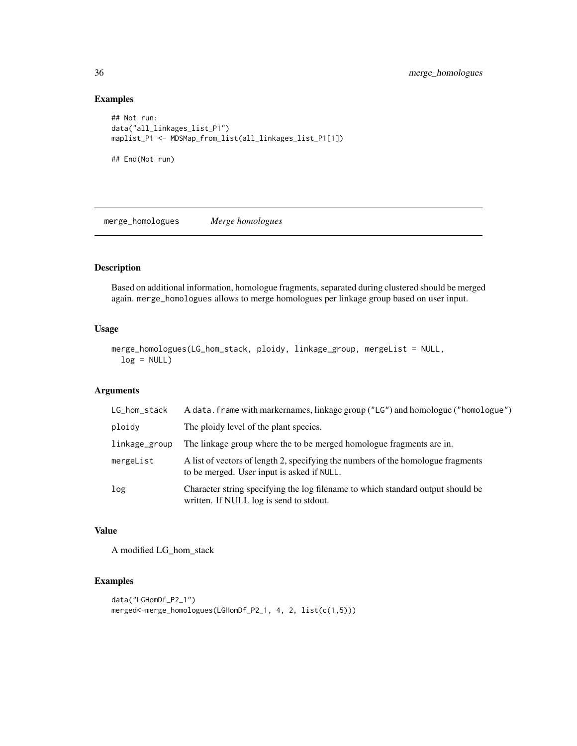## Examples

```
## Not run:
data("all_linkages_list_P1")
maplist_P1 <- MDSMap_from_list(all_linkages_list_P1[1])

## End(Not run)
```

---

# merge_homologues *Merge homologues*

---

## Description

Based on additional information, homologue fragments, separated during clustered should be merged again. `merge_homologues` allows to merge homologues per linkage group based on user input.

## Usage

```
merge_homologues(LG_hom_stack, ploidy, linkage_group, mergeList = NULL,
  log = NULL)
```

## Arguments

| | |
|---|---|
| `LG_hom_stack` | A `data.frame` with markernames, linkage group (`"LG"`) and homologue (`"homologue"`) |
| `ploidy` | The ploidy level of the plant species. |
| `linkage_group` | The linkage group where the to be merged homologue fragments are in. |
| `mergeList` | A list of vectors of length 2, specifying the numbers of the homologue fragments to be merged. User input is asked if `NULL`. |
| `log` | Character string specifying the log filename to which standard output should be written. If NULL log is send to stdout. |

## Value

A modified LG_hom_stack

## Examples

```
data("LGHomDf_P2_1")
merged<-merge_homologues(LGHomDf_P2_1, 4, 2, list(c(1,5)))
```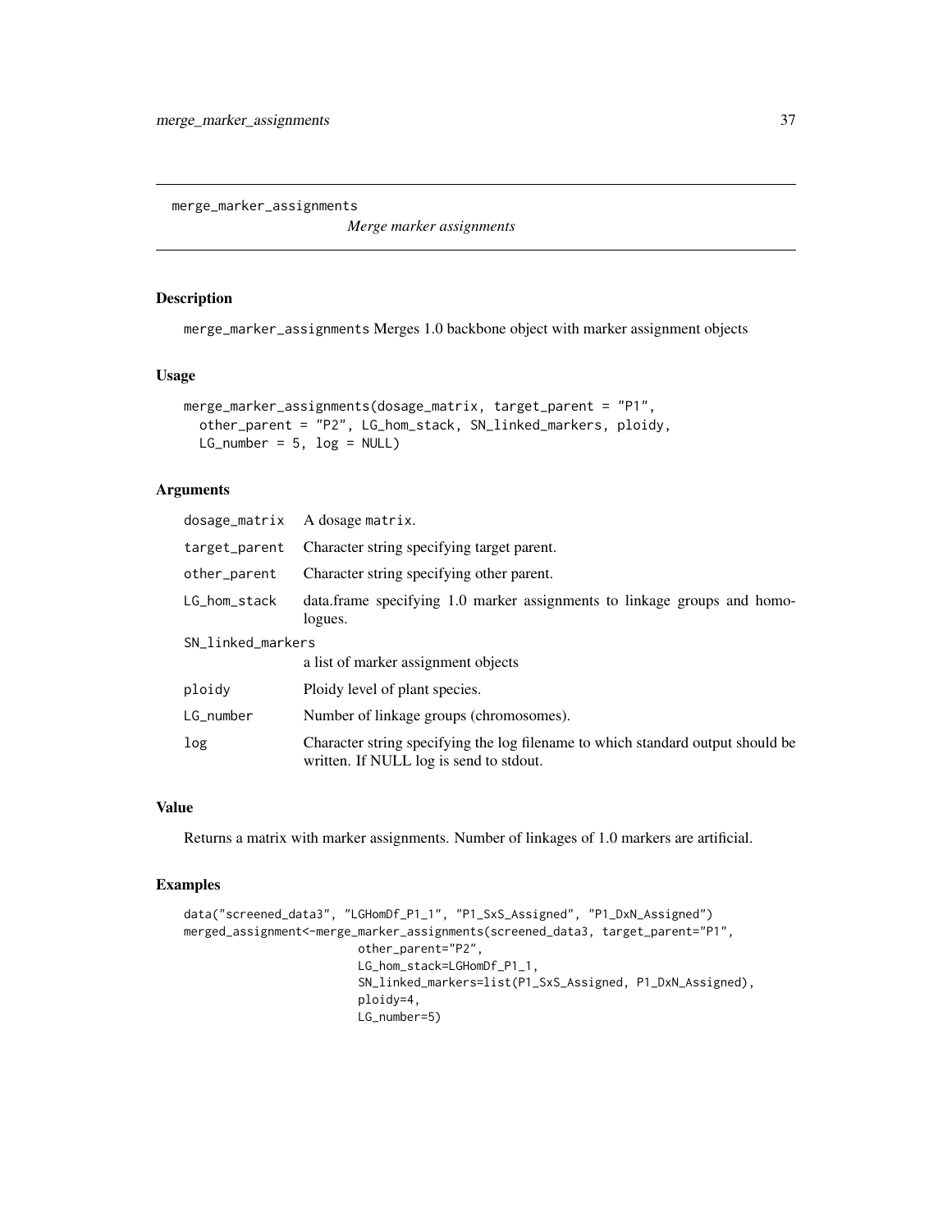# merge_marker_assignments

*Merge marker assignments*

## Description

merge_marker_assignments Merges 1.0 backbone object with marker assignment objects

## Usage

```
merge_marker_assignments(dosage_matrix, target_parent = "P1",
  other_parent = "P2", LG_hom_stack, SN_linked_markers, ploidy,
  LG_number = 5, log = NULL)
```

## Arguments

| Argument | Description |
| --- | --- |
| dosage_matrix | A dosage matrix. |
| target_parent | Character string specifying target parent. |
| other_parent | Character string specifying other parent. |
| LG_hom_stack | data.frame specifying 1.0 marker assignments to linkage groups and homologues. |
| SN_linked_markers | a list of marker assignment objects |
| ploidy | Ploidy level of plant species. |
| LG_number | Number of linkage groups (chromosomes). |
| log | Character string specifying the log filename to which standard output should be written. If NULL log is send to stdout. |

## Value

Returns a matrix with marker assignments. Number of linkages of 1.0 markers are artificial.

## Examples

```
data("screened_data3", "LGHomDf_P1_1", "P1_SxS_Assigned", "P1_DxN_Assigned")
merged_assignment<-merge_marker_assignments(screened_data3, target_parent="P1",
                         other_parent="P2",
                         LG_hom_stack=LGHomDf_P1_1,
                         SN_linked_markers=list(P1_SxS_Assigned, P1_DxN_Assigned),
                         ploidy=4,
                         LG_number=5)
```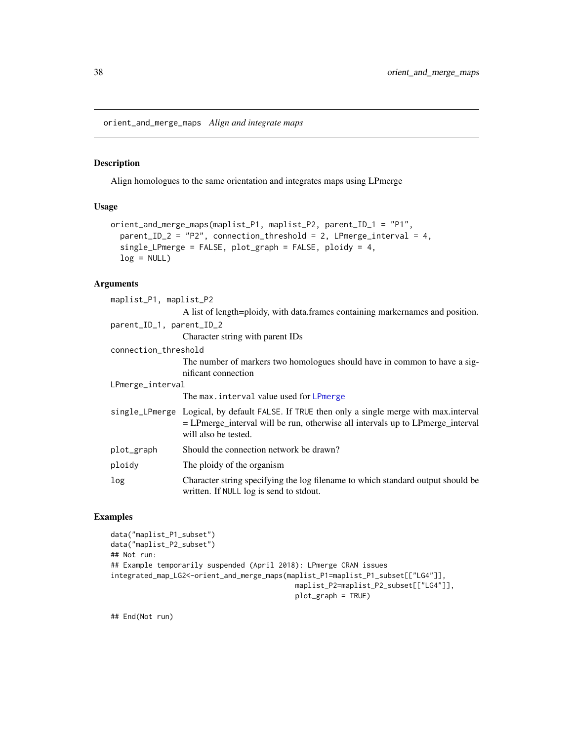## orient_and_merge_maps *Align and integrate maps*

### Description

Align homologues to the same orientation and integrates maps using LPmerge

### Usage

```
orient_and_merge_maps(maplist_P1, maplist_P2, parent_ID_1 = "P1",
  parent_ID_2 = "P2", connection_threshold = 2, LPmerge_interval = 4,
  single_LPmerge = FALSE, plot_graph = FALSE, ploidy = 4,
  log = NULL)
```

### Arguments

| | |
|---|---|
| `maplist_P1, maplist_P2` | A list of length=ploidy, with data.frames containing markernames and position. |
| `parent_ID_1, parent_ID_2` | Character string with parent IDs |
| `connection_threshold` | The number of markers two homologues should have in common to have a significant connection |
| `LPmerge_interval` | The `max.interval` value used for `LPmerge` |
| `single_LPmerge` | Logical, by default `FALSE`. If `TRUE` then only a single merge with max.interval = LPmerge_interval will be run, otherwise all intervals up to LPmerge_interval will also be tested. |
| `plot_graph` | Should the connection network be drawn? |
| `ploidy` | The ploidy of the organism |
| `log` | Character string specifying the log filename to which standard output should be written. If `NULL` log is send to stdout. |

### Examples

```
data("maplist_P1_subset")
data("maplist_P2_subset")
## Not run:
## Example temporarily suspended (April 2018): LPmerge CRAN issues
integrated_map_LG2<-orient_and_merge_maps(maplist_P1=maplist_P1_subset[["LG4"]],
                                          maplist_P2=maplist_P2_subset[["LG4"]],
                                          plot_graph = TRUE)

## End(Not run)
```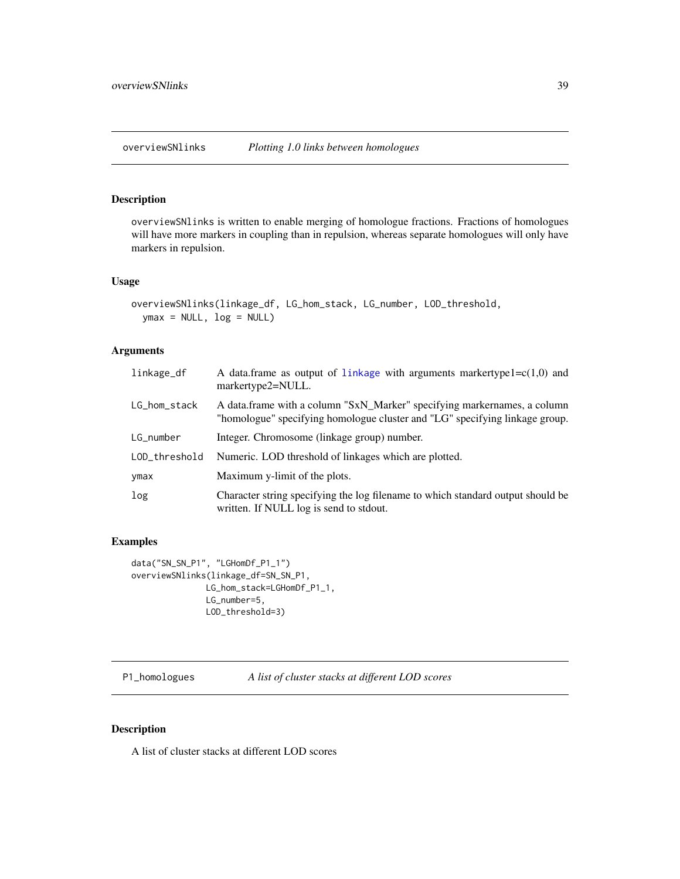## overviewSNlinks — *Plotting 1.0 links between homologues*

### Description

overviewSNlinks is written to enable merging of homologue fractions. Fractions of homologues will have more markers in coupling than in repulsion, whereas separate homologues will only have markers in repulsion.

### Usage

```
overviewSNlinks(linkage_df, LG_hom_stack, LG_number, LOD_threshold,
  ymax = NULL, log = NULL)
```

### Arguments

| | |
|---|---|
| linkage_df | A data.frame as output of linkage with arguments markertype1=c(1,0) and markertype2=NULL. |
| LG_hom_stack | A data.frame with a column "SxN_Marker" specifying markernames, a column "homologue" specifying homologue cluster and "LG" specifying linkage group. |
| LG_number | Integer. Chromosome (linkage group) number. |
| LOD_threshold | Numeric. LOD threshold of linkages which are plotted. |
| ymax | Maximum y-limit of the plots. |
| log | Character string specifying the log filename to which standard output should be written. If NULL log is send to stdout. |

### Examples

```
data("SN_SN_P1", "LGHomDf_P1_1")
overviewSNlinks(linkage_df=SN_SN_P1,
                LG_hom_stack=LGHomDf_P1_1,
                LG_number=5,
                LOD_threshold=3)
```

## P1_homologues — *A list of cluster stacks at different LOD scores*

### Description

A list of cluster stacks at different LOD scores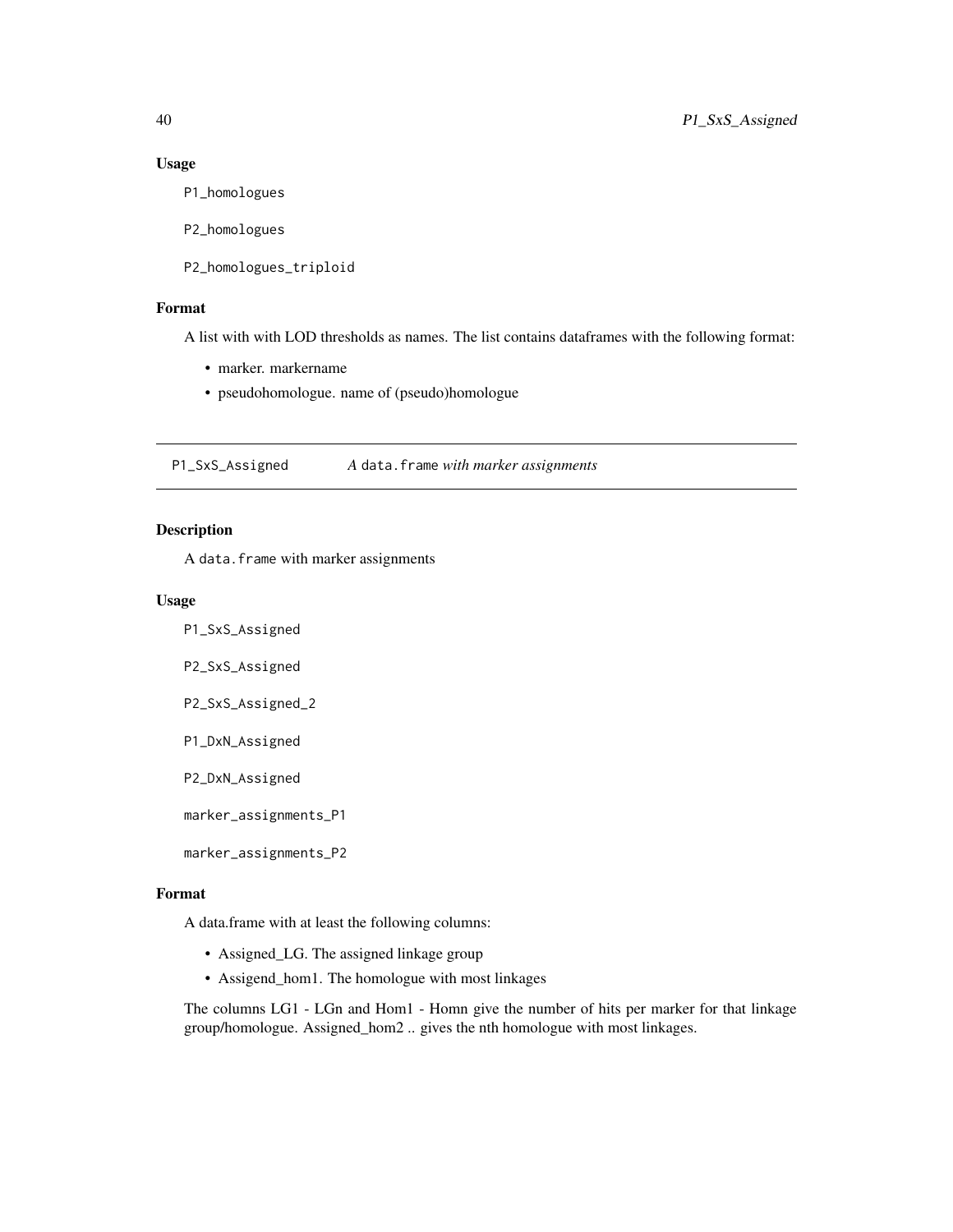### Usage

```
P1_homologues

P2_homologues

P2_homologues_triploid
```

### Format

A list with with LOD thresholds as names. The list contains dataframes with the following format:

- marker. markername
- pseudohomologue. name of (pseudo)homologue

---

## P1_SxS_Assigned — *A* `data.frame` *with marker assignments*

---

### Description

A `data.frame` with marker assignments

### Usage

```
P1_SxS_Assigned

P2_SxS_Assigned

P2_SxS_Assigned_2

P1_DxN_Assigned

P2_DxN_Assigned

marker_assignments_P1

marker_assignments_P2
```

### Format

A data.frame with at least the following columns:

- Assigned_LG. The assigned linkage group
- Assigend_hom1. The homologue with most linkages

The columns LG1 - LGn and Hom1 - Homn give the number of hits per marker for that linkage group/homologue. Assigned_hom2 .. gives the nth homologue with most linkages.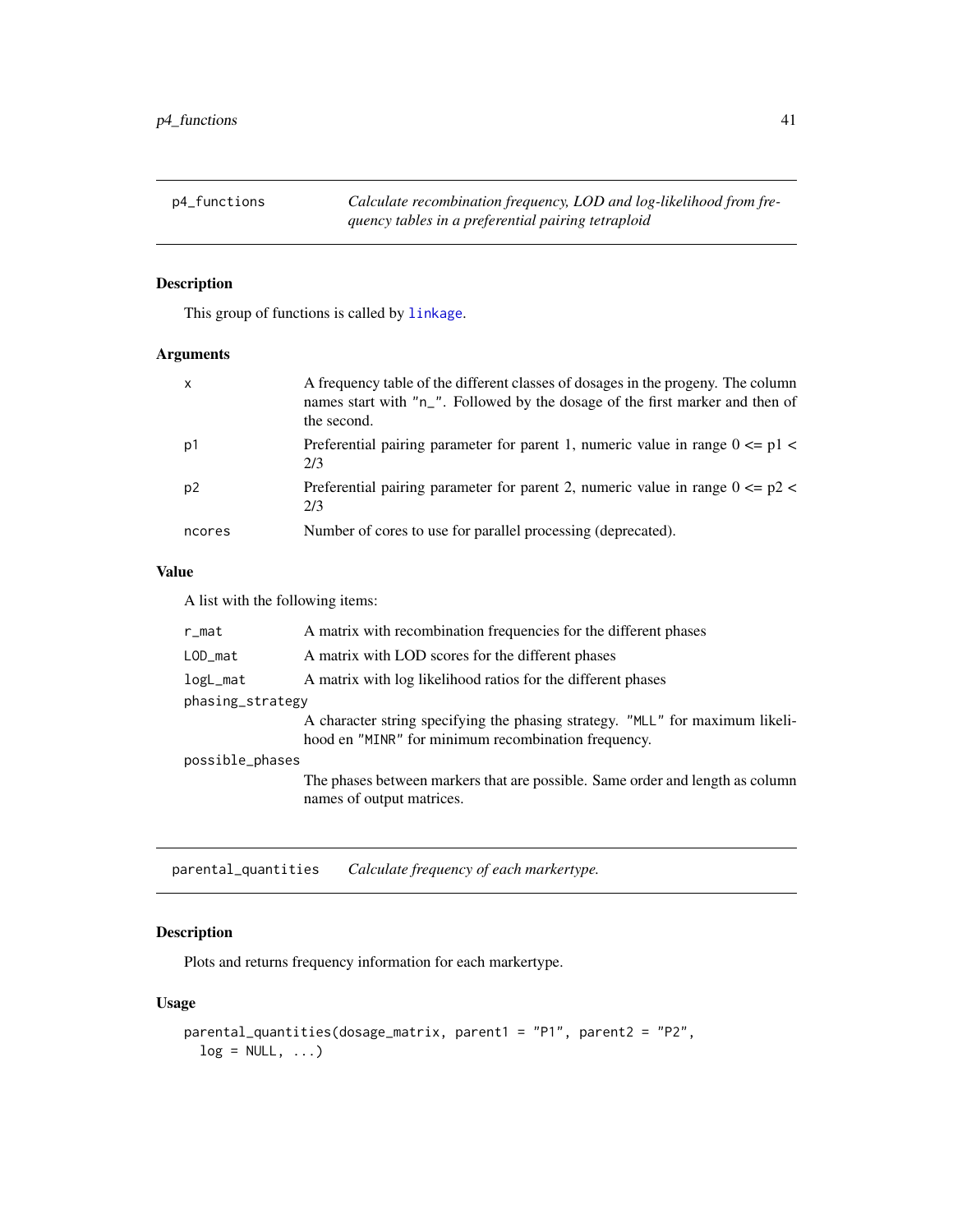## p4_functions — *Calculate recombination frequency, LOD and log-likelihood from frequency tables in a preferential pairing tetraploid*

### Description

This group of functions is called by `linkage`.

### Arguments

| | |
|---|---|
| `x` | A frequency table of the different classes of dosages in the progeny. The column names start with "n_". Followed by the dosage of the first marker and then of the second. |
| `p1` | Preferential pairing parameter for parent 1, numeric value in range 0 <= p1 < 2/3 |
| `p2` | Preferential pairing parameter for parent 2, numeric value in range 0 <= p2 < 2/3 |
| `ncores` | Number of cores to use for parallel processing (deprecated). |

### Value

A list with the following items:

| | |
|---|---|
| `r_mat` | A matrix with recombination frequencies for the different phases |
| `LOD_mat` | A matrix with LOD scores for the different phases |
| `logL_mat` | A matrix with log likelihood ratios for the different phases |
| `phasing_strategy` | A character string specifying the phasing strategy. "MLL" for maximum likelihood en "MINR" for minimum recombination frequency. |
| `possible_phases` | The phases between markers that are possible. Same order and length as column names of output matrices. |

## parental_quantities — *Calculate frequency of each markertype.*

### Description

Plots and returns frequency information for each markertype.

### Usage

```
parental_quantities(dosage_matrix, parent1 = "P1", parent2 = "P2",
  log = NULL, ...)
```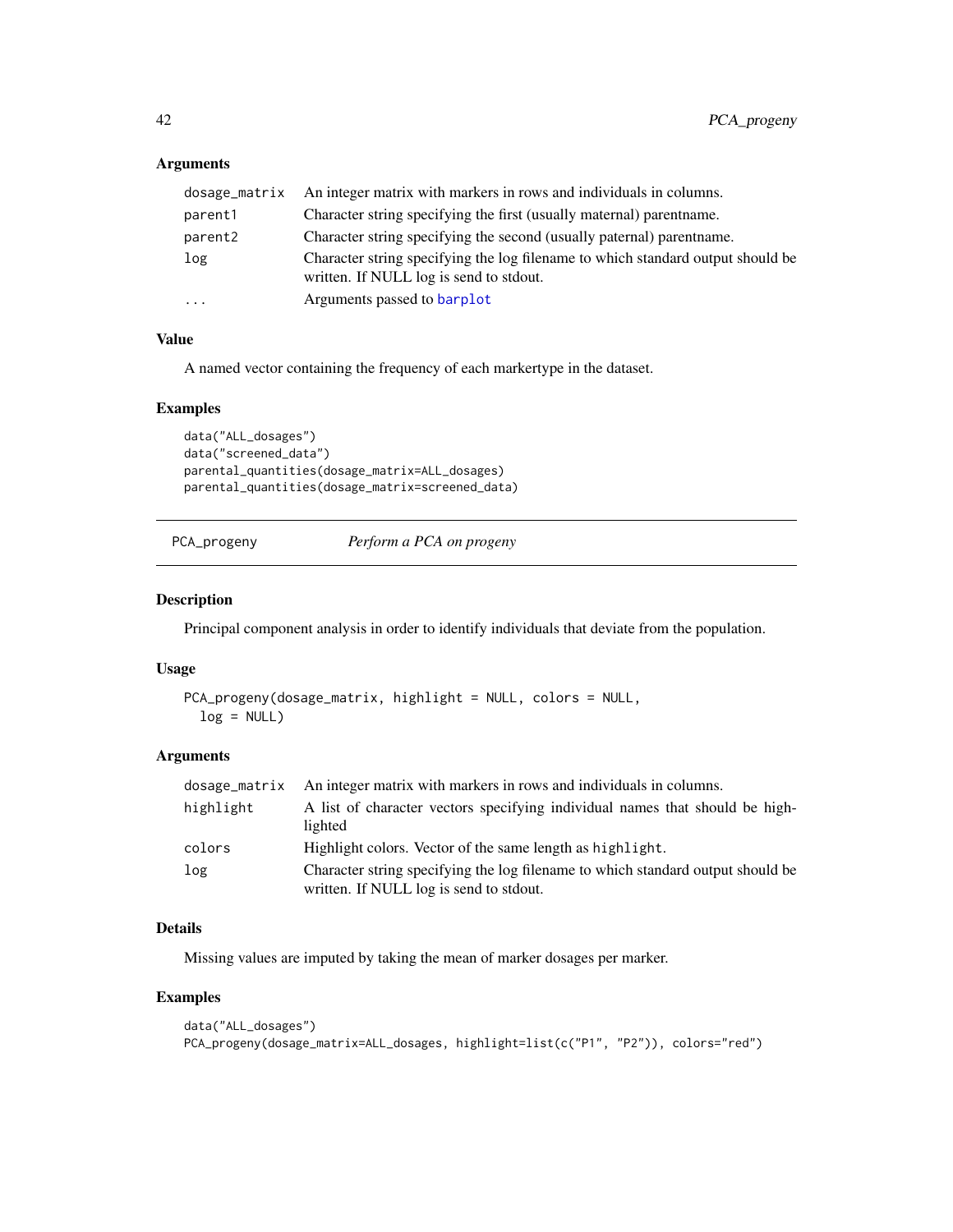### Arguments

| | |
|---|---|
| `dosage_matrix` | An integer matrix with markers in rows and individuals in columns. |
| `parent1` | Character string specifying the first (usually maternal) parentname. |
| `parent2` | Character string specifying the second (usually paternal) parentname. |
| `log` | Character string specifying the log filename to which standard output should be written. If NULL log is send to stdout. |
| `...` | Arguments passed to `barplot` |

### Value

A named vector containing the frequency of each markertype in the dataset.

### Examples

```
data("ALL_dosages")
data("screened_data")
parental_quantities(dosage_matrix=ALL_dosages)
parental_quantities(dosage_matrix=screened_data)
```

---

## `PCA_progeny` *Perform a PCA on progeny*

---

### Description

Principal component analysis in order to identify individuals that deviate from the population.

### Usage

```
PCA_progeny(dosage_matrix, highlight = NULL, colors = NULL,
  log = NULL)
```

### Arguments

| | |
|---|---|
| `dosage_matrix` | An integer matrix with markers in rows and individuals in columns. |
| `highlight` | A list of character vectors specifying individual names that should be highlighted |
| `colors` | Highlight colors. Vector of the same length as `highlight`. |
| `log` | Character string specifying the log filename to which standard output should be written. If NULL log is send to stdout. |

### Details

Missing values are imputed by taking the mean of marker dosages per marker.

### Examples

```
data("ALL_dosages")
PCA_progeny(dosage_matrix=ALL_dosages, highlight=list(c("P1", "P2")), colors="red")
```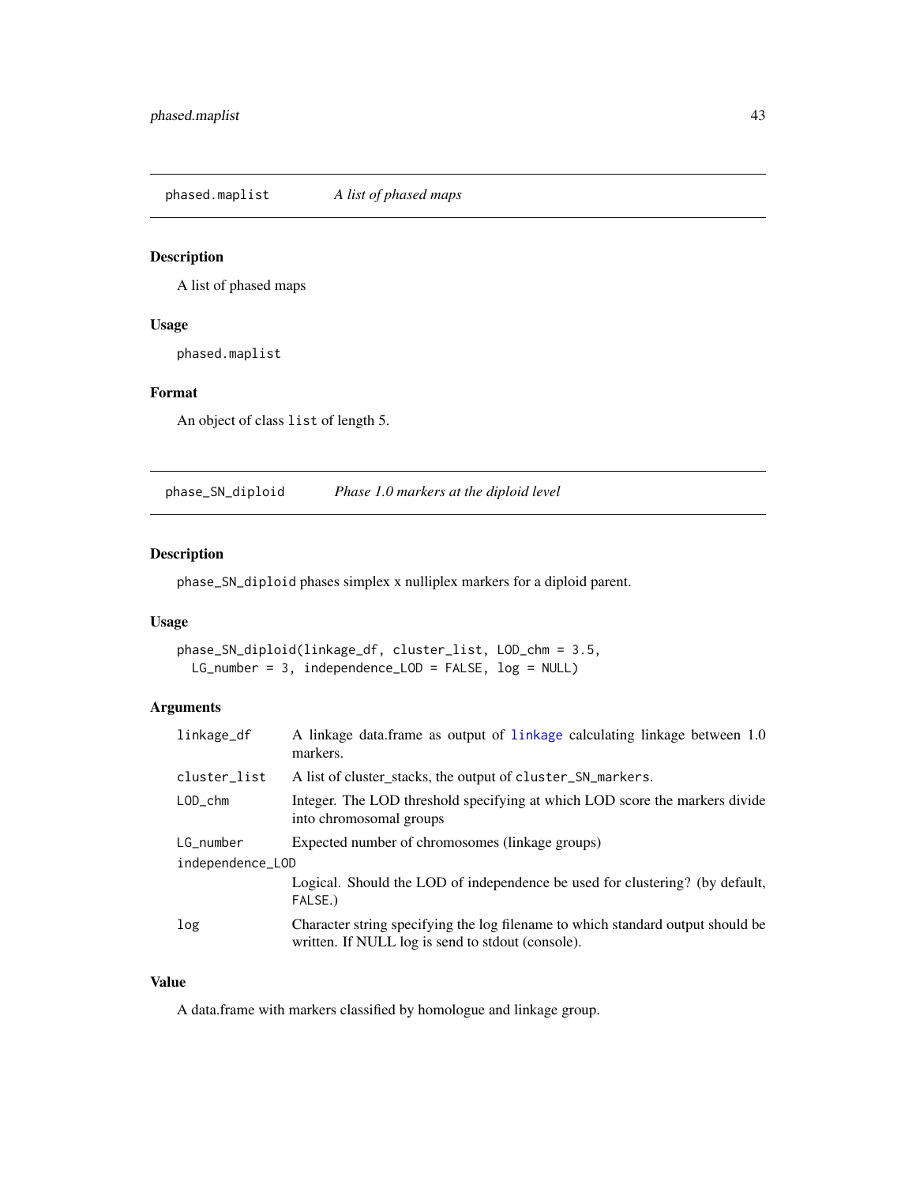## phased.maplist — *A list of phased maps*

### Description

A list of phased maps

### Usage

```
phased.maplist
```

### Format

An object of class `list` of length 5.

## phase_SN_diploid — *Phase 1.0 markers at the diploid level*

### Description

`phase_SN_diploid` phases simplex x nulliplex markers for a diploid parent.

### Usage

```
phase_SN_diploid(linkage_df, cluster_list, LOD_chm = 3.5,
  LG_number = 3, independence_LOD = FALSE, log = NULL)
```

### Arguments

| Argument | Description |
|---|---|
| `linkage_df` | A linkage data.frame as output of `linkage` calculating linkage between 1.0 markers. |
| `cluster_list` | A list of cluster_stacks, the output of `cluster_SN_markers`. |
| `LOD_chm` | Integer. The LOD threshold specifying at which LOD score the markers divide into chromosomal groups |
| `LG_number` | Expected number of chromosomes (linkage groups) |
| `independence_LOD` | Logical. Should the LOD of independence be used for clustering? (by default, `FALSE`.) |
| `log` | Character string specifying the log filename to which standard output should be written. If NULL log is send to stdout (console). |

### Value

A data.frame with markers classified by homologue and linkage group.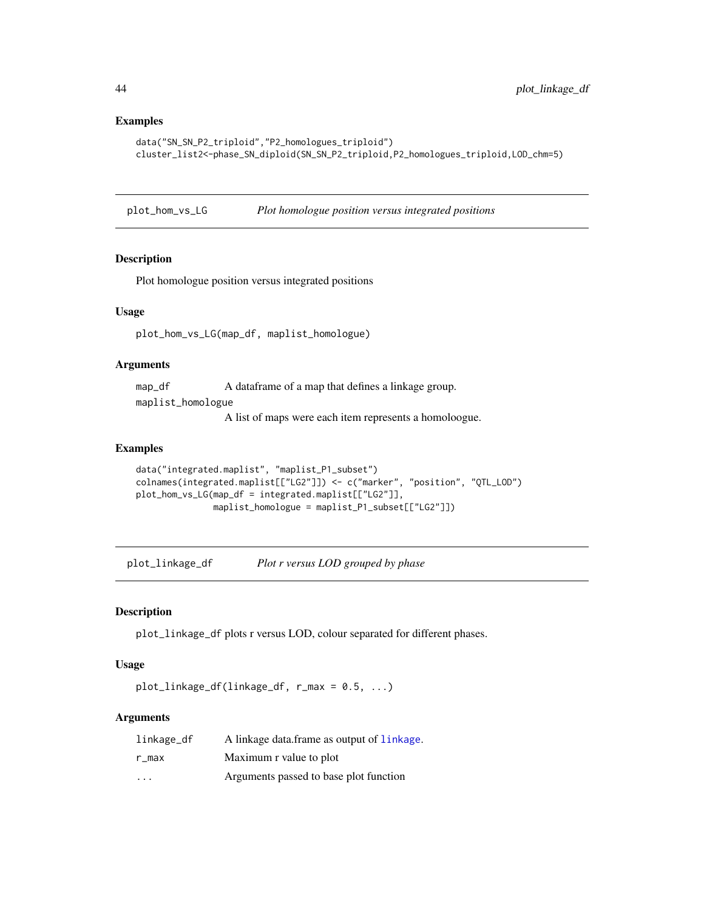## Examples

```
data("SN_SN_P2_triploid","P2_homologues_triploid")
cluster_list2<-phase_SN_diploid(SN_SN_P2_triploid,P2_homologues_triploid,LOD_chm=5)
```

---

# plot_hom_vs_LG — *Plot homologue position versus integrated positions*

## Description

Plot homologue position versus integrated positions

## Usage

```
plot_hom_vs_LG(map_df, maplist_homologue)
```

## Arguments

| | |
|---|---|
| map_df | A dataframe of a map that defines a linkage group. |
| maplist_homologue | A list of maps were each item represents a homoloogue. |

## Examples

```
data("integrated.maplist", "maplist_P1_subset")
colnames(integrated.maplist[["LG2"]]) <- c("marker", "position", "QTL_LOD")
plot_hom_vs_LG(map_df = integrated.maplist[["LG2"]],
               maplist_homologue = maplist_P1_subset[["LG2"]])
```

---

# plot_linkage_df — *Plot r versus LOD grouped by phase*

## Description

plot_linkage_df plots r versus LOD, colour separated for different phases.

## Usage

```
plot_linkage_df(linkage_df, r_max = 0.5, ...)
```

## Arguments

| | |
|---|---|
| linkage_df | A linkage data.frame as output of linkage. |
| r_max | Maximum r value to plot |
| ... | Arguments passed to base plot function |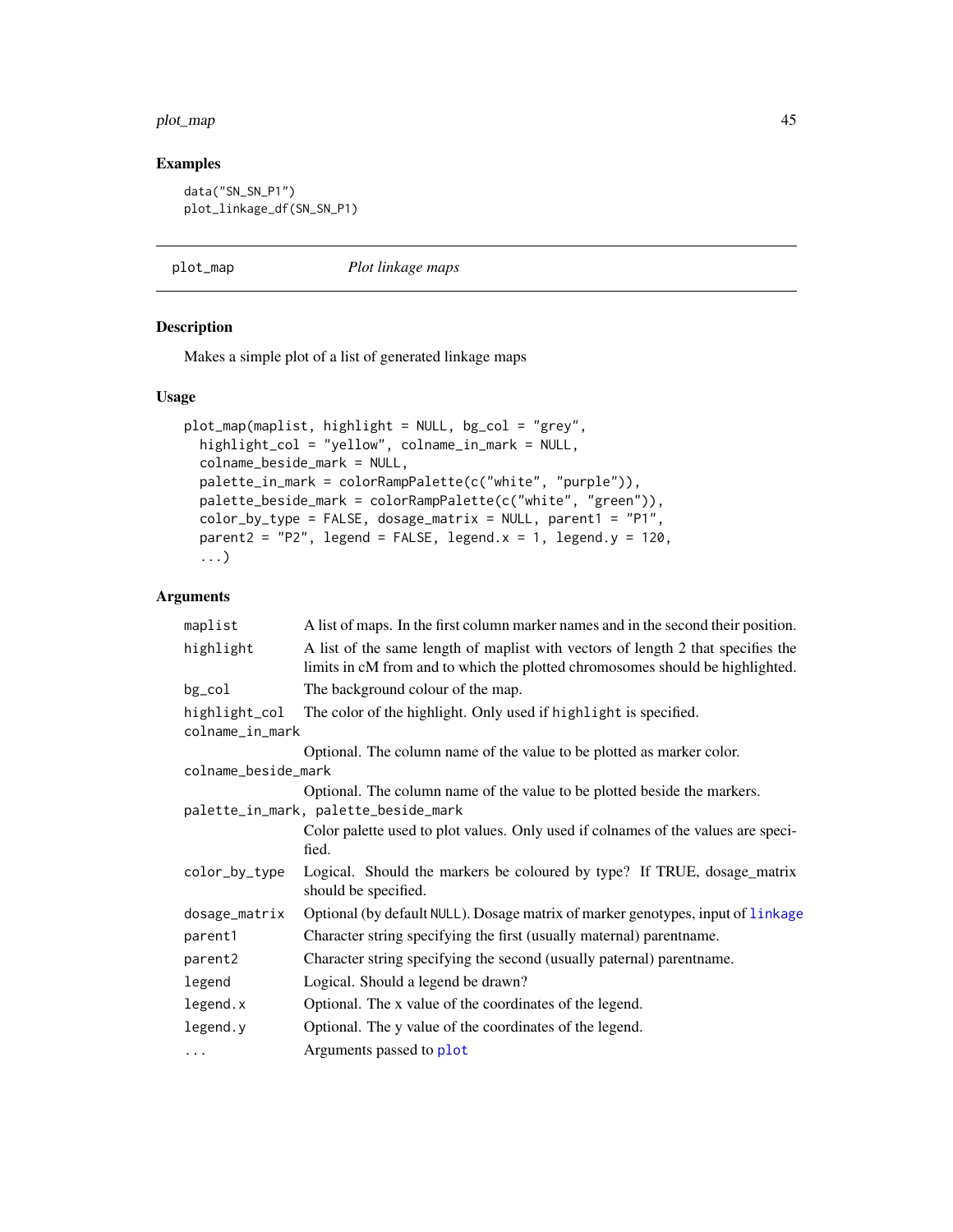## Examples

```
data("SN_SN_P1")
plot_linkage_df(SN_SN_P1)
```

---

# plot_map *Plot linkage maps*

## Description

Makes a simple plot of a list of generated linkage maps

## Usage

```
plot_map(maplist, highlight = NULL, bg_col = "grey",
  highlight_col = "yellow", colname_in_mark = NULL,
  colname_beside_mark = NULL,
  palette_in_mark = colorRampPalette(c("white", "purple")),
  palette_beside_mark = colorRampPalette(c("white", "green")),
  color_by_type = FALSE, dosage_matrix = NULL, parent1 = "P1",
  parent2 = "P2", legend = FALSE, legend.x = 1, legend.y = 120,
  ...)
```

## Arguments

| | |
|---|---|
| maplist | A list of maps. In the first column marker names and in the second their position. |
| highlight | A list of the same length of maplist with vectors of length 2 that specifies the limits in cM from and to which the plotted chromosomes should be highlighted. |
| bg_col | The background colour of the map. |
| highlight_col | The color of the highlight. Only used if highlight is specified. |
| colname_in_mark | Optional. The column name of the value to be plotted as marker color. |
| colname_beside_mark | Optional. The column name of the value to be plotted beside the markers. |
| palette_in_mark, palette_beside_mark | Color palette used to plot values. Only used if colnames of the values are specified. |
| color_by_type | Logical. Should the markers be coloured by type? If TRUE, dosage_matrix should be specified. |
| dosage_matrix | Optional (by default NULL). Dosage matrix of marker genotypes, input of linkage |
| parent1 | Character string specifying the first (usually maternal) parentname. |
| parent2 | Character string specifying the second (usually paternal) parentname. |
| legend | Logical. Should a legend be drawn? |
| legend.x | Optional. The x value of the coordinates of the legend. |
| legend.y | Optional. The y value of the coordinates of the legend. |
| ... | Arguments passed to plot |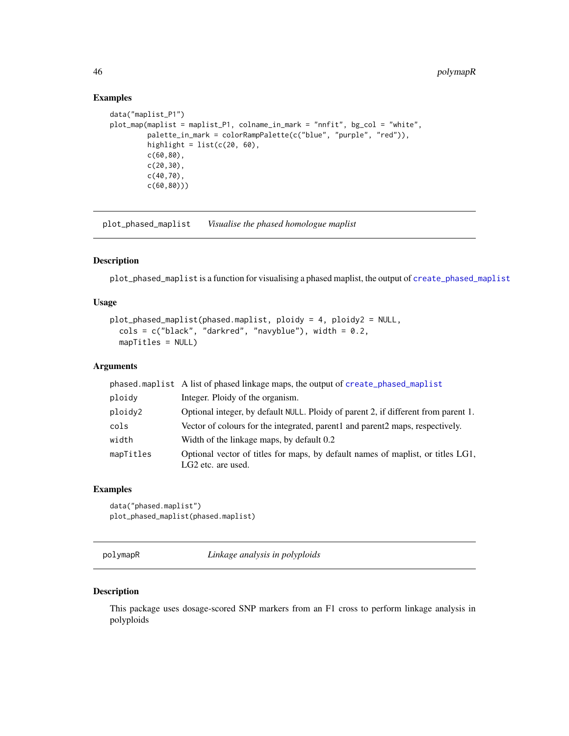## Examples

```
data("maplist_P1")
plot_map(maplist = maplist_P1, colname_in_mark = "nnfit", bg_col = "white",
         palette_in_mark = colorRampPalette(c("blue", "purple", "red")),
         highlight = list(c(20, 60),
         c(60,80),
         c(20,30),
         c(40,70),
         c(60,80)))
```

---

# plot_phased_maplist *Visualise the phased homologue maplist*

## Description

`plot_phased_maplist` is a function for visualising a phased maplist, the output of `create_phased_maplist`

## Usage

```
plot_phased_maplist(phased.maplist, ploidy = 4, ploidy2 = NULL,
  cols = c("black", "darkred", "navyblue"), width = 0.2,
  mapTitles = NULL)
```

## Arguments

| | |
|---|---|
| phased.maplist | A list of phased linkage maps, the output of `create_phased_maplist` |
| ploidy | Integer. Ploidy of the organism. |
| ploidy2 | Optional integer, by default NULL. Ploidy of parent 2, if different from parent 1. |
| cols | Vector of colours for the integrated, parent1 and parent2 maps, respectively. |
| width | Width of the linkage maps, by default 0.2 |
| mapTitles | Optional vector of titles for maps, by default names of maplist, or titles LG1, LG2 etc. are used. |

## Examples

```
data("phased.maplist")
plot_phased_maplist(phased.maplist)
```

---

# polymapR *Linkage analysis in polyploids*

## Description

This package uses dosage-scored SNP markers from an F1 cross to perform linkage analysis in polyploids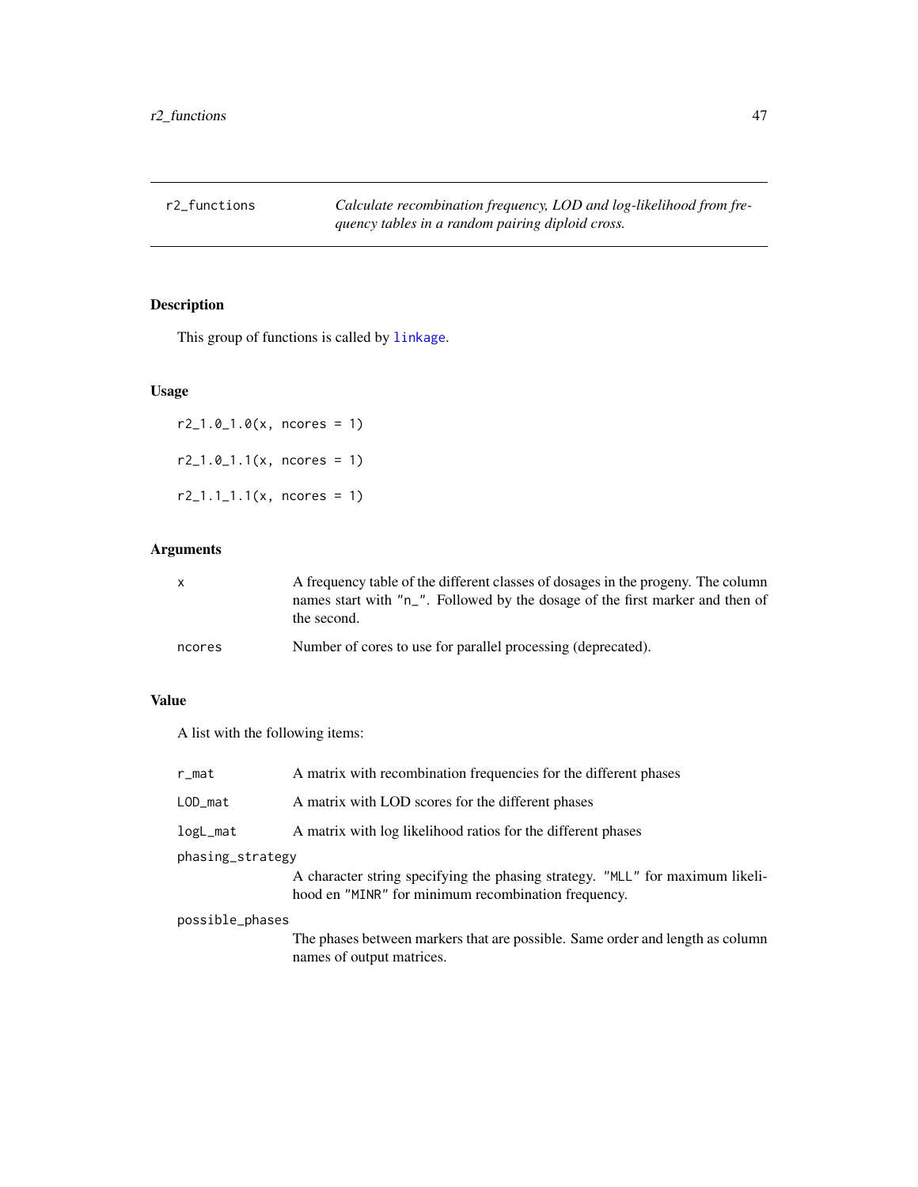## r2_functions

*Calculate recombination frequency, LOD and log-likelihood from frequency tables in a random pairing diploid cross.*

### Description

This group of functions is called by linkage.

### Usage

```
r2_1.0_1.0(x, ncores = 1)

r2_1.0_1.1(x, ncores = 1)

r2_1.1_1.1(x, ncores = 1)
```

### Arguments

| | |
|---|---|
| x | A frequency table of the different classes of dosages in the progeny. The column names start with "n_". Followed by the dosage of the first marker and then of the second. |
| ncores | Number of cores to use for parallel processing (deprecated). |

### Value

A list with the following items:

| | |
|---|---|
| r_mat | A matrix with recombination frequencies for the different phases |
| LOD_mat | A matrix with LOD scores for the different phases |
| logL_mat | A matrix with log likelihood ratios for the different phases |
| phasing_strategy | A character string specifying the phasing strategy. "MLL" for maximum likelihood en "MINR" for minimum recombination frequency. |
| possible_phases | The phases between markers that are possible. Same order and length as column names of output matrices. |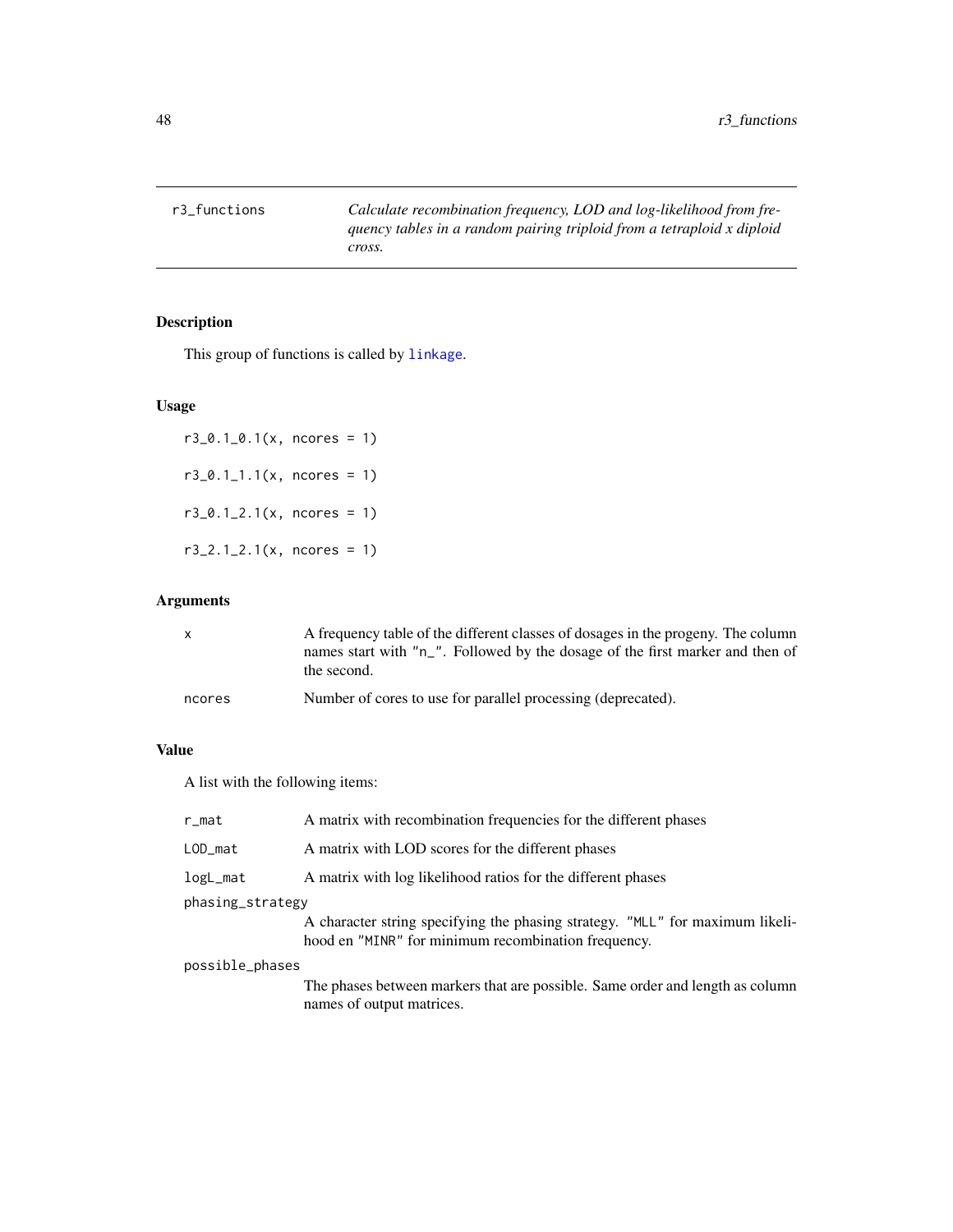r3_functions

*Calculate recombination frequency, LOD and log-likelihood from frequency tables in a random pairing triploid from a tetraploid x diploid cross.*

## Description

This group of functions is called by `linkage`.

## Usage

```
r3_0.1_0.1(x, ncores = 1)

r3_0.1_1.1(x, ncores = 1)

r3_0.1_2.1(x, ncores = 1)

r3_2.1_2.1(x, ncores = 1)
```

## Arguments

| | |
|---|---|
| `x` | A frequency table of the different classes of dosages in the progeny. The column names start with `"n_"`. Followed by the dosage of the first marker and then of the second. |
| `ncores` | Number of cores to use for parallel processing (deprecated). |

## Value

A list with the following items:

| | |
|---|---|
| `r_mat` | A matrix with recombination frequencies for the different phases |
| `LOD_mat` | A matrix with LOD scores for the different phases |
| `logL_mat` | A matrix with log likelihood ratios for the different phases |
| `phasing_strategy` | A character string specifying the phasing strategy. `"MLL"` for maximum likelihood en `"MINR"` for minimum recombination frequency. |
| `possible_phases` | The phases between markers that are possible. Same order and length as column names of output matrices. |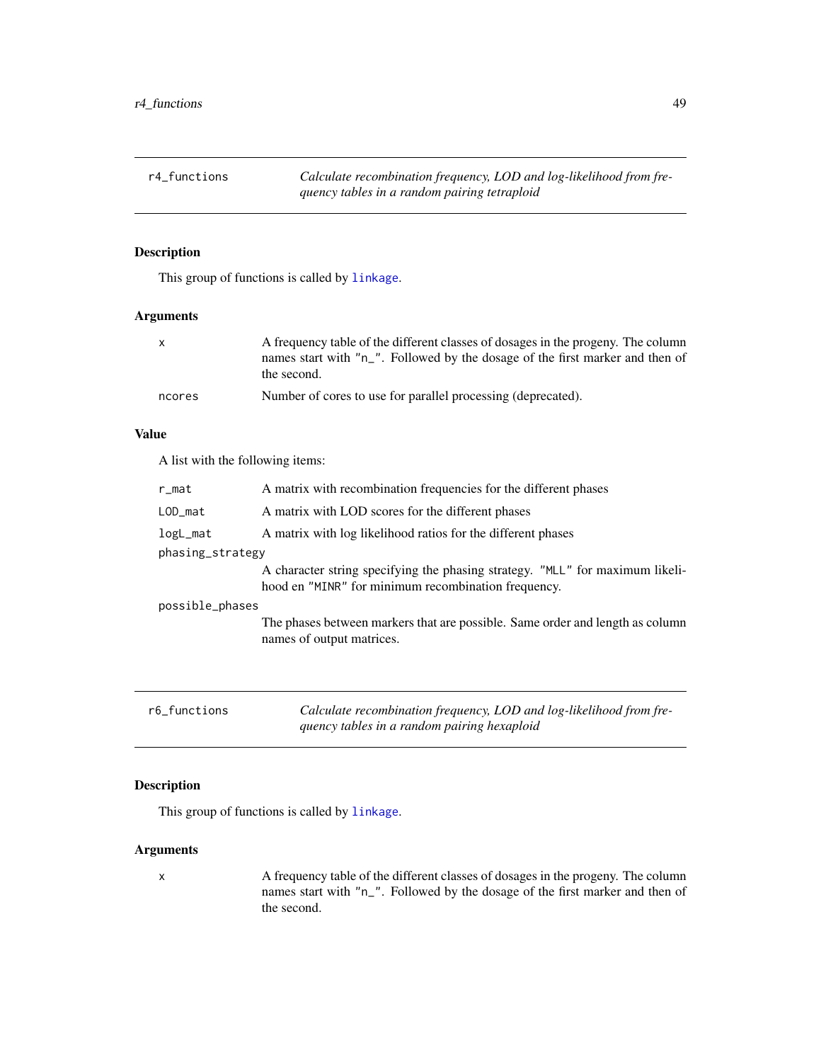## r4_functions

*Calculate recombination frequency, LOD and log-likelihood from frequency tables in a random pairing tetraploid*

### Description

This group of functions is called by `linkage`.

### Arguments

| | |
|---|---|
| `x` | A frequency table of the different classes of dosages in the progeny. The column names start with "n_". Followed by the dosage of the first marker and then of the second. |
| `ncores` | Number of cores to use for parallel processing (deprecated). |

### Value

A list with the following items:

| | |
|---|---|
| `r_mat` | A matrix with recombination frequencies for the different phases |
| `LOD_mat` | A matrix with LOD scores for the different phases |
| `logL_mat` | A matrix with log likelihood ratios for the different phases |
| `phasing_strategy` | A character string specifying the phasing strategy. "MLL" for maximum likelihood en "MINR" for minimum recombination frequency. |
| `possible_phases` | The phases between markers that are possible. Same order and length as column names of output matrices. |

## r6_functions

*Calculate recombination frequency, LOD and log-likelihood from frequency tables in a random pairing hexaploid*

### Description

This group of functions is called by `linkage`.

### Arguments

| | |
|---|---|
| `x` | A frequency table of the different classes of dosages in the progeny. The column names start with "n_". Followed by the dosage of the first marker and then of the second. |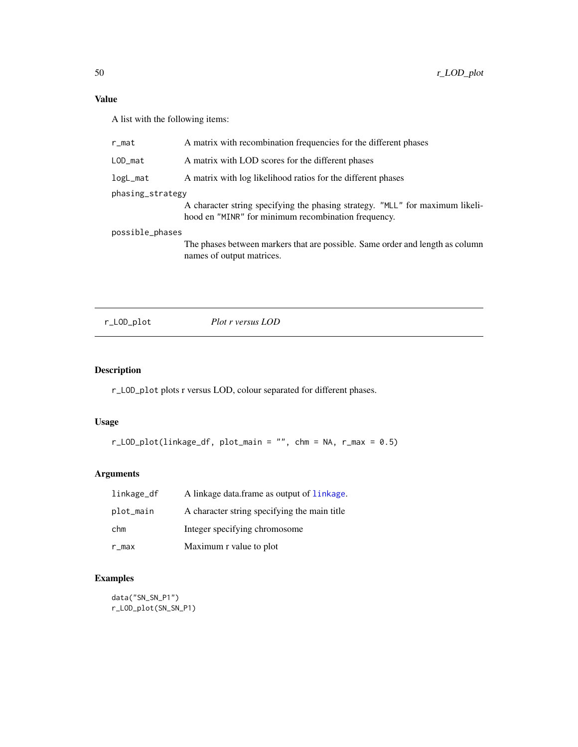## Value

A list with the following items:

- `r_mat` — A matrix with recombination frequencies for the different phases
- `LOD_mat` — A matrix with LOD scores for the different phases
- `logL_mat` — A matrix with log likelihood ratios for the different phases
- `phasing_strategy` — A character string specifying the phasing strategy. `"MLL"` for maximum likelihood en `"MINR"` for minimum recombination frequency.
- `possible_phases` — The phases between markers that are possible. Same order and length as column names of output matrices.

---

# r_LOD_plot — *Plot r versus LOD*

## Description

`r_LOD_plot` plots r versus LOD, colour separated for different phases.

## Usage

```
r_LOD_plot(linkage_df, plot_main = "", chm = NA, r_max = 0.5)
```

## Arguments

- `linkage_df` — A linkage data.frame as output of `linkage`.
- `plot_main` — A character string specifying the main title
- `chm` — Integer specifying chromosome
- `r_max` — Maximum r value to plot

## Examples

```
data("SN_SN_P1")
r_LOD_plot(SN_SN_P1)
```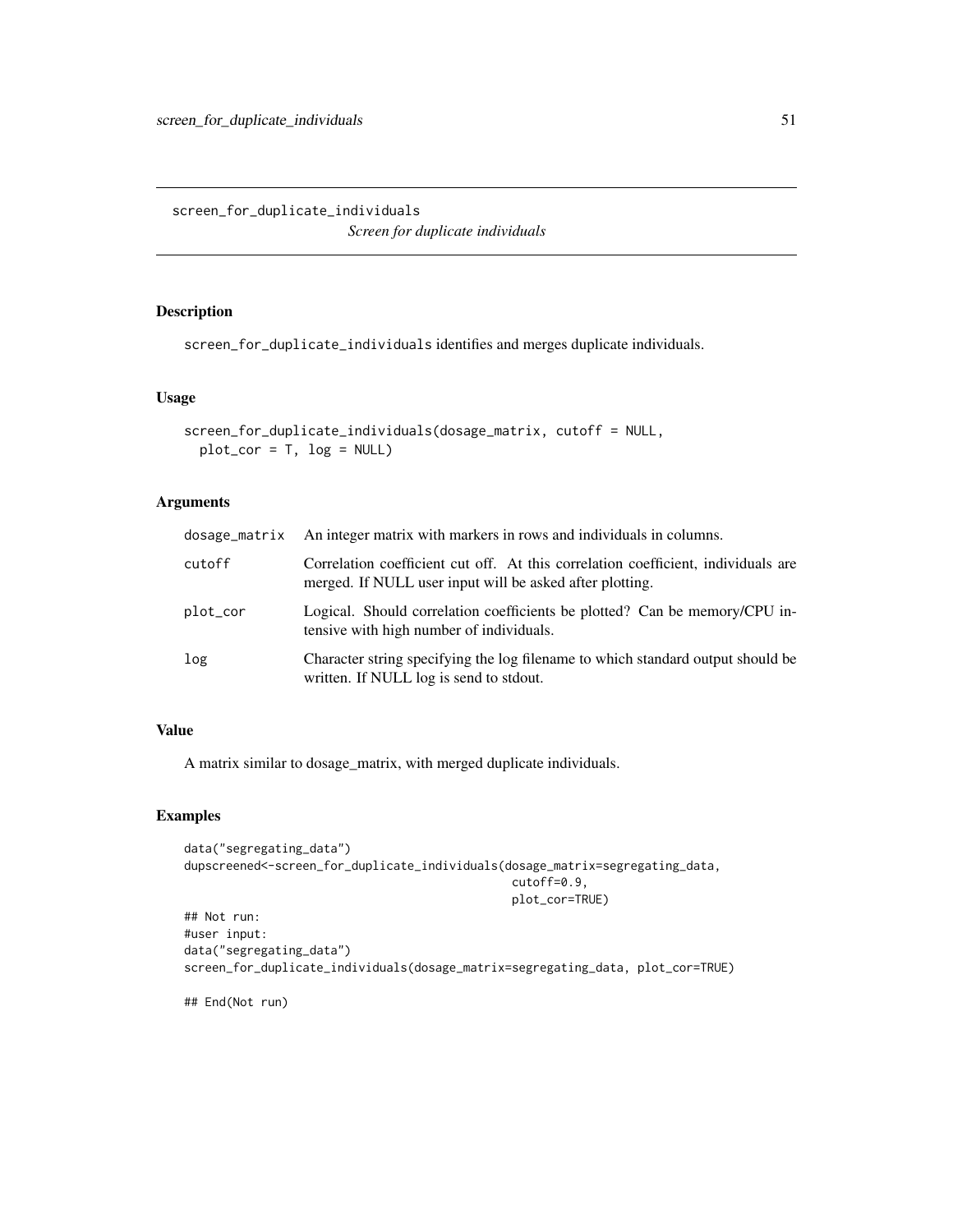# screen_for_duplicate_individuals

*Screen for duplicate individuals*

## Description

`screen_for_duplicate_individuals` identifies and merges duplicate individuals.

## Usage

```
screen_for_duplicate_individuals(dosage_matrix, cutoff = NULL,
  plot_cor = T, log = NULL)
```

## Arguments

| | |
|---|---|
| dosage_matrix | An integer matrix with markers in rows and individuals in columns. |
| cutoff | Correlation coefficient cut off. At this correlation coefficient, individuals are merged. If NULL user input will be asked after plotting. |
| plot_cor | Logical. Should correlation coefficients be plotted? Can be memory/CPU intensive with high number of individuals. |
| log | Character string specifying the log filename to which standard output should be written. If NULL log is send to stdout. |

## Value

A matrix similar to dosage_matrix, with merged duplicate individuals.

## Examples

```
data("segregating_data")
dupscreened<-screen_for_duplicate_individuals(dosage_matrix=segregating_data,
                                               cutoff=0.9,
                                               plot_cor=TRUE)
## Not run:
#user input:
data("segregating_data")
screen_for_duplicate_individuals(dosage_matrix=segregating_data, plot_cor=TRUE)

## End(Not run)
```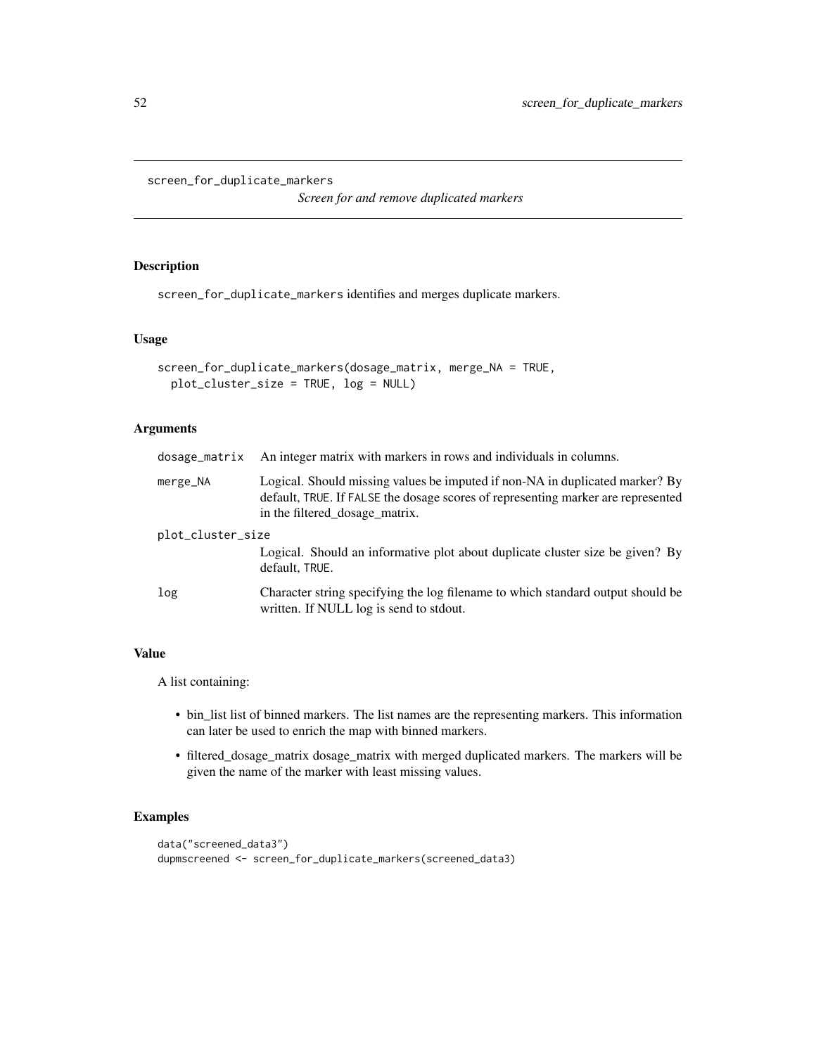screen_for_duplicate_markers

*Screen for and remove duplicated markers*

## Description

screen_for_duplicate_markers identifies and merges duplicate markers.

## Usage

```
screen_for_duplicate_markers(dosage_matrix, merge_NA = TRUE,
  plot_cluster_size = TRUE, log = NULL)
```

## Arguments

| | |
|---|---|
| dosage_matrix | An integer matrix with markers in rows and individuals in columns. |
| merge_NA | Logical. Should missing values be imputed if non-NA in duplicated marker? By default, TRUE. If FALSE the dosage scores of representing marker are represented in the filtered_dosage_matrix. |
| plot_cluster_size | Logical. Should an informative plot about duplicate cluster size be given? By default, TRUE. |
| log | Character string specifying the log filename to which standard output should be written. If NULL log is send to stdout. |

## Value

A list containing:

- bin_list list of binned markers. The list names are the representing markers. This information can later be used to enrich the map with binned markers.
- filtered_dosage_matrix dosage_matrix with merged duplicated markers. The markers will be given the name of the marker with least missing values.

## Examples

```
data("screened_data3")
dupmscreened <- screen_for_duplicate_markers(screened_data3)
```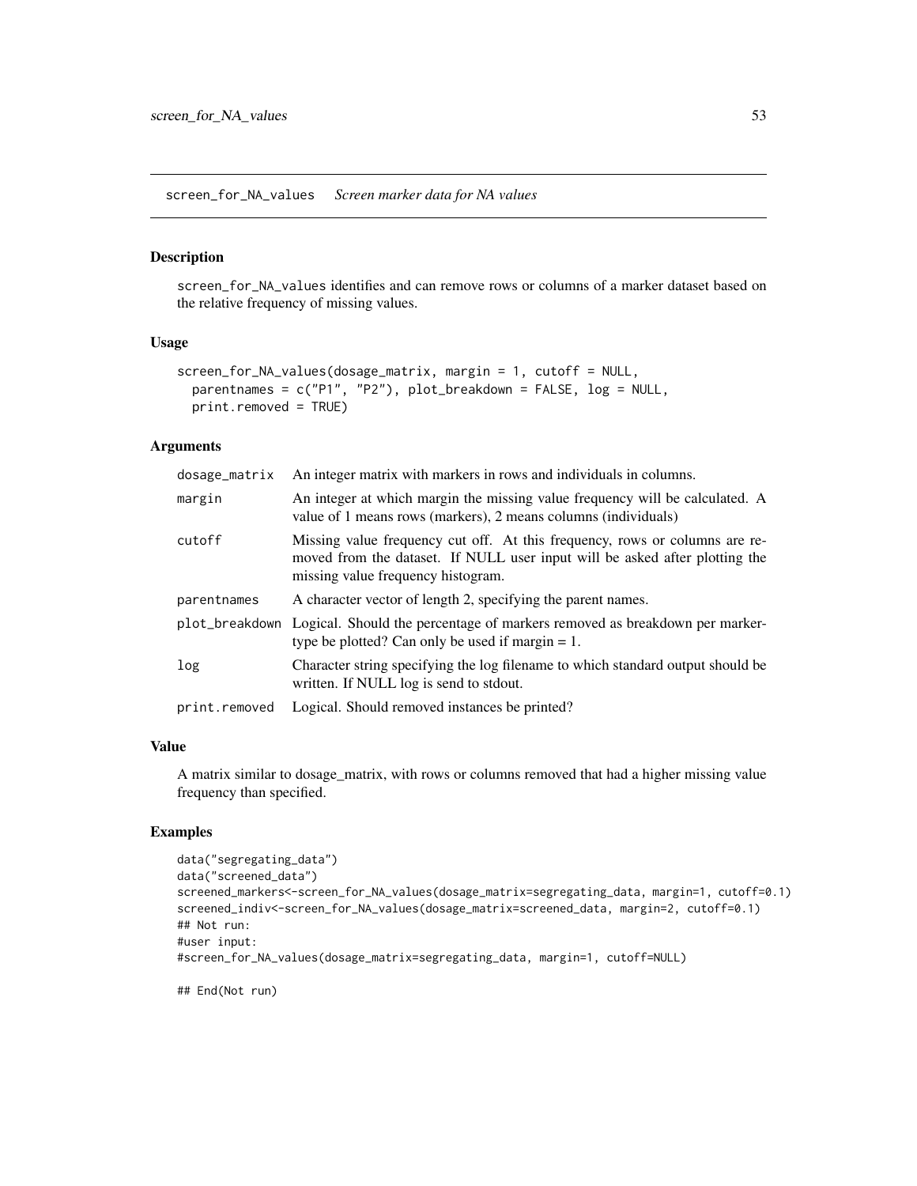## screen_for_NA_values *Screen marker data for NA values*

### Description

screen_for_NA_values identifies and can remove rows or columns of a marker dataset based on the relative frequency of missing values.

### Usage

```
screen_for_NA_values(dosage_matrix, margin = 1, cutoff = NULL,
  parentnames = c("P1", "P2"), plot_breakdown = FALSE, log = NULL,
  print.removed = TRUE)
```

### Arguments

| | |
|---|---|
| dosage_matrix | An integer matrix with markers in rows and individuals in columns. |
| margin | An integer at which margin the missing value frequency will be calculated. A value of 1 means rows (markers), 2 means columns (individuals) |
| cutoff | Missing value frequency cut off. At this frequency, rows or columns are removed from the dataset. If NULL user input will be asked after plotting the missing value frequency histogram. |
| parentnames | A character vector of length 2, specifying the parent names. |
| plot_breakdown | Logical. Should the percentage of markers removed as breakdown per markertype be plotted? Can only be used if margin = 1. |
| log | Character string specifying the log filename to which standard output should be written. If NULL log is send to stdout. |
| print.removed | Logical. Should removed instances be printed? |

### Value

A matrix similar to dosage_matrix, with rows or columns removed that had a higher missing value frequency than specified.

### Examples

```
data("segregating_data")
data("screened_data")
screened_markers<-screen_for_NA_values(dosage_matrix=segregating_data, margin=1, cutoff=0.1)
screened_indiv<-screen_for_NA_values(dosage_matrix=screened_data, margin=2, cutoff=0.1)
## Not run:
#user input:
#screen_for_NA_values(dosage_matrix=segregating_data, margin=1, cutoff=NULL)

## End(Not run)
```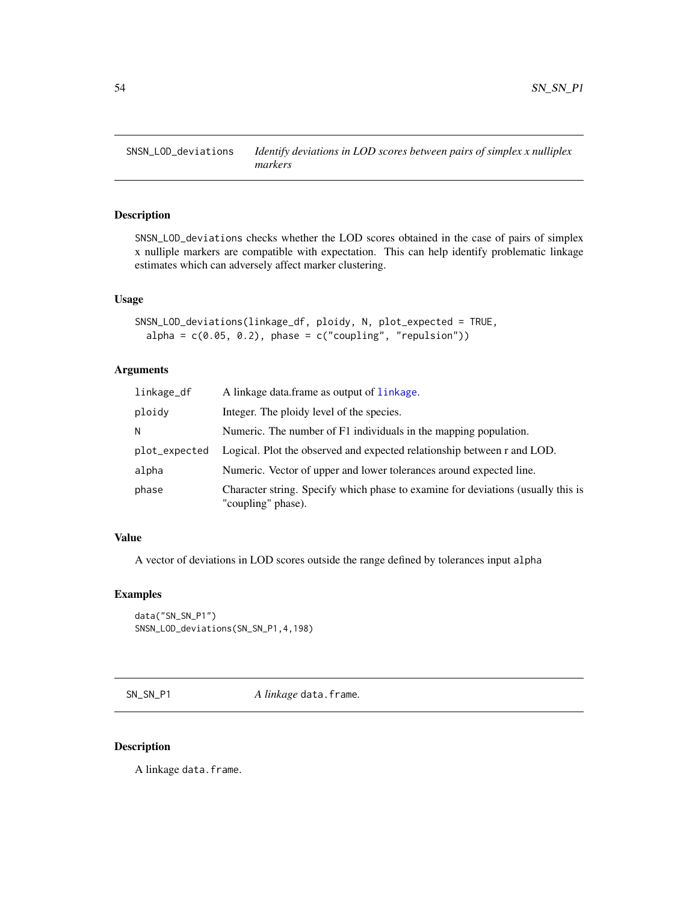## SNSN_LOD_deviations — *Identify deviations in LOD scores between pairs of simplex x nulliplex markers*

### Description

SNSN_LOD_deviations checks whether the LOD scores obtained in the case of pairs of simplex x nulliple markers are compatible with expectation. This can help identify problematic linkage estimates which can adversely affect marker clustering.

### Usage

```
SNSN_LOD_deviations(linkage_df, ploidy, N, plot_expected = TRUE,
  alpha = c(0.05, 0.2), phase = c("coupling", "repulsion"))
```

### Arguments

| | |
|---|---|
| linkage_df | A linkage data.frame as output of linkage. |
| ploidy | Integer. The ploidy level of the species. |
| N | Numeric. The number of F1 individuals in the mapping population. |
| plot_expected | Logical. Plot the observed and expected relationship between r and LOD. |
| alpha | Numeric. Vector of upper and lower tolerances around expected line. |
| phase | Character string. Specify which phase to examine for deviations (usually this is "coupling" phase). |

### Value

A vector of deviations in LOD scores outside the range defined by tolerances input alpha

### Examples

```
data("SN_SN_P1")
SNSN_LOD_deviations(SN_SN_P1,4,198)
```

## SN_SN_P1 — *A linkage* data.frame.

### Description

A linkage data.frame.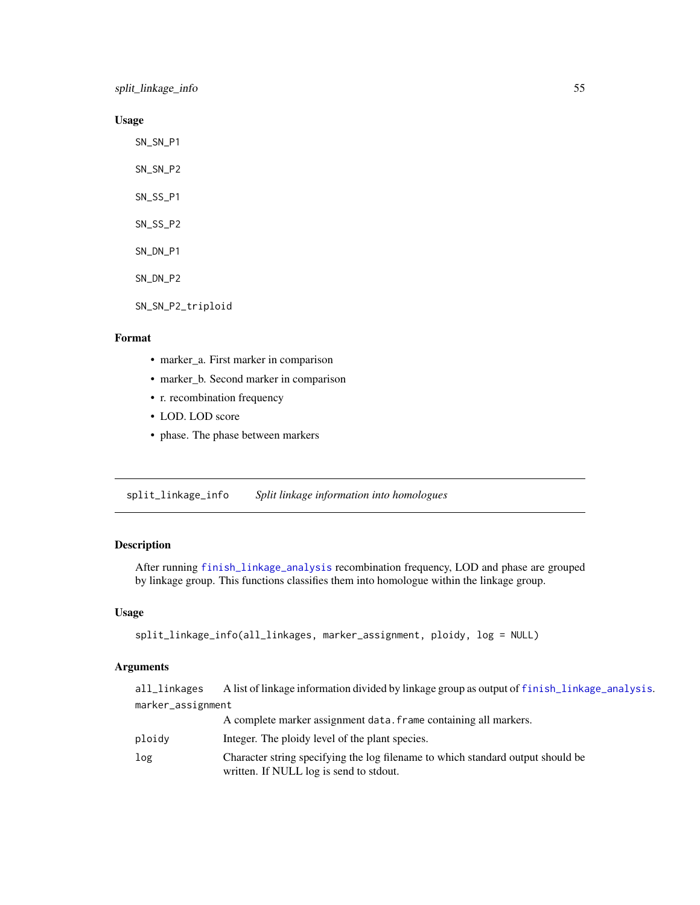### Usage

```
SN_SN_P1

SN_SN_P2

SN_SS_P1

SN_SS_P2

SN_DN_P1

SN_DN_P2

SN_SN_P2_triploid
```

### Format

- marker_a. First marker in comparison
- marker_b. Second marker in comparison
- r. recombination frequency
- LOD. LOD score
- phase. The phase between markers

---

## split_linkage_info *Split linkage information into homologues*

---

### Description

After running finish_linkage_analysis recombination frequency, LOD and phase are grouped by linkage group. This functions classifies them into homologue within the linkage group.

### Usage

```
split_linkage_info(all_linkages, marker_assignment, ploidy, log = NULL)
```

### Arguments

| | |
|---|---|
| all_linkages | A list of linkage information divided by linkage group as output of finish_linkage_analysis. |
| marker_assignment | A complete marker assignment data.frame containing all markers. |
| ploidy | Integer. The ploidy level of the plant species. |
| log | Character string specifying the log filename to which standard output should be written. If NULL log is send to stdout. |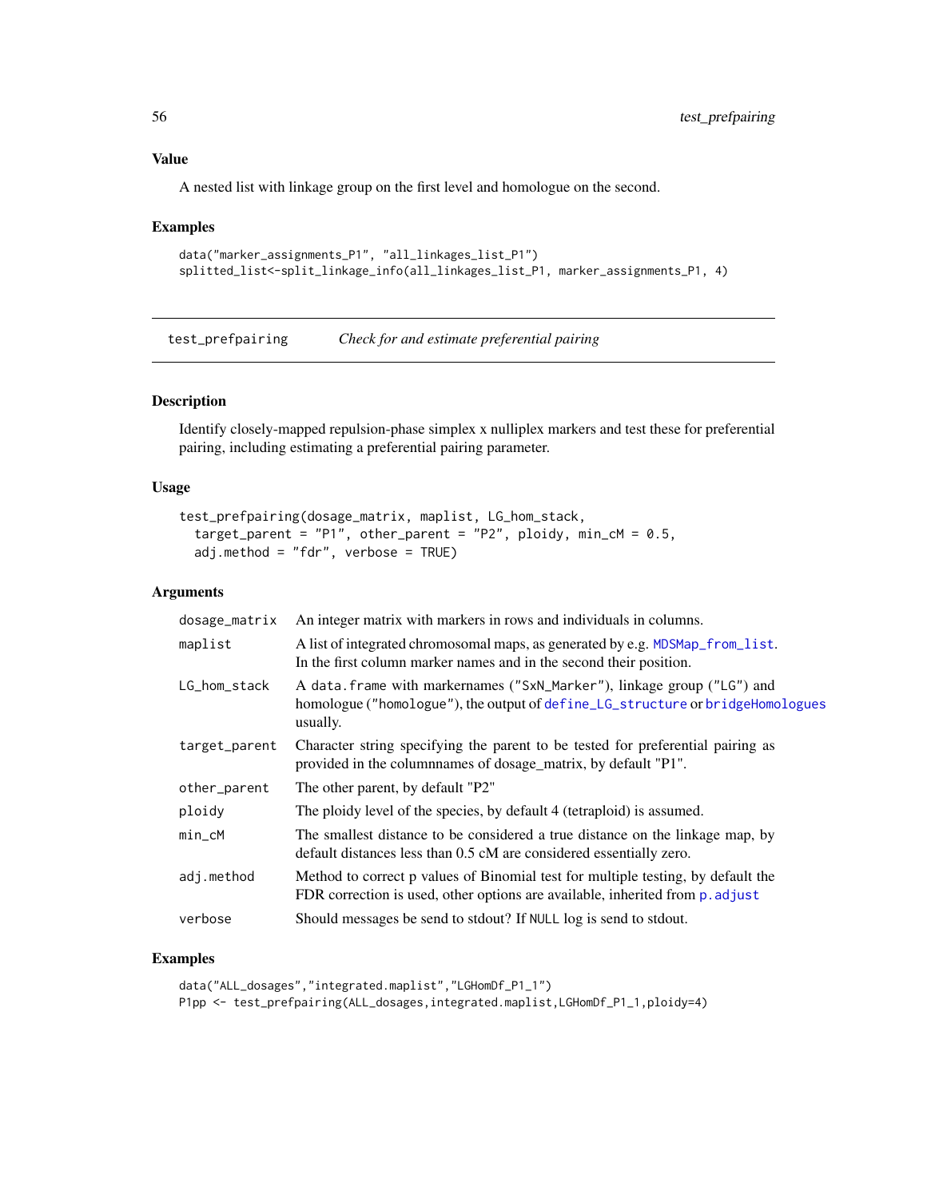### Value

A nested list with linkage group on the first level and homologue on the second.

### Examples

```
data("marker_assignments_P1", "all_linkages_list_P1")
splitted_list<-split_linkage_info(all_linkages_list_P1, marker_assignments_P1, 4)
```

---

## test_prefpairing *Check for and estimate preferential pairing*

### Description

Identify closely-mapped repulsion-phase simplex x nulliplex markers and test these for preferential pairing, including estimating a preferential pairing parameter.

### Usage

```
test_prefpairing(dosage_matrix, maplist, LG_hom_stack,
  target_parent = "P1", other_parent = "P2", ploidy, min_cM = 0.5,
  adj.method = "fdr", verbose = TRUE)
```

### Arguments

| | |
|---|---|
| dosage_matrix | An integer matrix with markers in rows and individuals in columns. |
| maplist | A list of integrated chromosomal maps, as generated by e.g. MDSMap_from_list. In the first column marker names and in the second their position. |
| LG_hom_stack | A `data.frame` with markernames (`"SxN_Marker"`), linkage group (`"LG"`) and homologue (`"homologue"`), the output of define_LG_structure or bridgeHomologues usually. |
| target_parent | Character string specifying the parent to be tested for preferential pairing as provided in the columnnames of dosage_matrix, by default "P1". |
| other_parent | The other parent, by default "P2" |
| ploidy | The ploidy level of the species, by default 4 (tetraploid) is assumed. |
| min_cM | The smallest distance to be considered a true distance on the linkage map, by default distances less than 0.5 cM are considered essentially zero. |
| adj.method | Method to correct p values of Binomial test for multiple testing, by default the FDR correction is used, other options are available, inherited from p.adjust |
| verbose | Should messages be send to stdout? If `NULL` log is send to stdout. |

### Examples

```
data("ALL_dosages","integrated.maplist","LGHomDf_P1_1")
P1pp <- test_prefpairing(ALL_dosages,integrated.maplist,LGHomDf_P1_1,ploidy=4)
```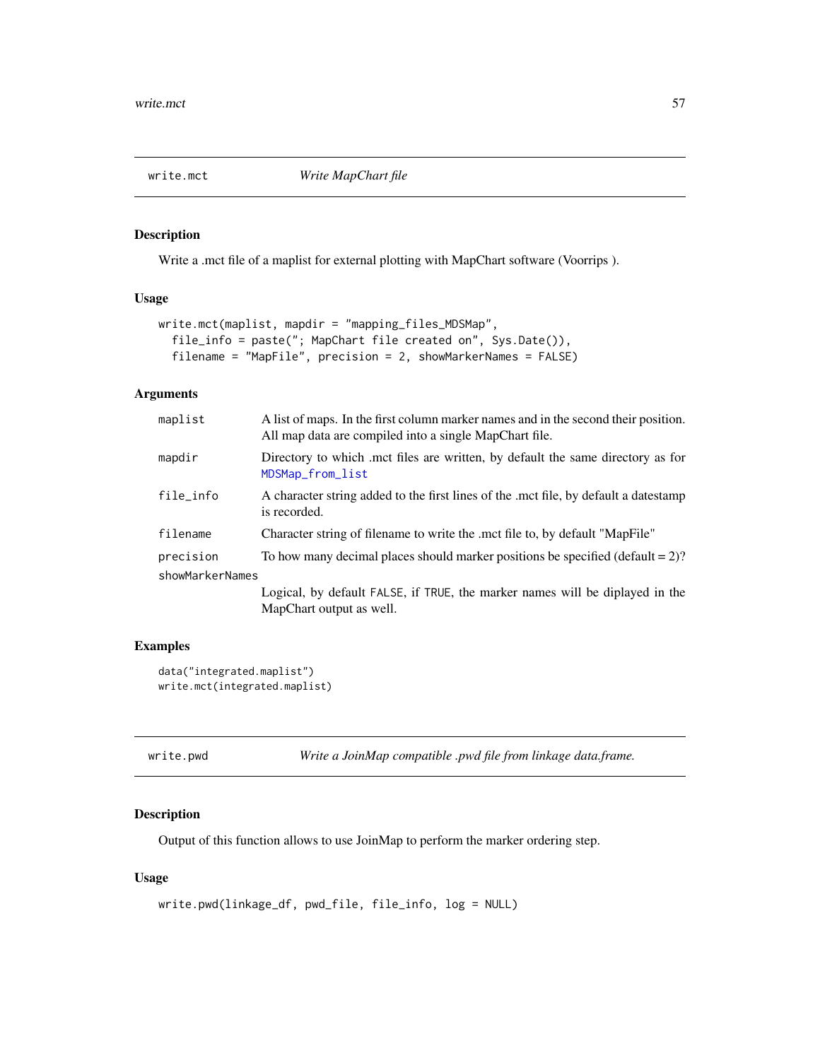## write.mct — *Write MapChart file*

### Description

Write a .mct file of a maplist for external plotting with MapChart software (Voorrips ).

### Usage

```
write.mct(maplist, mapdir = "mapping_files_MDSMap",
  file_info = paste("; MapChart file created on", Sys.Date()),
  filename = "MapFile", precision = 2, showMarkerNames = FALSE)
```

### Arguments

| | |
|---|---|
| maplist | A list of maps. In the first column marker names and in the second their position. All map data are compiled into a single MapChart file. |
| mapdir | Directory to which .mct files are written, by default the same directory as for MDSMap_from_list |
| file_info | A character string added to the first lines of the .mct file, by default a datestamp is recorded. |
| filename | Character string of filename to write the .mct file to, by default "MapFile" |
| precision | To how many decimal places should marker positions be specified (default = 2)? |
| showMarkerNames | Logical, by default FALSE, if TRUE, the marker names will be diplayed in the MapChart output as well. |

### Examples

```
data("integrated.maplist")
write.mct(integrated.maplist)
```

## write.pwd — *Write a JoinMap compatible .pwd file from linkage data.frame.*

### Description

Output of this function allows to use JoinMap to perform the marker ordering step.

### Usage

```
write.pwd(linkage_df, pwd_file, file_info, log = NULL)
```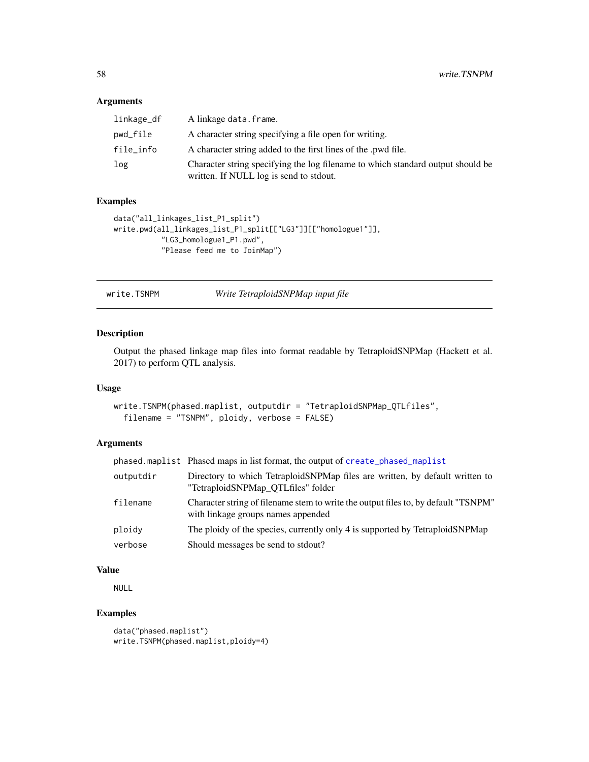### Arguments

| | |
|---|---|
| linkage_df | A linkage data.frame. |
| pwd_file | A character string specifying a file open for writing. |
| file_info | A character string added to the first lines of the .pwd file. |
| log | Character string specifying the log filename to which standard output should be written. If NULL log is send to stdout. |

### Examples

```
data("all_linkages_list_P1_split")
write.pwd(all_linkages_list_P1_split[["LG3"]][["homologue1"]],
          "LG3_homologue1_P1.pwd",
          "Please feed me to JoinMap")
```

---

## write.TSNPM *Write TetraploidSNPMap input file*

---

### Description

Output the phased linkage map files into format readable by TetraploidSNPMap (Hackett et al. 2017) to perform QTL analysis.

### Usage

```
write.TSNPM(phased.maplist, outputdir = "TetraploidSNPMap_QTLfiles",
  filename = "TSNPM", ploidy, verbose = FALSE)
```

### Arguments

| | |
|---|---|
| phased.maplist | Phased maps in list format, the output of create_phased_maplist |
| outputdir | Directory to which TetraploidSNPMap files are written, by default written to "TetraploidSNPMap_QTLfiles" folder |
| filename | Character string of filename stem to write the output files to, by default "TSNPM" with linkage groups names appended |
| ploidy | The ploidy of the species, currently only 4 is supported by TetraploidSNPMap |
| verbose | Should messages be send to stdout? |

### Value

NULL

### Examples

```
data("phased.maplist")
write.TSNPM(phased.maplist,ploidy=4)
```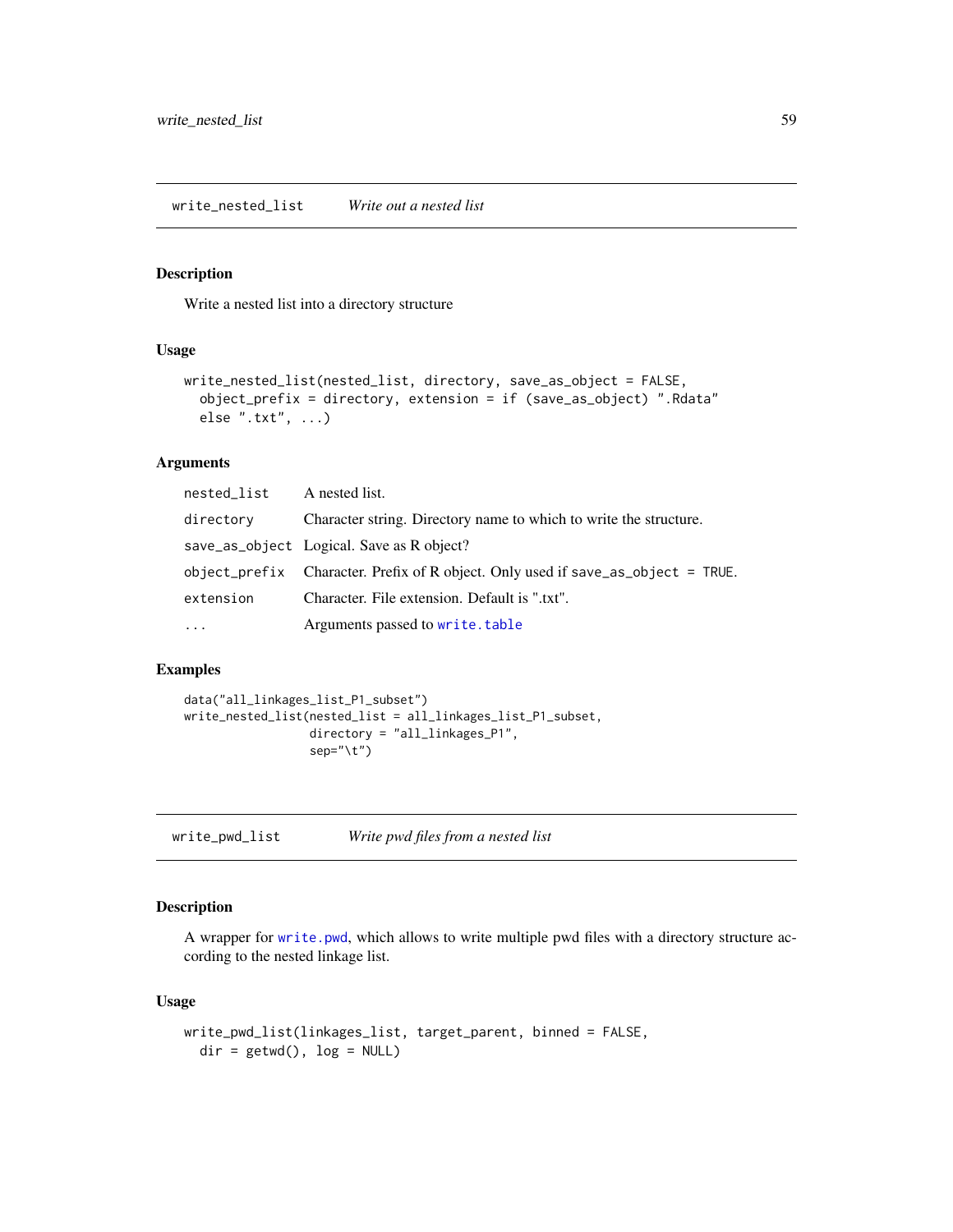## write_nested_list — *Write out a nested list*

### Description

Write a nested list into a directory structure

### Usage

```
write_nested_list(nested_list, directory, save_as_object = FALSE,
  object_prefix = directory, extension = if (save_as_object) ".Rdata"
  else ".txt", ...)
```

### Arguments

| Argument | Description |
|---|---|
| `nested_list` | A nested list. |
| `directory` | Character string. Directory name to which to write the structure. |
| `save_as_object` | Logical. Save as R object? |
| `object_prefix` | Character. Prefix of R object. Only used if `save_as_object = TRUE`. |
| `extension` | Character. File extension. Default is ".txt". |
| `...` | Arguments passed to `write.table` |

### Examples

```
data("all_linkages_list_P1_subset")
write_nested_list(nested_list = all_linkages_list_P1_subset,
                  directory = "all_linkages_P1",
                  sep="\t")
```

## write_pwd_list — *Write pwd files from a nested list*

### Description

A wrapper for `write.pwd`, which allows to write multiple pwd files with a directory structure according to the nested linkage list.

### Usage

```
write_pwd_list(linkages_list, target_parent, binned = FALSE,
  dir = getwd(), log = NULL)
```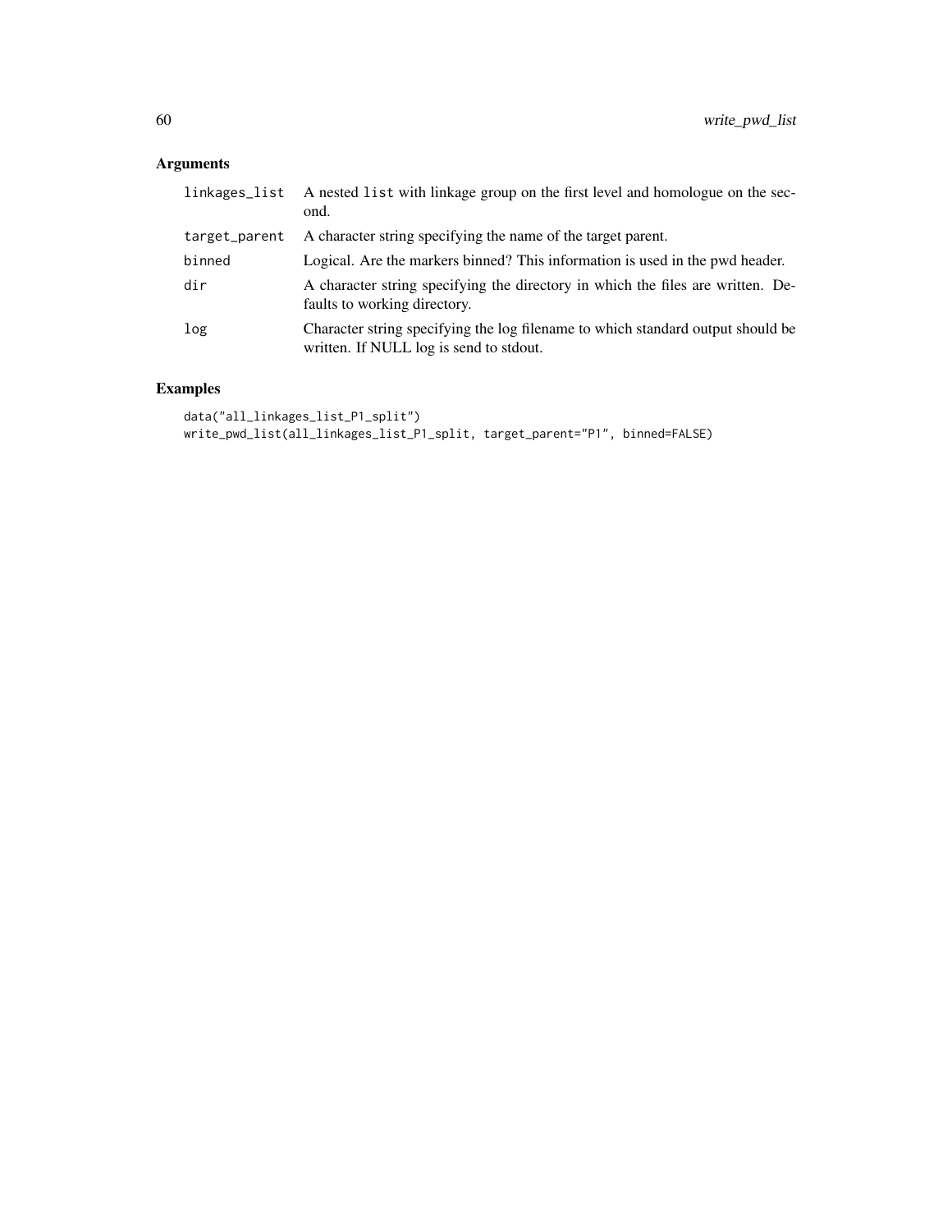## Arguments

| | |
|---|---|
| `linkages_list` | A nested `list` with linkage group on the first level and homologue on the second. |
| `target_parent` | A character string specifying the name of the target parent. |
| `binned` | Logical. Are the markers binned? This information is used in the pwd header. |
| `dir` | A character string specifying the directory in which the files are written. Defaults to working directory. |
| `log` | Character string specifying the log filename to which standard output should be written. If NULL log is send to stdout. |

## Examples

```
data("all_linkages_list_P1_split")
write_pwd_list(all_linkages_list_P1_split, target_parent="P1", binned=FALSE)
```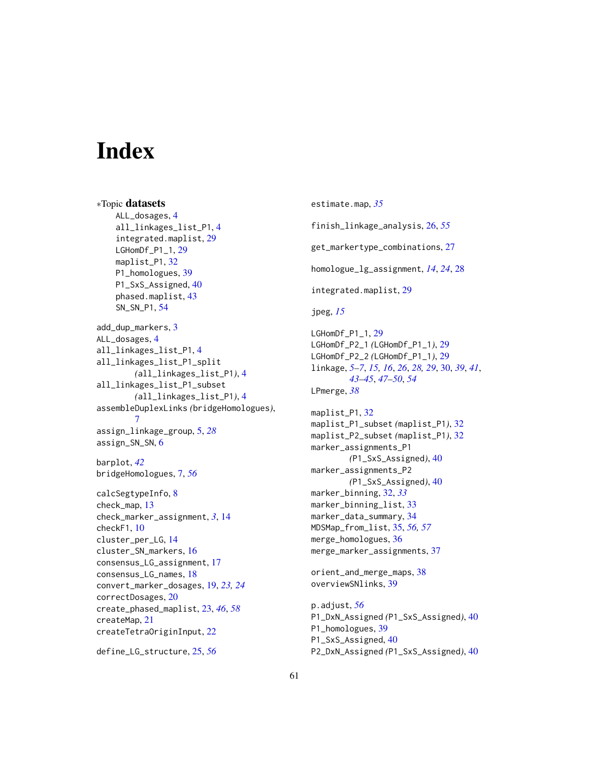# Index

*Topic **datasets**
- ALL_dosages, 4
- all_linkages_list_P1, 4
- integrated.maplist, 29
- LGHomDf_P1_1, 29
- maplist_P1, 32
- P1_homologues, 39
- P1_SxS_Assigned, 40
- phased.maplist, 43
- SN_SN_P1, 54

add_dup_markers, 3
ALL_dosages, 4
all_linkages_list_P1, 4
all_linkages_list_P1_split (all_linkages_list_P1), 4
all_linkages_list_P1_subset (all_linkages_list_P1), 4
assembleDuplexLinks (bridgeHomologues), *7*
assign_linkage_group, 5, *28*
assign_SN_SN, 6

barplot, *42*
bridgeHomologues, 7, *56*

calcSegtypeInfo, 8
check_map, 13
check_marker_assignment, *3*, 14
checkF1, 10
cluster_per_LG, 14
cluster_SN_markers, 16
consensus_LG_assignment, 17
consensus_LG_names, 18
convert_marker_dosages, 19, *23, 24*
correctDosages, 20
create_phased_maplist, 23, *46*, *58*
createMap, 21
createTetraOriginInput, 22

define_LG_structure, 25, *56*

estimate.map, *35*

finish_linkage_analysis, 26, *55*

get_markertype_combinations, 27

homologue_lg_assignment, *14*, *24*, 28

integrated.maplist, 29

jpeg, *15*

LGHomDf_P1_1, 29
LGHomDf_P2_1 (LGHomDf_P1_1), 29
LGHomDf_P2_2 (LGHomDf_P1_1), 29
linkage, *5–7*, *15, 16*, *26*, *28, 29*, 30, *39*, *41*, *43–45*, *47–50*, *54*
LPmerge, *38*

maplist_P1, 32
maplist_P1_subset (maplist_P1), 32
maplist_P2_subset (maplist_P1), 32
marker_assignments_P1 (P1_SxS_Assigned), 40
marker_assignments_P2 (P1_SxS_Assigned), 40
marker_binning, 32, *33*
marker_binning_list, 33
marker_data_summary, 34
MDSMap_from_list, 35, *56, 57*
merge_homologues, 36
merge_marker_assignments, 37

orient_and_merge_maps, 38
overviewSNlinks, 39

p.adjust, *56*
P1_DxN_Assigned (P1_SxS_Assigned), 40
P1_homologues, 39
P1_SxS_Assigned, 40
P2_DxN_Assigned (P1_SxS_Assigned), 40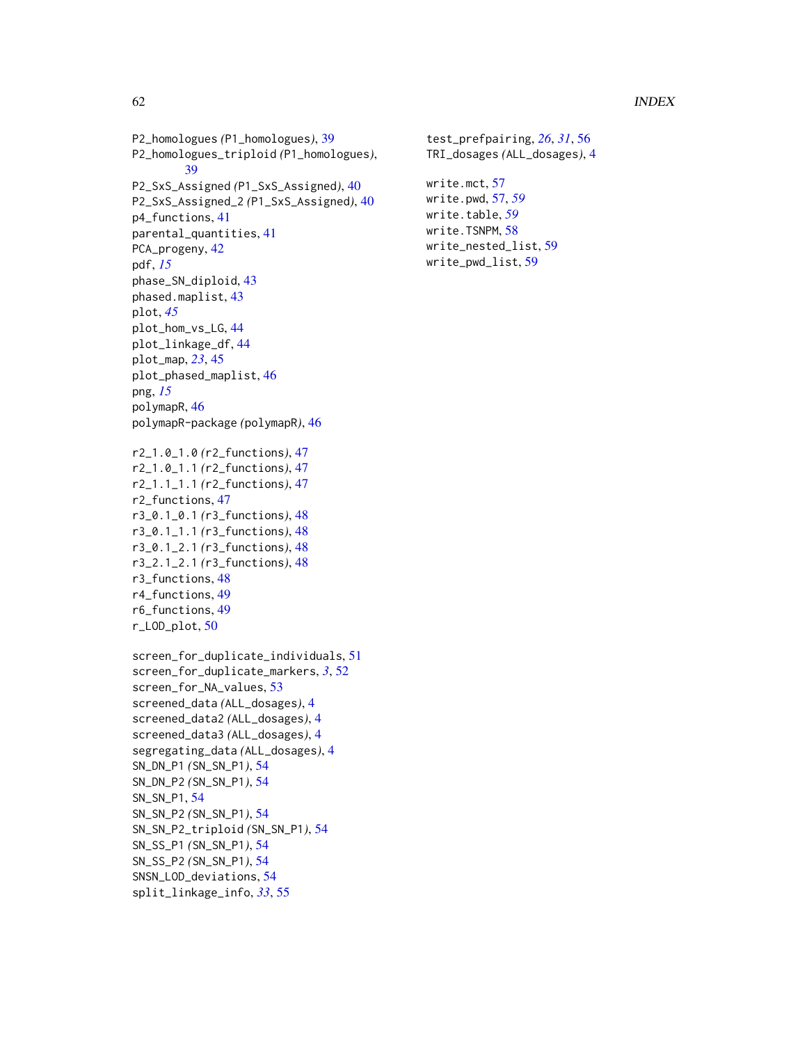P2_homologues (P1_homologues), 39
P2_homologues_triploid (P1_homologues), 39
P2_SxS_Assigned (P1_SxS_Assigned), 40
P2_SxS_Assigned_2 (P1_SxS_Assigned), 40
p4_functions, 41
parental_quantities, 41
PCA_progeny, 42
pdf, *15*
phase_SN_diploid, 43
phased.maplist, 43
plot, *45*
plot_hom_vs_LG, 44
plot_linkage_df, 44
plot_map, *23*, 45
plot_phased_maplist, 46
png, *15*
polymapR, 46
polymapR-package (polymapR), 46

r2_1.0_1.0 (r2_functions), 47
r2_1.0_1.1 (r2_functions), 47
r2_1.1_1.1 (r2_functions), 47
r2_functions, 47
r3_0.1_0.1 (r3_functions), 48
r3_0.1_1.1 (r3_functions), 48
r3_0.1_2.1 (r3_functions), 48
r3_2.1_2.1 (r3_functions), 48
r3_functions, 48
r4_functions, 49
r6_functions, 49
r_LOD_plot, 50

screen_for_duplicate_individuals, 51
screen_for_duplicate_markers, *3*, 52
screen_for_NA_values, 53
screened_data (ALL_dosages), 4
screened_data2 (ALL_dosages), 4
screened_data3 (ALL_dosages), 4
segregating_data (ALL_dosages), 4
SN_DN_P1 (SN_SN_P1), 54
SN_DN_P2 (SN_SN_P1), 54
SN_SN_P1, 54
SN_SN_P2 (SN_SN_P1), 54
SN_SN_P2_triploid (SN_SN_P1), 54
SN_SS_P1 (SN_SN_P1), 54
SN_SS_P2 (SN_SN_P1), 54
SNSN_LOD_deviations, 54
split_linkage_info, *33*, 55

test_prefpairing, *26*, *31*, 56
TRI_dosages (ALL_dosages), 4

write.mct, 57
write.pwd, 57, *59*
write.table, *59*
write.TSNPM, 58
write_nested_list, 59
write_pwd_list, 59